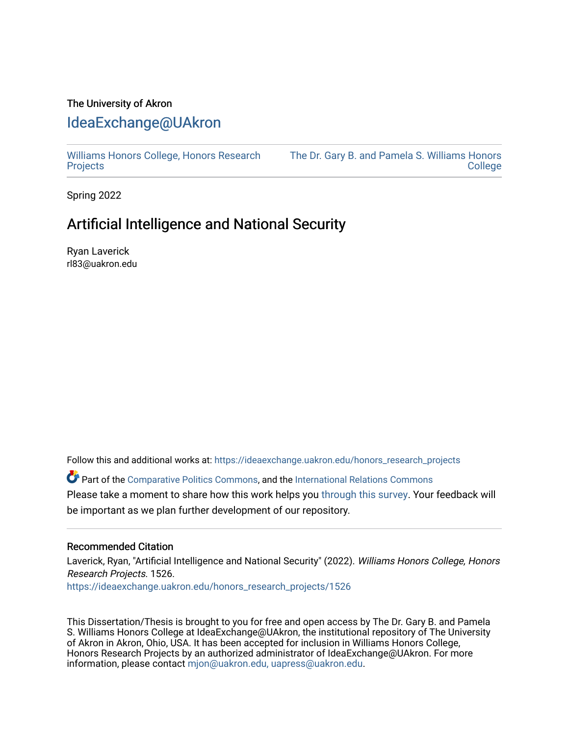The University of Akron

# IdeaExchange@UAkron

Williams Honors College, Honors Research Projects | The Dr. Gary B. and Pamela S. Williams Honors College

Spring 2022

## Artificial Intelligence and National Security

Ryan Laverick
rl83@uakron.edu

Follow this and additional works at: https://ideaexchange.uakron.edu/honors_research_projects

Part of the Comparative Politics Commons, and the International Relations Commons
Please take a moment to share how this work helps you through this survey. Your feedback will be important as we plan further development of our repository.

### Recommended Citation

Laverick, Ryan, "Artificial Intelligence and National Security" (2022). *Williams Honors College, Honors Research Projects*. 1526.
https://ideaexchange.uakron.edu/honors_research_projects/1526

This Dissertation/Thesis is brought to you for free and open access by The Dr. Gary B. and Pamela S. Williams Honors College at IdeaExchange@UAkron, the institutional repository of The University of Akron in Akron, Ohio, USA. It has been accepted for inclusion in Williams Honors College, Honors Research Projects by an authorized administrator of IdeaExchange@UAkron. For more information, please contact mjon@uakron.edu, uapress@uakron.edu.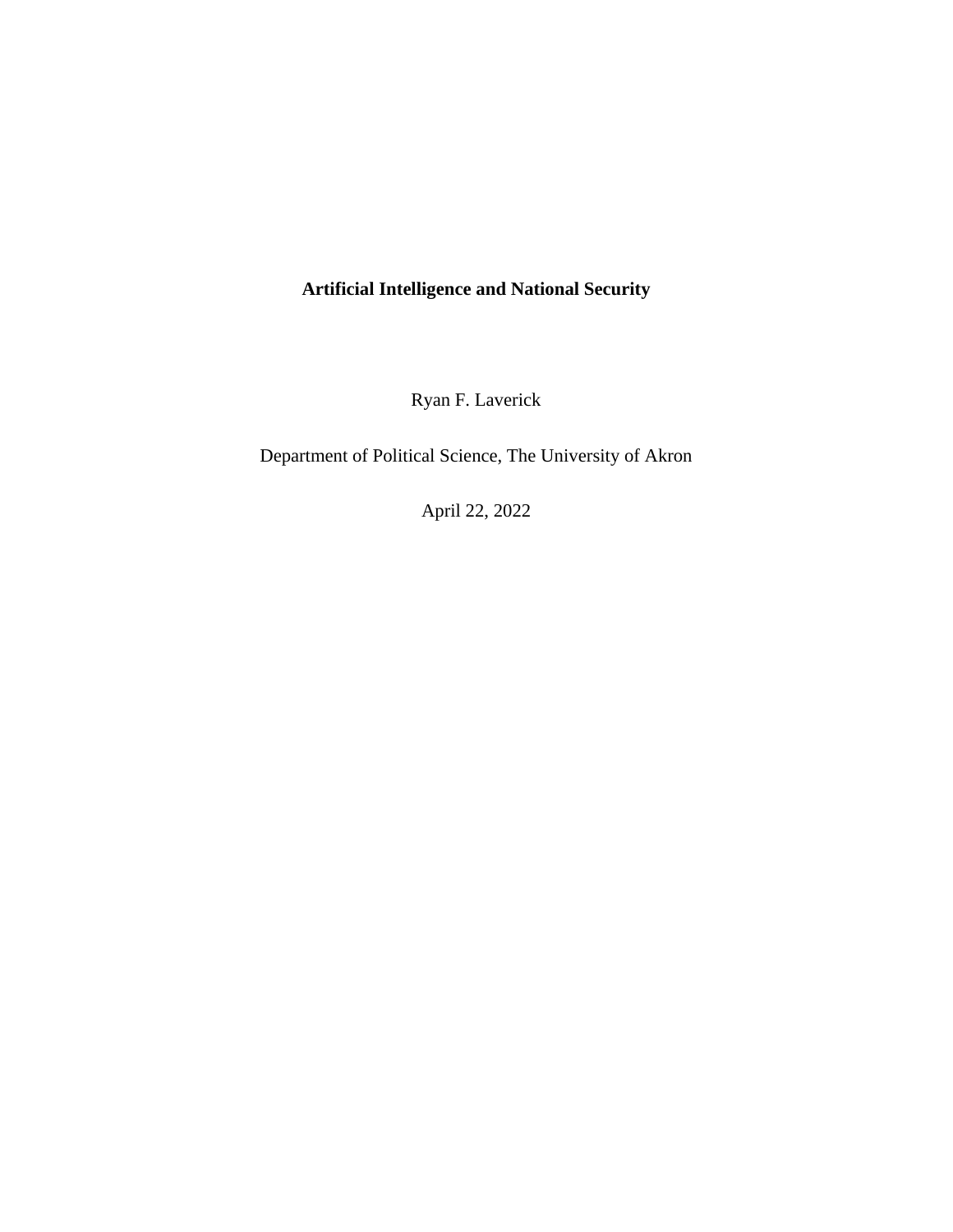# Artificial Intelligence and National Security

Ryan F. Laverick

Department of Political Science, The University of Akron

April 22, 2022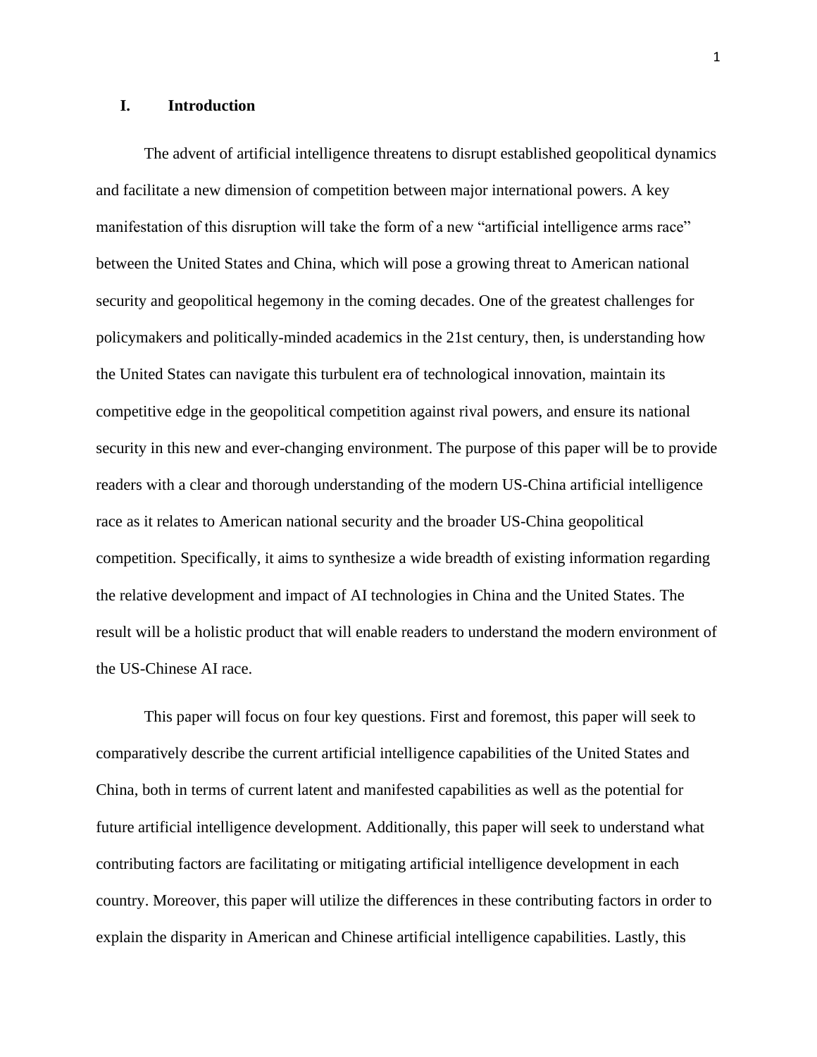## I. Introduction

The advent of artificial intelligence threatens to disrupt established geopolitical dynamics and facilitate a new dimension of competition between major international powers. A key manifestation of this disruption will take the form of a new "artificial intelligence arms race" between the United States and China, which will pose a growing threat to American national security and geopolitical hegemony in the coming decades. One of the greatest challenges for policymakers and politically-minded academics in the 21st century, then, is understanding how the United States can navigate this turbulent era of technological innovation, maintain its competitive edge in the geopolitical competition against rival powers, and ensure its national security in this new and ever-changing environment. The purpose of this paper will be to provide readers with a clear and thorough understanding of the modern US-China artificial intelligence race as it relates to American national security and the broader US-China geopolitical competition. Specifically, it aims to synthesize a wide breadth of existing information regarding the relative development and impact of AI technologies in China and the United States. The result will be a holistic product that will enable readers to understand the modern environment of the US-Chinese AI race.

This paper will focus on four key questions. First and foremost, this paper will seek to comparatively describe the current artificial intelligence capabilities of the United States and China, both in terms of current latent and manifested capabilities as well as the potential for future artificial intelligence development. Additionally, this paper will seek to understand what contributing factors are facilitating or mitigating artificial intelligence development in each country. Moreover, this paper will utilize the differences in these contributing factors in order to explain the disparity in American and Chinese artificial intelligence capabilities. Lastly, this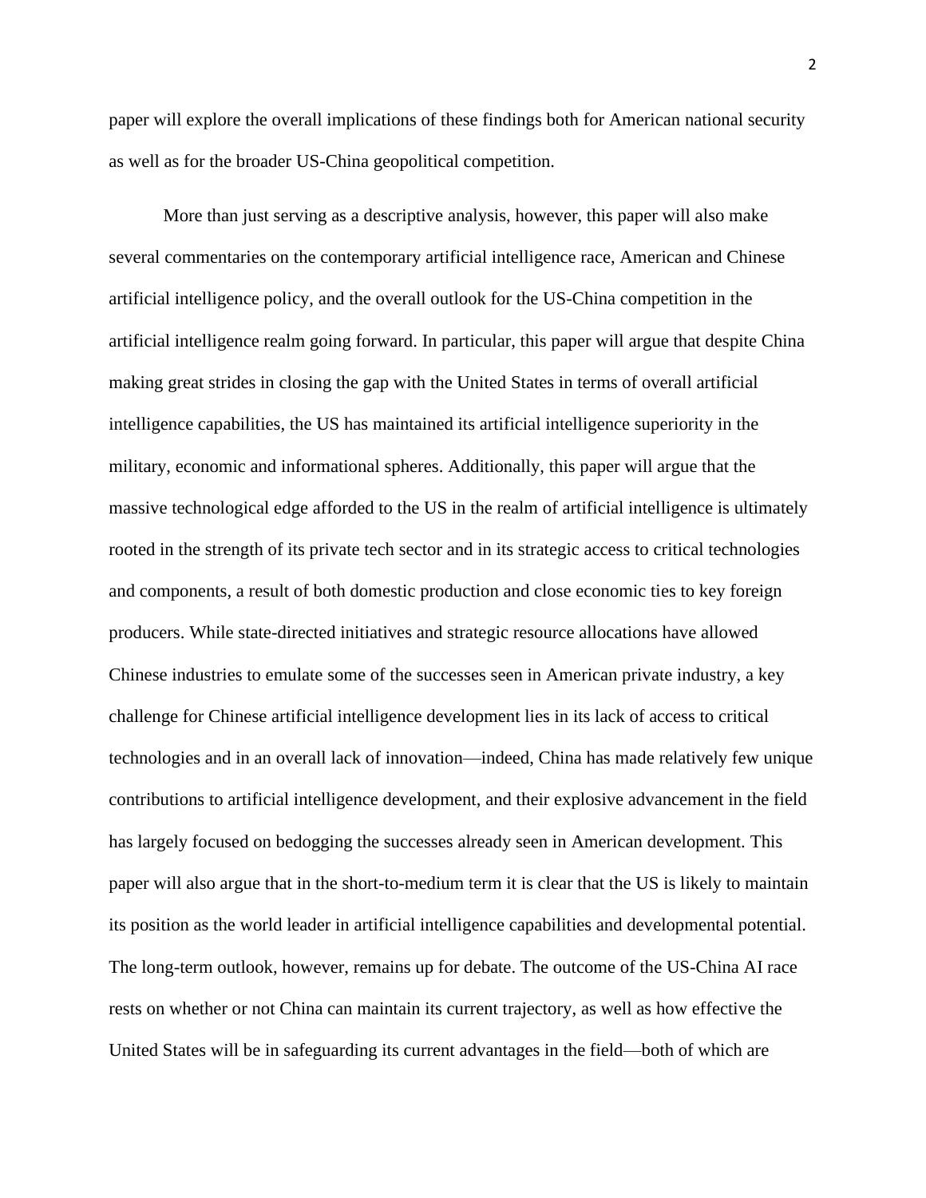paper will explore the overall implications of these findings both for American national security as well as for the broader US-China geopolitical competition.

More than just serving as a descriptive analysis, however, this paper will also make several commentaries on the contemporary artificial intelligence race, American and Chinese artificial intelligence policy, and the overall outlook for the US-China competition in the artificial intelligence realm going forward. In particular, this paper will argue that despite China making great strides in closing the gap with the United States in terms of overall artificial intelligence capabilities, the US has maintained its artificial intelligence superiority in the military, economic and informational spheres. Additionally, this paper will argue that the massive technological edge afforded to the US in the realm of artificial intelligence is ultimately rooted in the strength of its private tech sector and in its strategic access to critical technologies and components, a result of both domestic production and close economic ties to key foreign producers. While state-directed initiatives and strategic resource allocations have allowed Chinese industries to emulate some of the successes seen in American private industry, a key challenge for Chinese artificial intelligence development lies in its lack of access to critical technologies and in an overall lack of innovation—indeed, China has made relatively few unique contributions to artificial intelligence development, and their explosive advancement in the field has largely focused on bedogging the successes already seen in American development. This paper will also argue that in the short-to-medium term it is clear that the US is likely to maintain its position as the world leader in artificial intelligence capabilities and developmental potential. The long-term outlook, however, remains up for debate. The outcome of the US-China AI race rests on whether or not China can maintain its current trajectory, as well as how effective the United States will be in safeguarding its current advantages in the field—both of which are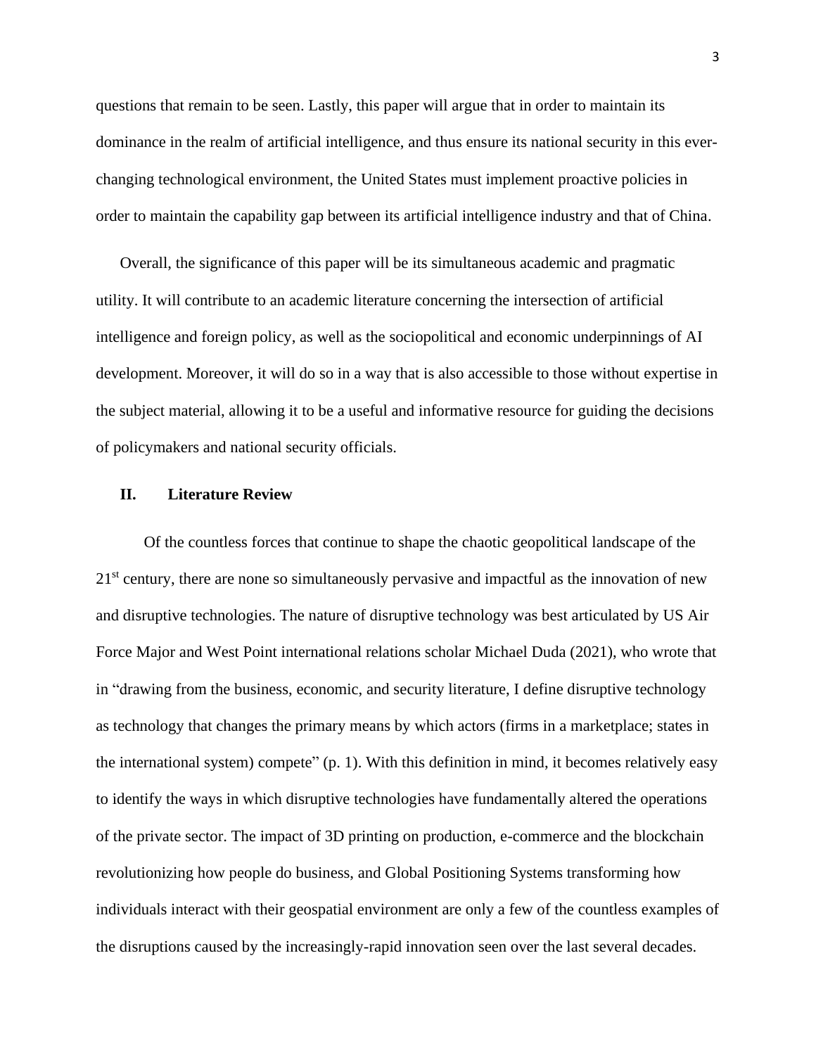questions that remain to be seen. Lastly, this paper will argue that in order to maintain its dominance in the realm of artificial intelligence, and thus ensure its national security in this ever-changing technological environment, the United States must implement proactive policies in order to maintain the capability gap between its artificial intelligence industry and that of China.

Overall, the significance of this paper will be its simultaneous academic and pragmatic utility. It will contribute to an academic literature concerning the intersection of artificial intelligence and foreign policy, as well as the sociopolitical and economic underpinnings of AI development. Moreover, it will do so in a way that is also accessible to those without expertise in the subject material, allowing it to be a useful and informative resource for guiding the decisions of policymakers and national security officials.

## II. Literature Review

Of the countless forces that continue to shape the chaotic geopolitical landscape of the 21st century, there are none so simultaneously pervasive and impactful as the innovation of new and disruptive technologies. The nature of disruptive technology was best articulated by US Air Force Major and West Point international relations scholar Michael Duda (2021), who wrote that in "drawing from the business, economic, and security literature, I define disruptive technology as technology that changes the primary means by which actors (firms in a marketplace; states in the international system) compete" (p. 1). With this definition in mind, it becomes relatively easy to identify the ways in which disruptive technologies have fundamentally altered the operations of the private sector. The impact of 3D printing on production, e-commerce and the blockchain revolutionizing how people do business, and Global Positioning Systems transforming how individuals interact with their geospatial environment are only a few of the countless examples of the disruptions caused by the increasingly-rapid innovation seen over the last several decades.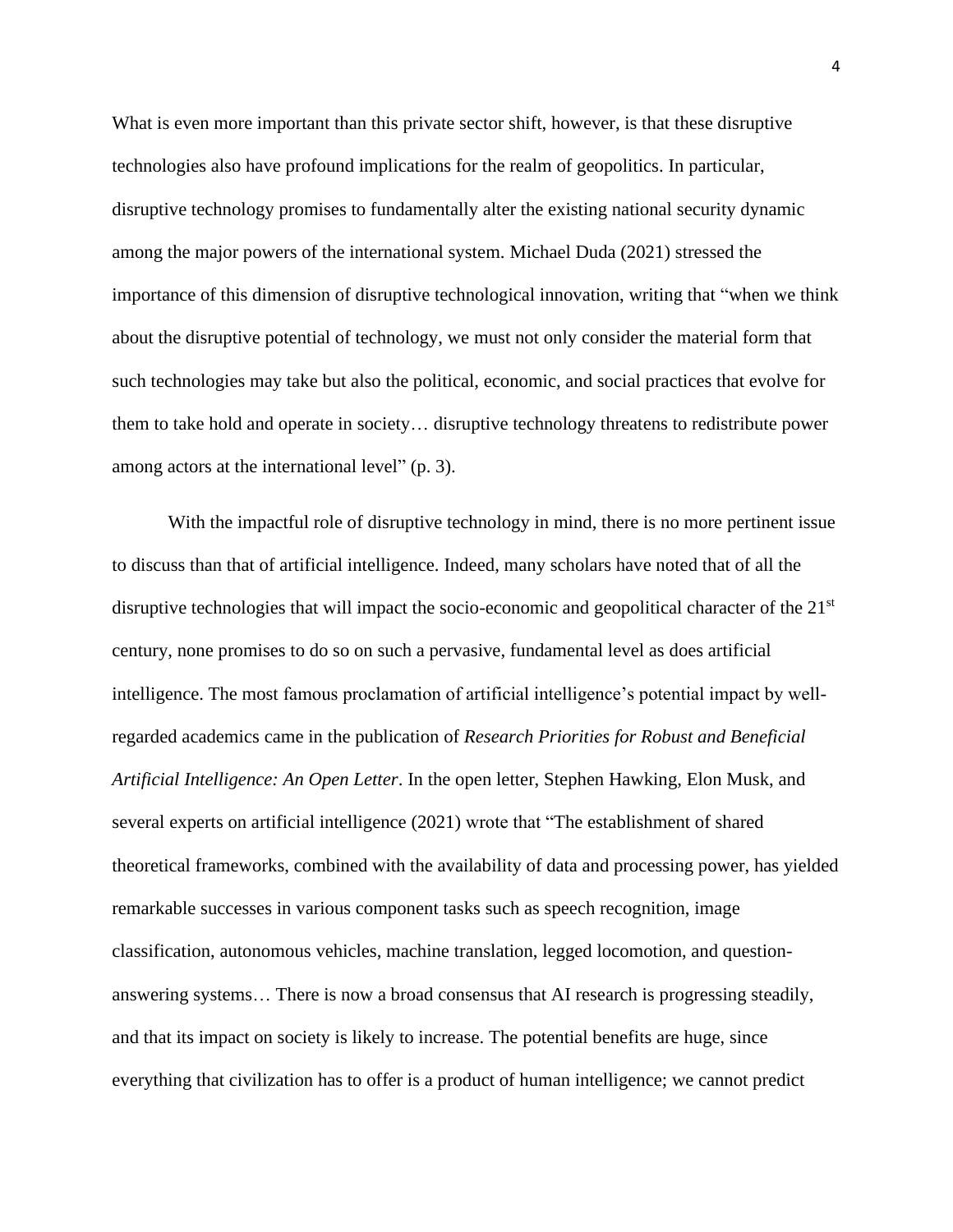What is even more important than this private sector shift, however, is that these disruptive technologies also have profound implications for the realm of geopolitics. In particular, disruptive technology promises to fundamentally alter the existing national security dynamic among the major powers of the international system. Michael Duda (2021) stressed the importance of this dimension of disruptive technological innovation, writing that "when we think about the disruptive potential of technology, we must not only consider the material form that such technologies may take but also the political, economic, and social practices that evolve for them to take hold and operate in society… disruptive technology threatens to redistribute power among actors at the international level" (p. 3).

With the impactful role of disruptive technology in mind, there is no more pertinent issue to discuss than that of artificial intelligence. Indeed, many scholars have noted that of all the disruptive technologies that will impact the socio-economic and geopolitical character of the 21st century, none promises to do so on such a pervasive, fundamental level as does artificial intelligence. The most famous proclamation of artificial intelligence's potential impact by well-regarded academics came in the publication of *Research Priorities for Robust and Beneficial Artificial Intelligence: An Open Letter*. In the open letter, Stephen Hawking, Elon Musk, and several experts on artificial intelligence (2021) wrote that "The establishment of shared theoretical frameworks, combined with the availability of data and processing power, has yielded remarkable successes in various component tasks such as speech recognition, image classification, autonomous vehicles, machine translation, legged locomotion, and question-answering systems… There is now a broad consensus that AI research is progressing steadily, and that its impact on society is likely to increase. The potential benefits are huge, since everything that civilization has to offer is a product of human intelligence; we cannot predict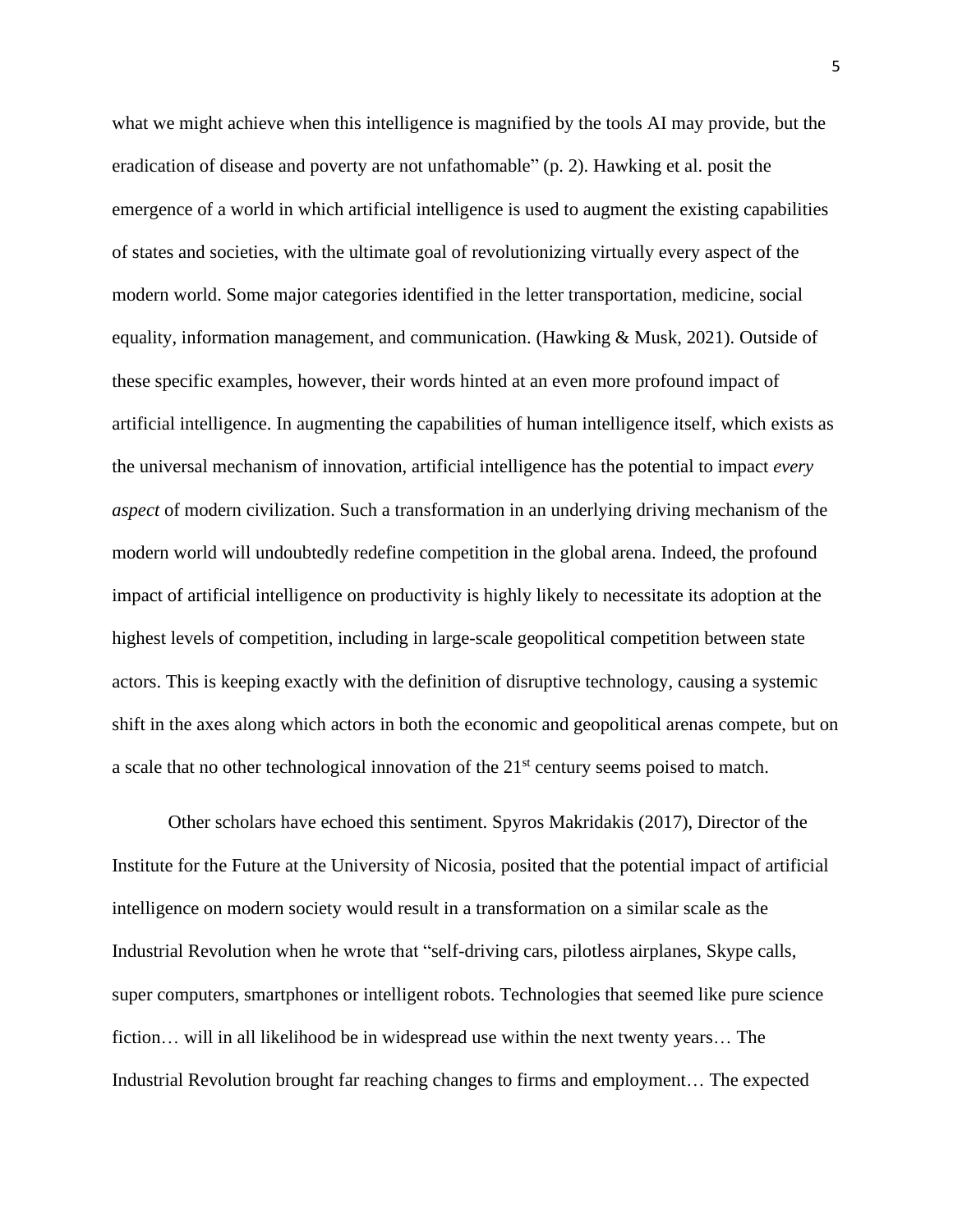what we might achieve when this intelligence is magnified by the tools AI may provide, but the eradication of disease and poverty are not unfathomable" (p. 2). Hawking et al. posit the emergence of a world in which artificial intelligence is used to augment the existing capabilities of states and societies, with the ultimate goal of revolutionizing virtually every aspect of the modern world. Some major categories identified in the letter transportation, medicine, social equality, information management, and communication. (Hawking & Musk, 2021). Outside of these specific examples, however, their words hinted at an even more profound impact of artificial intelligence. In augmenting the capabilities of human intelligence itself, which exists as the universal mechanism of innovation, artificial intelligence has the potential to impact *every aspect* of modern civilization. Such a transformation in an underlying driving mechanism of the modern world will undoubtedly redefine competition in the global arena. Indeed, the profound impact of artificial intelligence on productivity is highly likely to necessitate its adoption at the highest levels of competition, including in large-scale geopolitical competition between state actors. This is keeping exactly with the definition of disruptive technology, causing a systemic shift in the axes along which actors in both the economic and geopolitical arenas compete, but on a scale that no other technological innovation of the 21st century seems poised to match.

Other scholars have echoed this sentiment. Spyros Makridakis (2017), Director of the Institute for the Future at the University of Nicosia, posited that the potential impact of artificial intelligence on modern society would result in a transformation on a similar scale as the Industrial Revolution when he wrote that "self-driving cars, pilotless airplanes, Skype calls, super computers, smartphones or intelligent robots. Technologies that seemed like pure science fiction… will in all likelihood be in widespread use within the next twenty years… The Industrial Revolution brought far reaching changes to firms and employment… The expected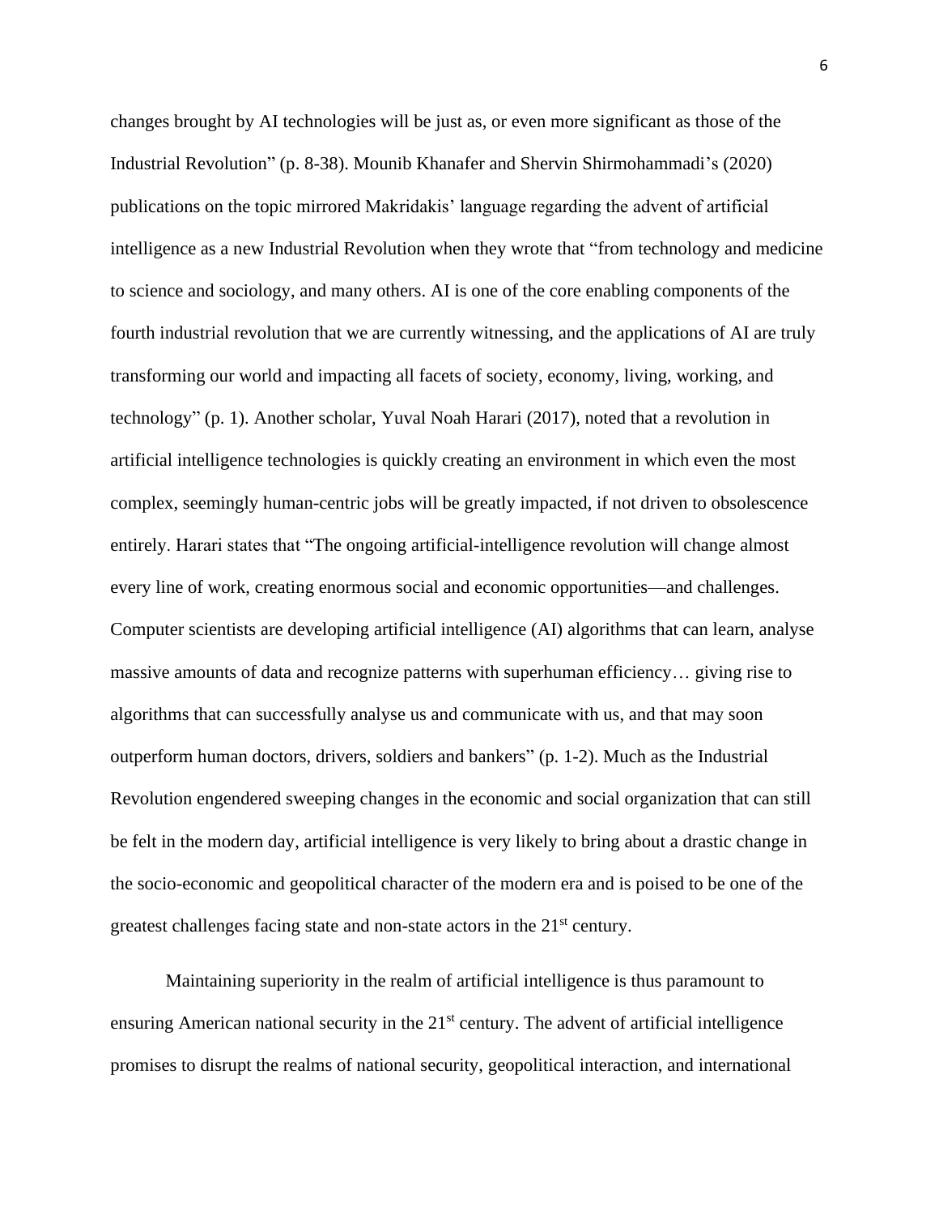changes brought by AI technologies will be just as, or even more significant as those of the Industrial Revolution" (p. 8-38). Mounib Khanafer and Shervin Shirmohammadi's (2020) publications on the topic mirrored Makridakis' language regarding the advent of artificial intelligence as a new Industrial Revolution when they wrote that "from technology and medicine to science and sociology, and many others. AI is one of the core enabling components of the fourth industrial revolution that we are currently witnessing, and the applications of AI are truly transforming our world and impacting all facets of society, economy, living, working, and technology" (p. 1). Another scholar, Yuval Noah Harari (2017), noted that a revolution in artificial intelligence technologies is quickly creating an environment in which even the most complex, seemingly human-centric jobs will be greatly impacted, if not driven to obsolescence entirely. Harari states that "The ongoing artificial-intelligence revolution will change almost every line of work, creating enormous social and economic opportunities—and challenges. Computer scientists are developing artificial intelligence (AI) algorithms that can learn, analyse massive amounts of data and recognize patterns with superhuman efficiency… giving rise to algorithms that can successfully analyse us and communicate with us, and that may soon outperform human doctors, drivers, soldiers and bankers" (p. 1-2). Much as the Industrial Revolution engendered sweeping changes in the economic and social organization that can still be felt in the modern day, artificial intelligence is very likely to bring about a drastic change in the socio-economic and geopolitical character of the modern era and is poised to be one of the greatest challenges facing state and non-state actors in the 21st century.

Maintaining superiority in the realm of artificial intelligence is thus paramount to ensuring American national security in the 21st century. The advent of artificial intelligence promises to disrupt the realms of national security, geopolitical interaction, and international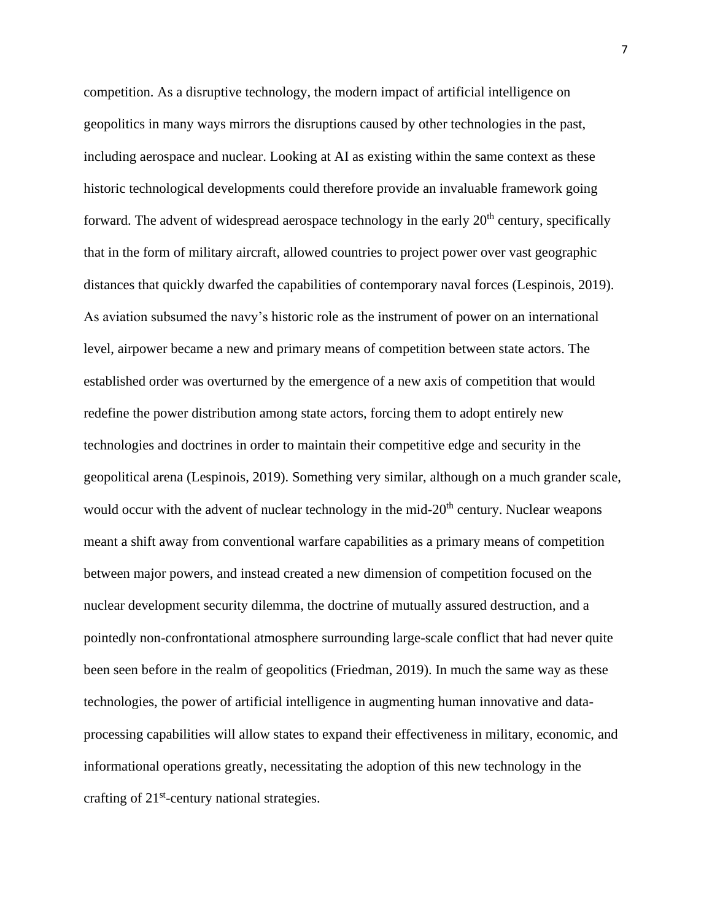competition. As a disruptive technology, the modern impact of artificial intelligence on geopolitics in many ways mirrors the disruptions caused by other technologies in the past, including aerospace and nuclear. Looking at AI as existing within the same context as these historic technological developments could therefore provide an invaluable framework going forward. The advent of widespread aerospace technology in the early 20th century, specifically that in the form of military aircraft, allowed countries to project power over vast geographic distances that quickly dwarfed the capabilities of contemporary naval forces (Lespinois, 2019). As aviation subsumed the navy's historic role as the instrument of power on an international level, airpower became a new and primary means of competition between state actors. The established order was overturned by the emergence of a new axis of competition that would redefine the power distribution among state actors, forcing them to adopt entirely new technologies and doctrines in order to maintain their competitive edge and security in the geopolitical arena (Lespinois, 2019). Something very similar, although on a much grander scale, would occur with the advent of nuclear technology in the mid-20th century. Nuclear weapons meant a shift away from conventional warfare capabilities as a primary means of competition between major powers, and instead created a new dimension of competition focused on the nuclear development security dilemma, the doctrine of mutually assured destruction, and a pointedly non-confrontational atmosphere surrounding large-scale conflict that had never quite been seen before in the realm of geopolitics (Friedman, 2019). In much the same way as these technologies, the power of artificial intelligence in augmenting human innovative and data-processing capabilities will allow states to expand their effectiveness in military, economic, and informational operations greatly, necessitating the adoption of this new technology in the crafting of 21st-century national strategies.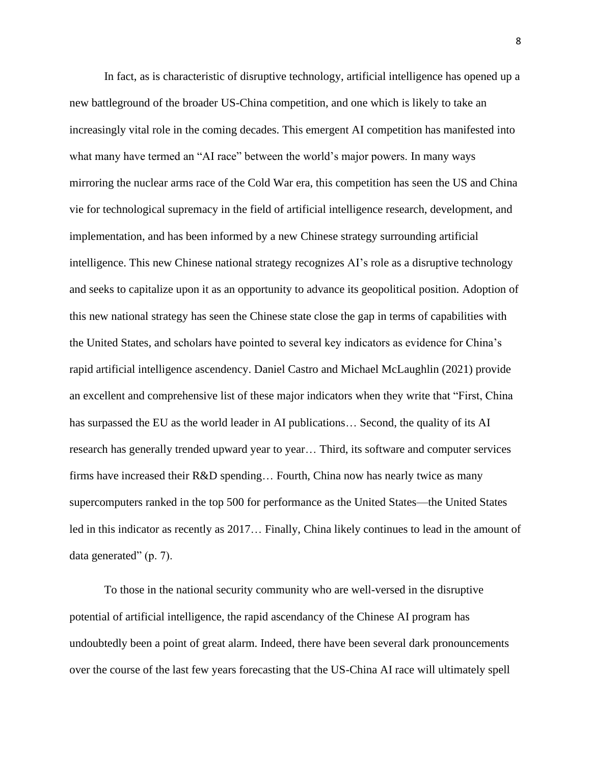In fact, as is characteristic of disruptive technology, artificial intelligence has opened up a new battleground of the broader US-China competition, and one which is likely to take an increasingly vital role in the coming decades. This emergent AI competition has manifested into what many have termed an "AI race" between the world's major powers. In many ways mirroring the nuclear arms race of the Cold War era, this competition has seen the US and China vie for technological supremacy in the field of artificial intelligence research, development, and implementation, and has been informed by a new Chinese strategy surrounding artificial intelligence. This new Chinese national strategy recognizes AI's role as a disruptive technology and seeks to capitalize upon it as an opportunity to advance its geopolitical position. Adoption of this new national strategy has seen the Chinese state close the gap in terms of capabilities with the United States, and scholars have pointed to several key indicators as evidence for China's rapid artificial intelligence ascendency. Daniel Castro and Michael McLaughlin (2021) provide an excellent and comprehensive list of these major indicators when they write that "First, China has surpassed the EU as the world leader in AI publications… Second, the quality of its AI research has generally trended upward year to year… Third, its software and computer services firms have increased their R&D spending… Fourth, China now has nearly twice as many supercomputers ranked in the top 500 for performance as the United States—the United States led in this indicator as recently as 2017… Finally, China likely continues to lead in the amount of data generated" (p. 7).

To those in the national security community who are well-versed in the disruptive potential of artificial intelligence, the rapid ascendancy of the Chinese AI program has undoubtedly been a point of great alarm. Indeed, there have been several dark pronouncements over the course of the last few years forecasting that the US-China AI race will ultimately spell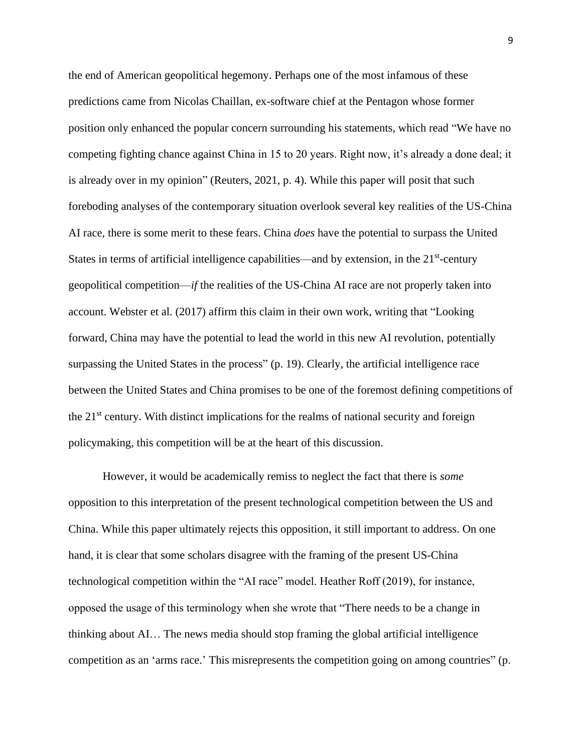the end of American geopolitical hegemony. Perhaps one of the most infamous of these predictions came from Nicolas Chaillan, ex-software chief at the Pentagon whose former position only enhanced the popular concern surrounding his statements, which read “We have no competing fighting chance against China in 15 to 20 years. Right now, it’s already a done deal; it is already over in my opinion” (Reuters, 2021, p. 4). While this paper will posit that such foreboding analyses of the contemporary situation overlook several key realities of the US-China AI race, there is some merit to these fears. China *does* have the potential to surpass the United States in terms of artificial intelligence capabilities—and by extension, in the 21st-century geopolitical competition—*if* the realities of the US-China AI race are not properly taken into account. Webster et al. (2017) affirm this claim in their own work, writing that “Looking forward, China may have the potential to lead the world in this new AI revolution, potentially surpassing the United States in the process” (p. 19). Clearly, the artificial intelligence race between the United States and China promises to be one of the foremost defining competitions of the 21st century. With distinct implications for the realms of national security and foreign policymaking, this competition will be at the heart of this discussion.

However, it would be academically remiss to neglect the fact that there is *some* opposition to this interpretation of the present technological competition between the US and China. While this paper ultimately rejects this opposition, it still important to address. On one hand, it is clear that some scholars disagree with the framing of the present US-China technological competition within the “AI race” model. Heather Roff (2019), for instance, opposed the usage of this terminology when she wrote that “There needs to be a change in thinking about AI… The news media should stop framing the global artificial intelligence competition as an ‘arms race.’ This misrepresents the competition going on among countries” (p.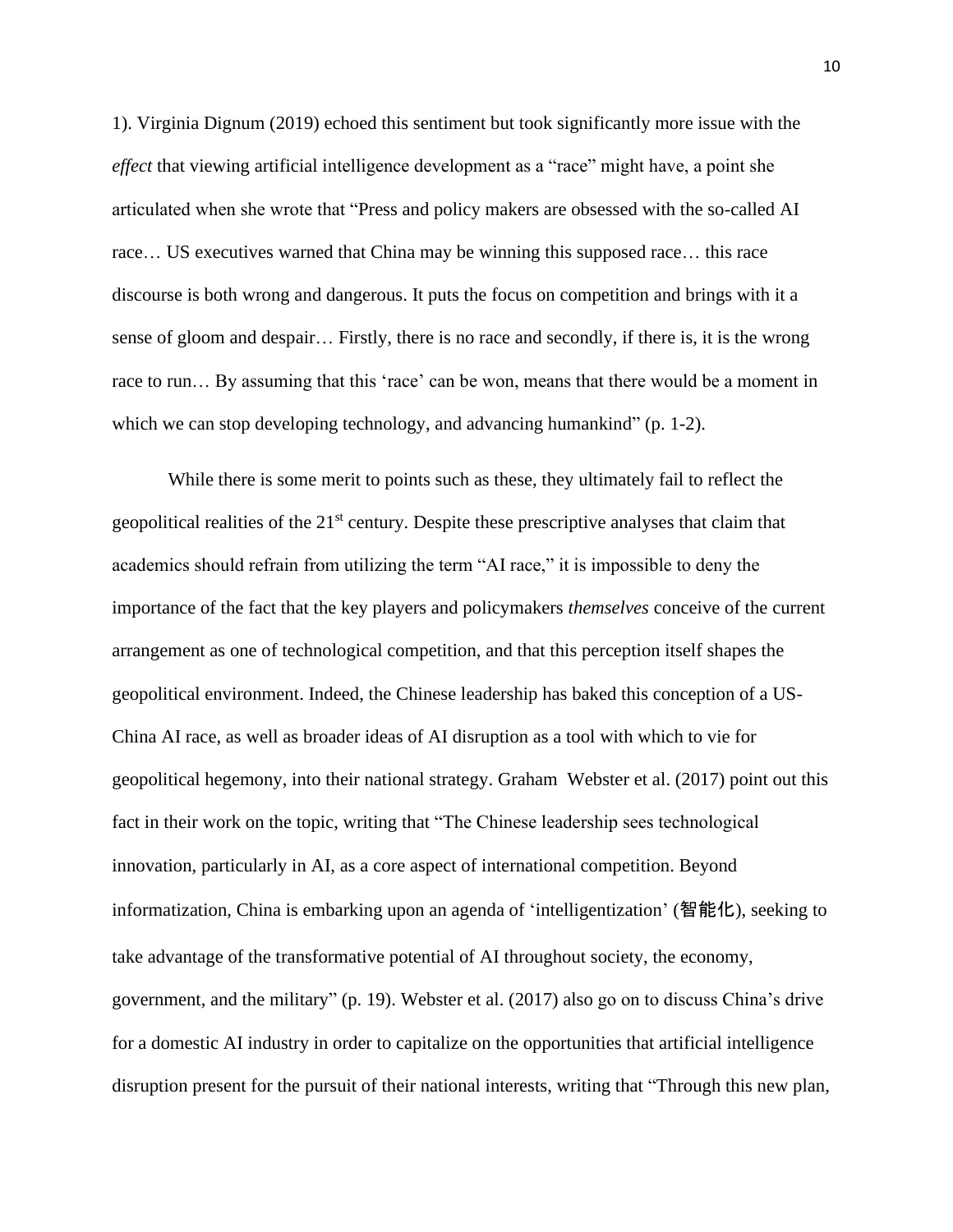1). Virginia Dignum (2019) echoed this sentiment but took significantly more issue with the *effect* that viewing artificial intelligence development as a "race" might have, a point she articulated when she wrote that "Press and policy makers are obsessed with the so-called AI race… US executives warned that China may be winning this supposed race… this race discourse is both wrong and dangerous. It puts the focus on competition and brings with it a sense of gloom and despair… Firstly, there is no race and secondly, if there is, it is the wrong race to run… By assuming that this 'race' can be won, means that there would be a moment in which we can stop developing technology, and advancing humankind" (p. 1-2).

While there is some merit to points such as these, they ultimately fail to reflect the geopolitical realities of the 21st century. Despite these prescriptive analyses that claim that academics should refrain from utilizing the term "AI race," it is impossible to deny the importance of the fact that the key players and policymakers *themselves* conceive of the current arrangement as one of technological competition, and that this perception itself shapes the geopolitical environment. Indeed, the Chinese leadership has baked this conception of a US-China AI race, as well as broader ideas of AI disruption as a tool with which to vie for geopolitical hegemony, into their national strategy. Graham Webster et al. (2017) point out this fact in their work on the topic, writing that "The Chinese leadership sees technological innovation, particularly in AI, as a core aspect of international competition. Beyond informatization, China is embarking upon an agenda of 'intelligentization' (智能化), seeking to take advantage of the transformative potential of AI throughout society, the economy, government, and the military" (p. 19). Webster et al. (2017) also go on to discuss China's drive for a domestic AI industry in order to capitalize on the opportunities that artificial intelligence disruption present for the pursuit of their national interests, writing that "Through this new plan,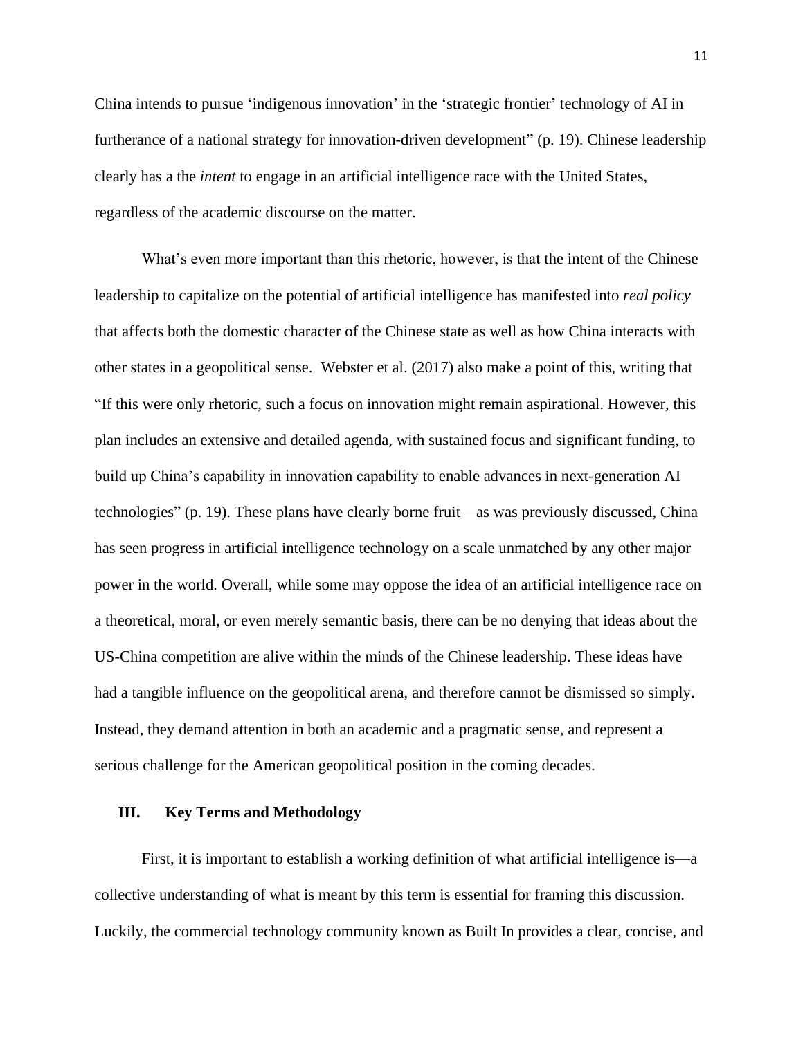China intends to pursue 'indigenous innovation' in the 'strategic frontier' technology of AI in furtherance of a national strategy for innovation-driven development" (p. 19). Chinese leadership clearly has a the *intent* to engage in an artificial intelligence race with the United States, regardless of the academic discourse on the matter.

What's even more important than this rhetoric, however, is that the intent of the Chinese leadership to capitalize on the potential of artificial intelligence has manifested into *real policy* that affects both the domestic character of the Chinese state as well as how China interacts with other states in a geopolitical sense. Webster et al. (2017) also make a point of this, writing that "If this were only rhetoric, such a focus on innovation might remain aspirational. However, this plan includes an extensive and detailed agenda, with sustained focus and significant funding, to build up China's capability in innovation capability to enable advances in next-generation AI technologies" (p. 19). These plans have clearly borne fruit—as was previously discussed, China has seen progress in artificial intelligence technology on a scale unmatched by any other major power in the world. Overall, while some may oppose the idea of an artificial intelligence race on a theoretical, moral, or even merely semantic basis, there can be no denying that ideas about the US-China competition are alive within the minds of the Chinese leadership. These ideas have had a tangible influence on the geopolitical arena, and therefore cannot be dismissed so simply. Instead, they demand attention in both an academic and a pragmatic sense, and represent a serious challenge for the American geopolitical position in the coming decades.

## III. Key Terms and Methodology

First, it is important to establish a working definition of what artificial intelligence is—a collective understanding of what is meant by this term is essential for framing this discussion. Luckily, the commercial technology community known as Built In provides a clear, concise, and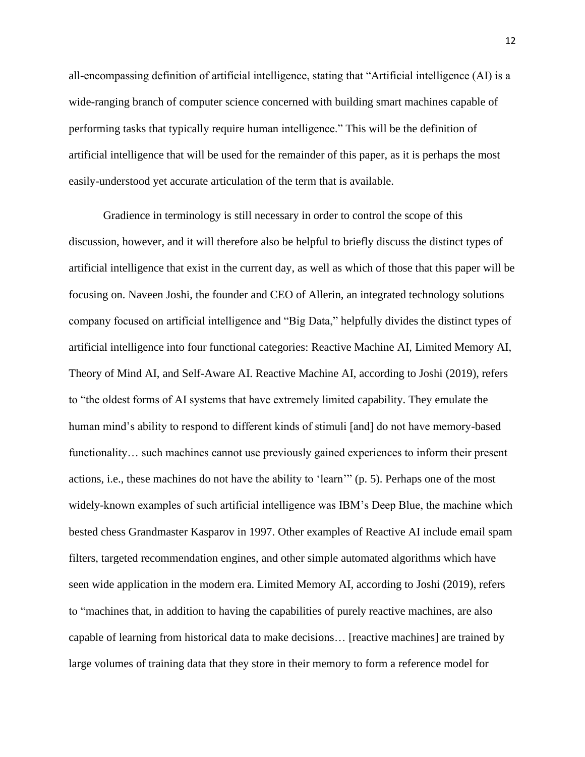all-encompassing definition of artificial intelligence, stating that "Artificial intelligence (AI) is a wide-ranging branch of computer science concerned with building smart machines capable of performing tasks that typically require human intelligence." This will be the definition of artificial intelligence that will be used for the remainder of this paper, as it is perhaps the most easily-understood yet accurate articulation of the term that is available.

Gradience in terminology is still necessary in order to control the scope of this discussion, however, and it will therefore also be helpful to briefly discuss the distinct types of artificial intelligence that exist in the current day, as well as which of those that this paper will be focusing on. Naveen Joshi, the founder and CEO of Allerin, an integrated technology solutions company focused on artificial intelligence and "Big Data," helpfully divides the distinct types of artificial intelligence into four functional categories: Reactive Machine AI, Limited Memory AI, Theory of Mind AI, and Self-Aware AI. Reactive Machine AI, according to Joshi (2019), refers to "the oldest forms of AI systems that have extremely limited capability. They emulate the human mind's ability to respond to different kinds of stimuli [and] do not have memory-based functionality… such machines cannot use previously gained experiences to inform their present actions, i.e., these machines do not have the ability to 'learn'" (p. 5). Perhaps one of the most widely-known examples of such artificial intelligence was IBM's Deep Blue, the machine which bested chess Grandmaster Kasparov in 1997. Other examples of Reactive AI include email spam filters, targeted recommendation engines, and other simple automated algorithms which have seen wide application in the modern era. Limited Memory AI, according to Joshi (2019), refers to "machines that, in addition to having the capabilities of purely reactive machines, are also capable of learning from historical data to make decisions… [reactive machines] are trained by large volumes of training data that they store in their memory to form a reference model for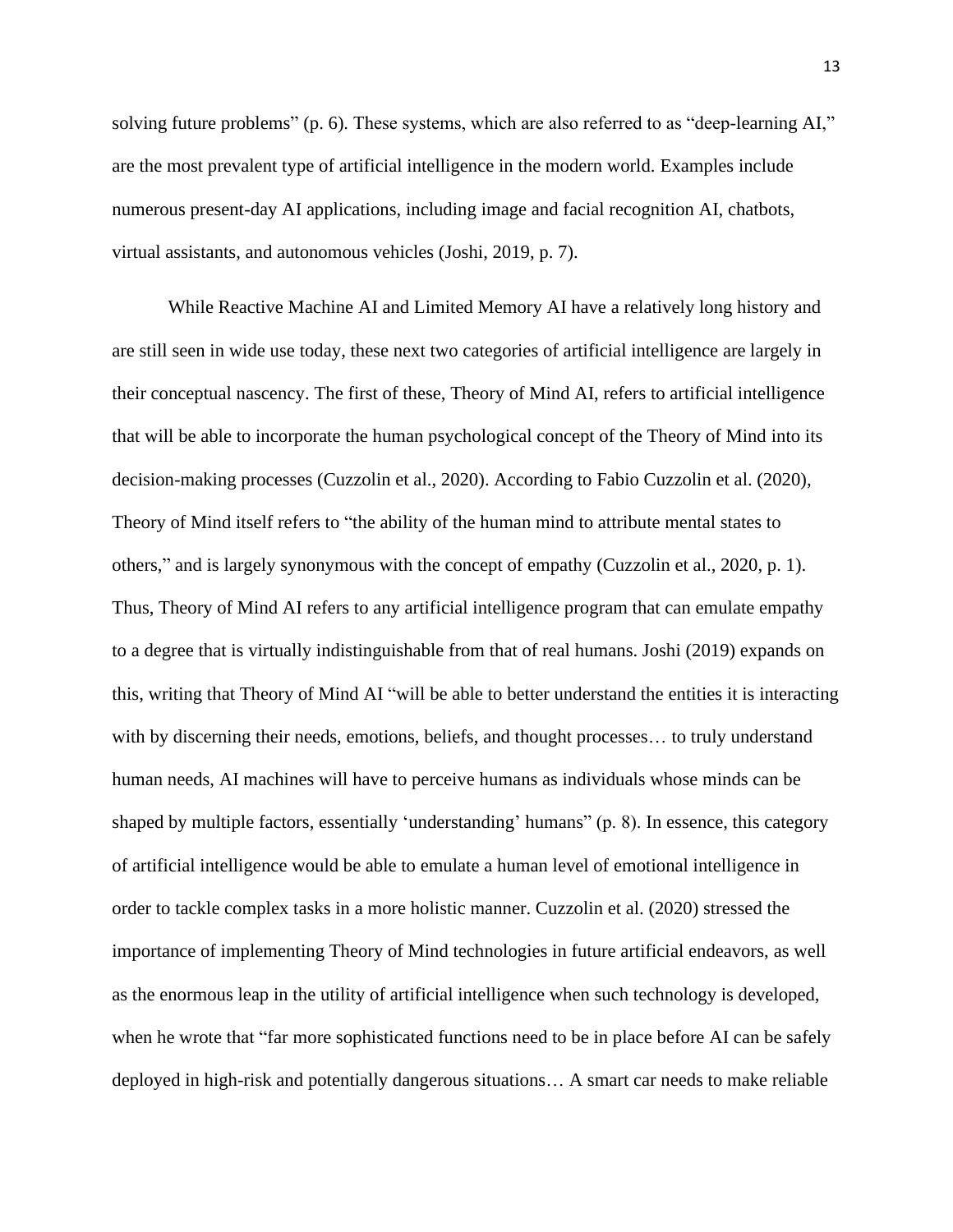solving future problems" (p. 6). These systems, which are also referred to as "deep-learning AI," are the most prevalent type of artificial intelligence in the modern world. Examples include numerous present-day AI applications, including image and facial recognition AI, chatbots, virtual assistants, and autonomous vehicles (Joshi, 2019, p. 7).

While Reactive Machine AI and Limited Memory AI have a relatively long history and are still seen in wide use today, these next two categories of artificial intelligence are largely in their conceptual nascency. The first of these, Theory of Mind AI, refers to artificial intelligence that will be able to incorporate the human psychological concept of the Theory of Mind into its decision-making processes (Cuzzolin et al., 2020). According to Fabio Cuzzolin et al. (2020), Theory of Mind itself refers to "the ability of the human mind to attribute mental states to others," and is largely synonymous with the concept of empathy (Cuzzolin et al., 2020, p. 1). Thus, Theory of Mind AI refers to any artificial intelligence program that can emulate empathy to a degree that is virtually indistinguishable from that of real humans. Joshi (2019) expands on this, writing that Theory of Mind AI "will be able to better understand the entities it is interacting with by discerning their needs, emotions, beliefs, and thought processes… to truly understand human needs, AI machines will have to perceive humans as individuals whose minds can be shaped by multiple factors, essentially 'understanding' humans" (p. 8). In essence, this category of artificial intelligence would be able to emulate a human level of emotional intelligence in order to tackle complex tasks in a more holistic manner. Cuzzolin et al. (2020) stressed the importance of implementing Theory of Mind technologies in future artificial endeavors, as well as the enormous leap in the utility of artificial intelligence when such technology is developed, when he wrote that "far more sophisticated functions need to be in place before AI can be safely deployed in high-risk and potentially dangerous situations… A smart car needs to make reliable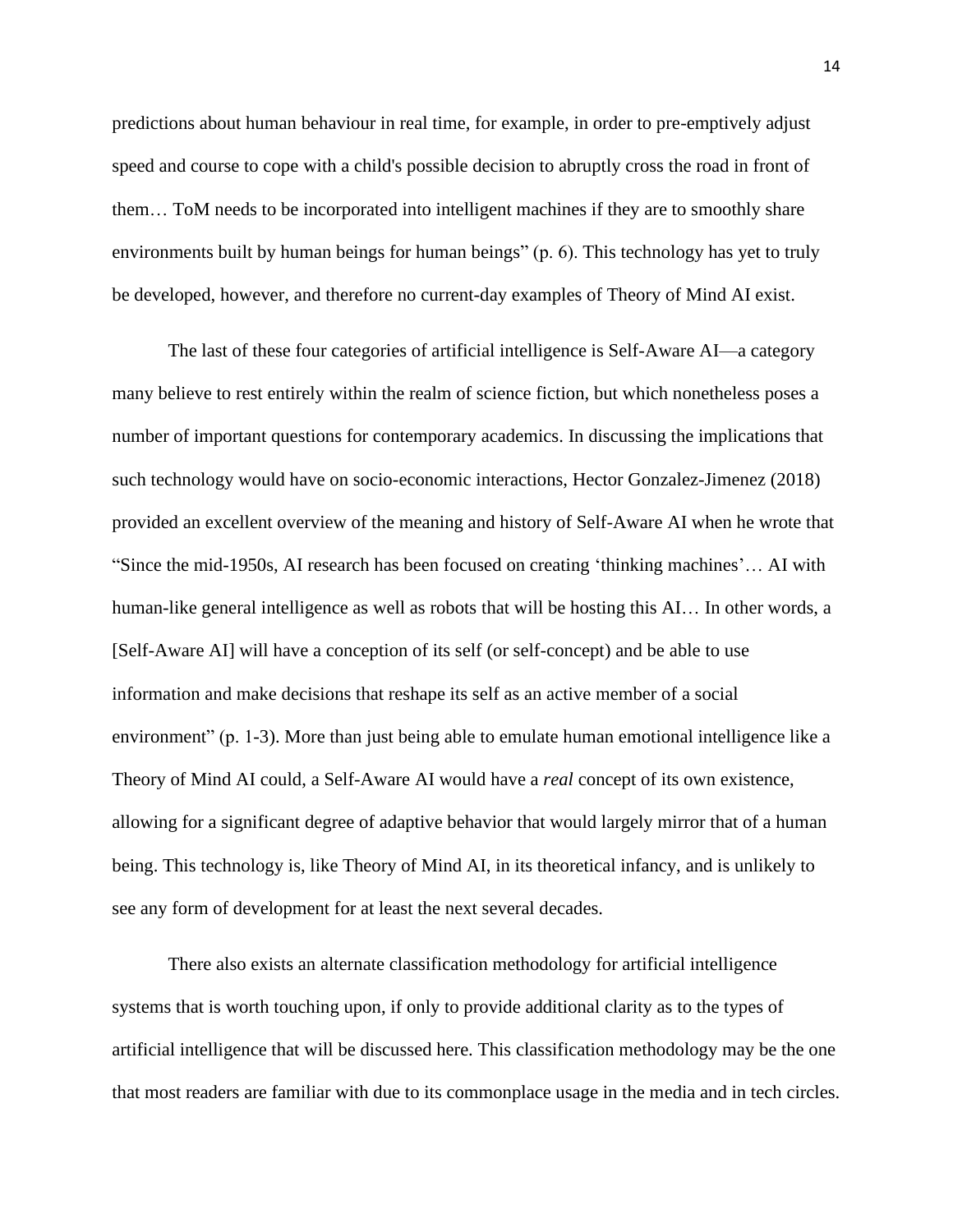predictions about human behaviour in real time, for example, in order to pre-emptively adjust speed and course to cope with a child's possible decision to abruptly cross the road in front of them… ToM needs to be incorporated into intelligent machines if they are to smoothly share environments built by human beings for human beings" (p. 6). This technology has yet to truly be developed, however, and therefore no current-day examples of Theory of Mind AI exist.

The last of these four categories of artificial intelligence is Self-Aware AI—a category many believe to rest entirely within the realm of science fiction, but which nonetheless poses a number of important questions for contemporary academics. In discussing the implications that such technology would have on socio-economic interactions, Hector Gonzalez-Jimenez (2018) provided an excellent overview of the meaning and history of Self-Aware AI when he wrote that "Since the mid-1950s, AI research has been focused on creating 'thinking machines'… AI with human-like general intelligence as well as robots that will be hosting this AI… In other words, a [Self-Aware AI] will have a conception of its self (or self-concept) and be able to use information and make decisions that reshape its self as an active member of a social environment" (p. 1-3). More than just being able to emulate human emotional intelligence like a Theory of Mind AI could, a Self-Aware AI would have a *real* concept of its own existence, allowing for a significant degree of adaptive behavior that would largely mirror that of a human being. This technology is, like Theory of Mind AI, in its theoretical infancy, and is unlikely to see any form of development for at least the next several decades.

There also exists an alternate classification methodology for artificial intelligence systems that is worth touching upon, if only to provide additional clarity as to the types of artificial intelligence that will be discussed here. This classification methodology may be the one that most readers are familiar with due to its commonplace usage in the media and in tech circles.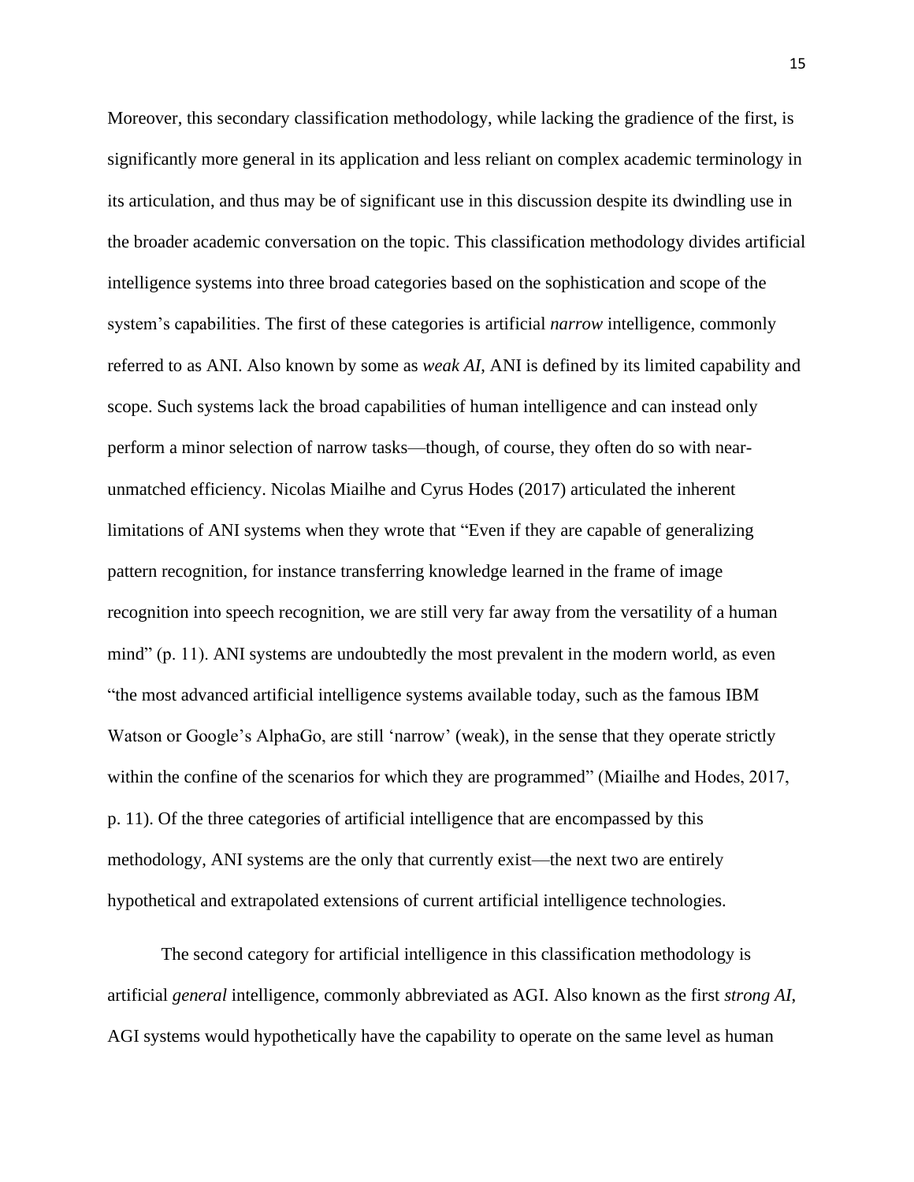Moreover, this secondary classification methodology, while lacking the gradience of the first, is significantly more general in its application and less reliant on complex academic terminology in its articulation, and thus may be of significant use in this discussion despite its dwindling use in the broader academic conversation on the topic. This classification methodology divides artificial intelligence systems into three broad categories based on the sophistication and scope of the system's capabilities. The first of these categories is artificial *narrow* intelligence, commonly referred to as ANI. Also known by some as *weak AI*, ANI is defined by its limited capability and scope. Such systems lack the broad capabilities of human intelligence and can instead only perform a minor selection of narrow tasks—though, of course, they often do so with near-unmatched efficiency. Nicolas Miailhe and Cyrus Hodes (2017) articulated the inherent limitations of ANI systems when they wrote that "Even if they are capable of generalizing pattern recognition, for instance transferring knowledge learned in the frame of image recognition into speech recognition, we are still very far away from the versatility of a human mind" (p. 11). ANI systems are undoubtedly the most prevalent in the modern world, as even "the most advanced artificial intelligence systems available today, such as the famous IBM Watson or Google's AlphaGo, are still 'narrow' (weak), in the sense that they operate strictly within the confine of the scenarios for which they are programmed" (Miailhe and Hodes, 2017, p. 11). Of the three categories of artificial intelligence that are encompassed by this methodology, ANI systems are the only that currently exist—the next two are entirely hypothetical and extrapolated extensions of current artificial intelligence technologies.

The second category for artificial intelligence in this classification methodology is artificial *general* intelligence, commonly abbreviated as AGI. Also known as the first *strong AI*, AGI systems would hypothetically have the capability to operate on the same level as human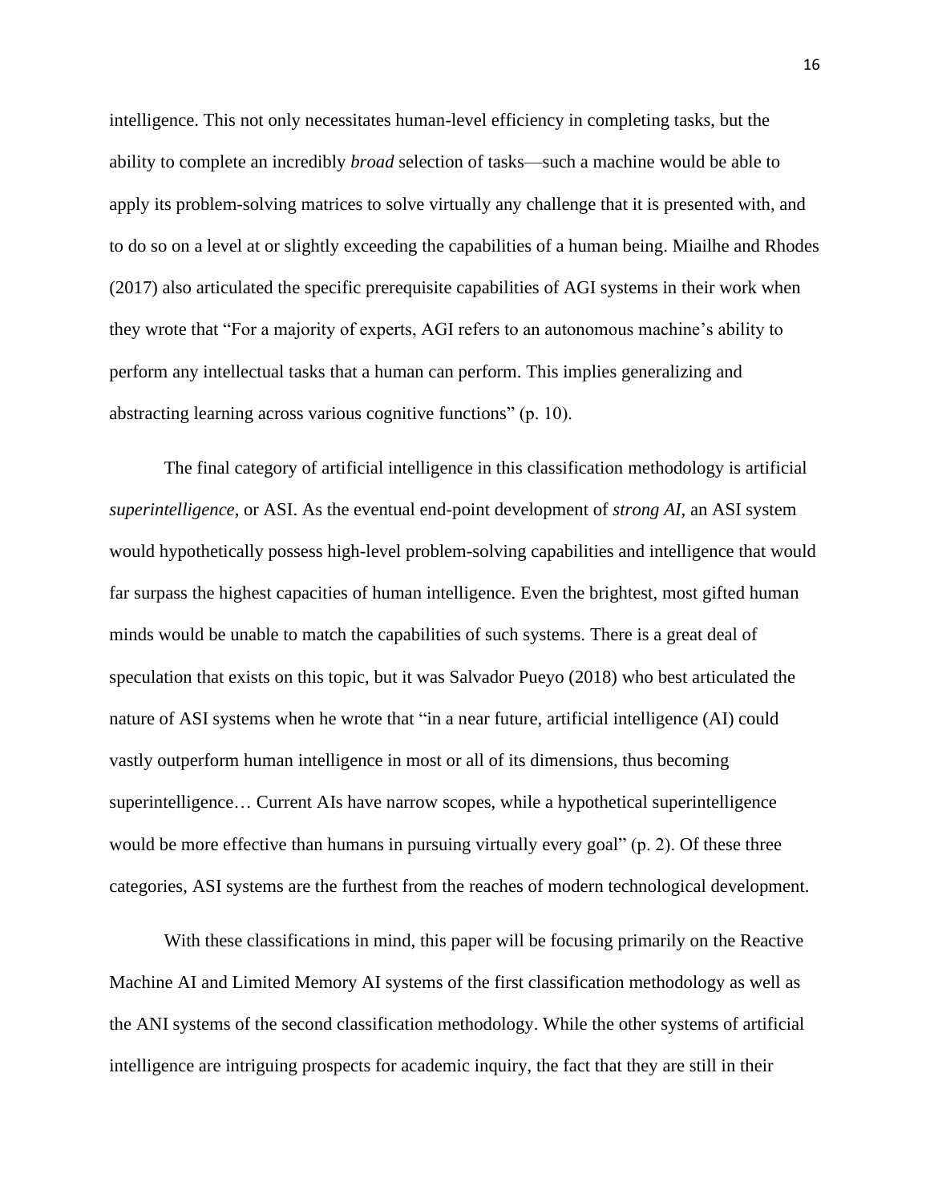intelligence. This not only necessitates human-level efficiency in completing tasks, but the ability to complete an incredibly *broad* selection of tasks—such a machine would be able to apply its problem-solving matrices to solve virtually any challenge that it is presented with, and to do so on a level at or slightly exceeding the capabilities of a human being. Miailhe and Rhodes (2017) also articulated the specific prerequisite capabilities of AGI systems in their work when they wrote that "For a majority of experts, AGI refers to an autonomous machine's ability to perform any intellectual tasks that a human can perform. This implies generalizing and abstracting learning across various cognitive functions" (p. 10).

The final category of artificial intelligence in this classification methodology is artificial *superintelligence*, or ASI. As the eventual end-point development of *strong AI*, an ASI system would hypothetically possess high-level problem-solving capabilities and intelligence that would far surpass the highest capacities of human intelligence. Even the brightest, most gifted human minds would be unable to match the capabilities of such systems. There is a great deal of speculation that exists on this topic, but it was Salvador Pueyo (2018) who best articulated the nature of ASI systems when he wrote that "in a near future, artificial intelligence (AI) could vastly outperform human intelligence in most or all of its dimensions, thus becoming superintelligence… Current AIs have narrow scopes, while a hypothetical superintelligence would be more effective than humans in pursuing virtually every goal" (p. 2). Of these three categories, ASI systems are the furthest from the reaches of modern technological development.

With these classifications in mind, this paper will be focusing primarily on the Reactive Machine AI and Limited Memory AI systems of the first classification methodology as well as the ANI systems of the second classification methodology. While the other systems of artificial intelligence are intriguing prospects for academic inquiry, the fact that they are still in their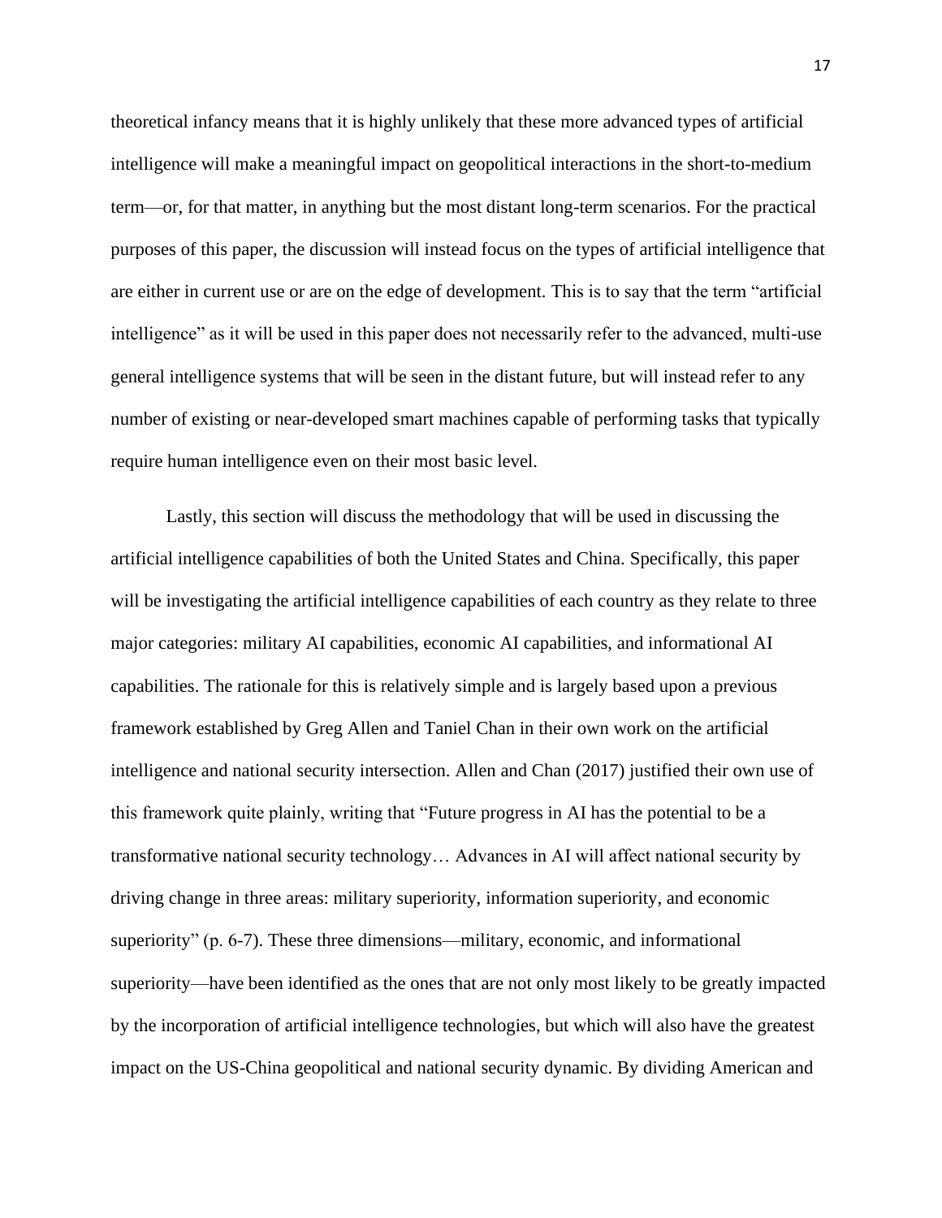theoretical infancy means that it is highly unlikely that these more advanced types of artificial intelligence will make a meaningful impact on geopolitical interactions in the short-to-medium term—or, for that matter, in anything but the most distant long-term scenarios. For the practical purposes of this paper, the discussion will instead focus on the types of artificial intelligence that are either in current use or are on the edge of development. This is to say that the term "artificial intelligence" as it will be used in this paper does not necessarily refer to the advanced, multi-use general intelligence systems that will be seen in the distant future, but will instead refer to any number of existing or near-developed smart machines capable of performing tasks that typically require human intelligence even on their most basic level.

Lastly, this section will discuss the methodology that will be used in discussing the artificial intelligence capabilities of both the United States and China. Specifically, this paper will be investigating the artificial intelligence capabilities of each country as they relate to three major categories: military AI capabilities, economic AI capabilities, and informational AI capabilities. The rationale for this is relatively simple and is largely based upon a previous framework established by Greg Allen and Taniel Chan in their own work on the artificial intelligence and national security intersection. Allen and Chan (2017) justified their own use of this framework quite plainly, writing that "Future progress in AI has the potential to be a transformative national security technology… Advances in AI will affect national security by driving change in three areas: military superiority, information superiority, and economic superiority" (p. 6-7). These three dimensions—military, economic, and informational superiority—have been identified as the ones that are not only most likely to be greatly impacted by the incorporation of artificial intelligence technologies, but which will also have the greatest impact on the US-China geopolitical and national security dynamic. By dividing American and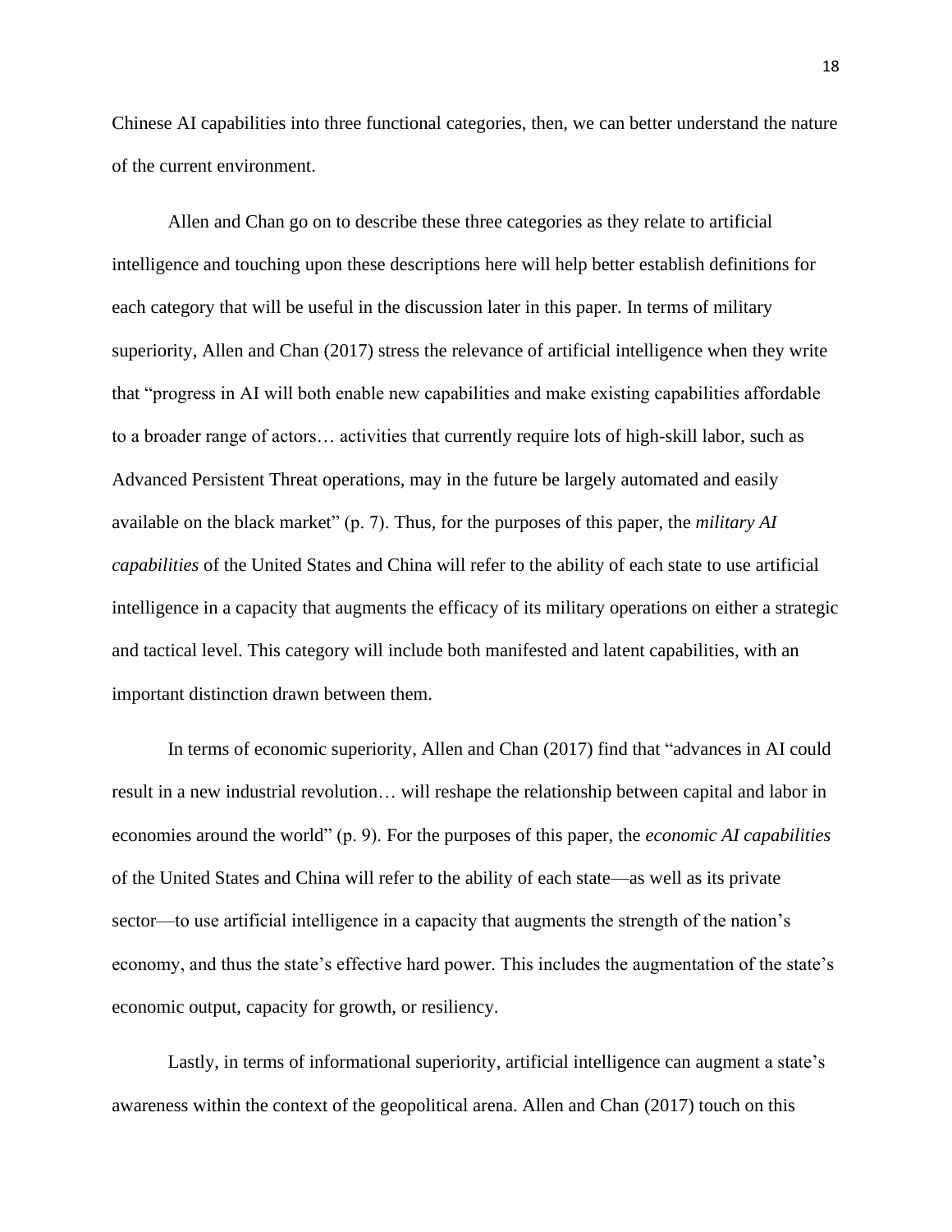Chinese AI capabilities into three functional categories, then, we can better understand the nature of the current environment.

Allen and Chan go on to describe these three categories as they relate to artificial intelligence and touching upon these descriptions here will help better establish definitions for each category that will be useful in the discussion later in this paper. In terms of military superiority, Allen and Chan (2017) stress the relevance of artificial intelligence when they write that "progress in AI will both enable new capabilities and make existing capabilities affordable to a broader range of actors… activities that currently require lots of high-skill labor, such as Advanced Persistent Threat operations, may in the future be largely automated and easily available on the black market" (p. 7). Thus, for the purposes of this paper, the *military AI capabilities* of the United States and China will refer to the ability of each state to use artificial intelligence in a capacity that augments the efficacy of its military operations on either a strategic and tactical level. This category will include both manifested and latent capabilities, with an important distinction drawn between them.

In terms of economic superiority, Allen and Chan (2017) find that "advances in AI could result in a new industrial revolution… will reshape the relationship between capital and labor in economies around the world" (p. 9). For the purposes of this paper, the *economic AI capabilities* of the United States and China will refer to the ability of each state—as well as its private sector—to use artificial intelligence in a capacity that augments the strength of the nation's economy, and thus the state's effective hard power. This includes the augmentation of the state's economic output, capacity for growth, or resiliency.

Lastly, in terms of informational superiority, artificial intelligence can augment a state's awareness within the context of the geopolitical arena. Allen and Chan (2017) touch on this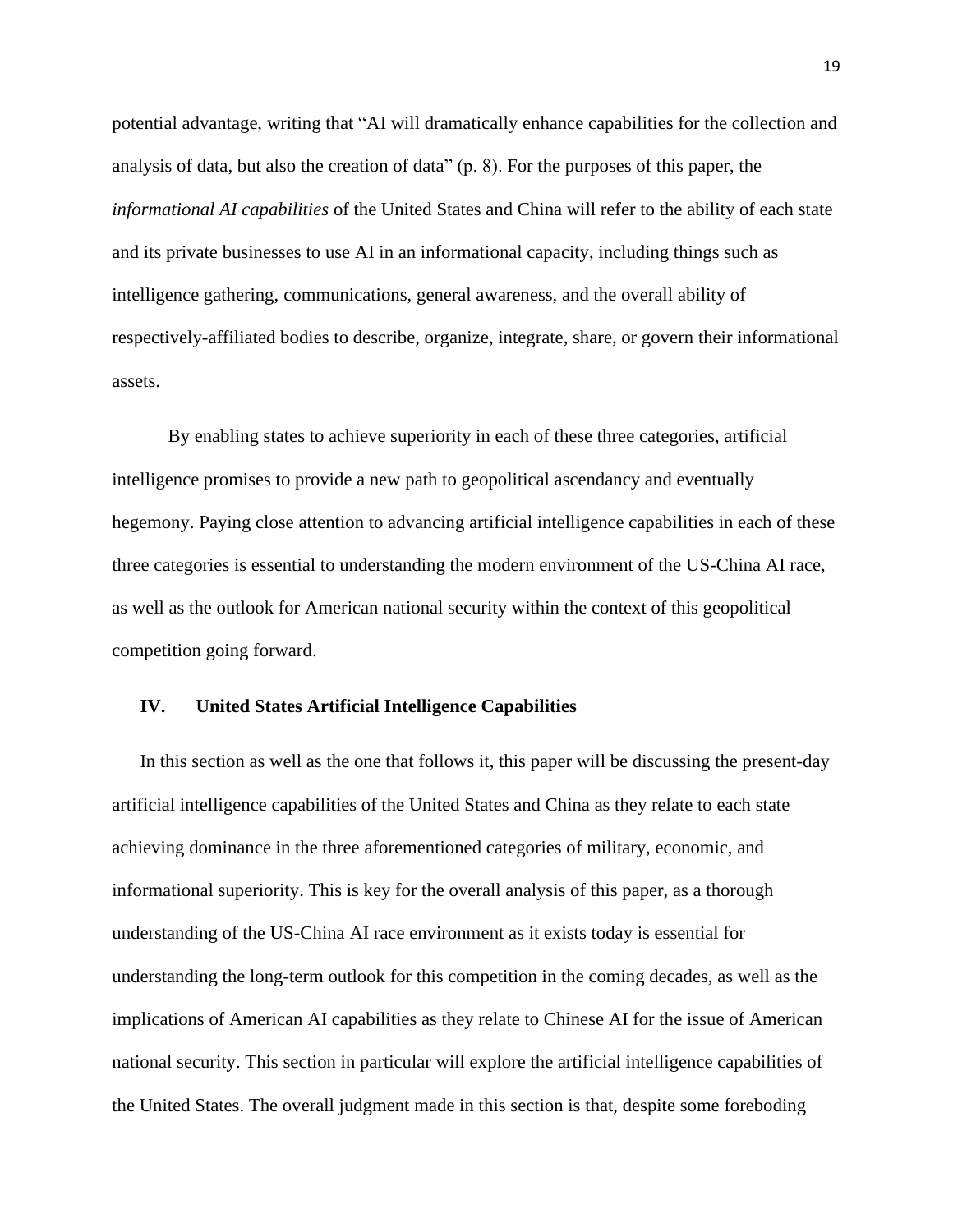potential advantage, writing that "AI will dramatically enhance capabilities for the collection and analysis of data, but also the creation of data" (p. 8). For the purposes of this paper, the *informational AI capabilities* of the United States and China will refer to the ability of each state and its private businesses to use AI in an informational capacity, including things such as intelligence gathering, communications, general awareness, and the overall ability of respectively-affiliated bodies to describe, organize, integrate, share, or govern their informational assets.

By enabling states to achieve superiority in each of these three categories, artificial intelligence promises to provide a new path to geopolitical ascendancy and eventually hegemony. Paying close attention to advancing artificial intelligence capabilities in each of these three categories is essential to understanding the modern environment of the US-China AI race, as well as the outlook for American national security within the context of this geopolitical competition going forward.

## IV. United States Artificial Intelligence Capabilities

In this section as well as the one that follows it, this paper will be discussing the present-day artificial intelligence capabilities of the United States and China as they relate to each state achieving dominance in the three aforementioned categories of military, economic, and informational superiority. This is key for the overall analysis of this paper, as a thorough understanding of the US-China AI race environment as it exists today is essential for understanding the long-term outlook for this competition in the coming decades, as well as the implications of American AI capabilities as they relate to Chinese AI for the issue of American national security. This section in particular will explore the artificial intelligence capabilities of the United States. The overall judgment made in this section is that, despite some foreboding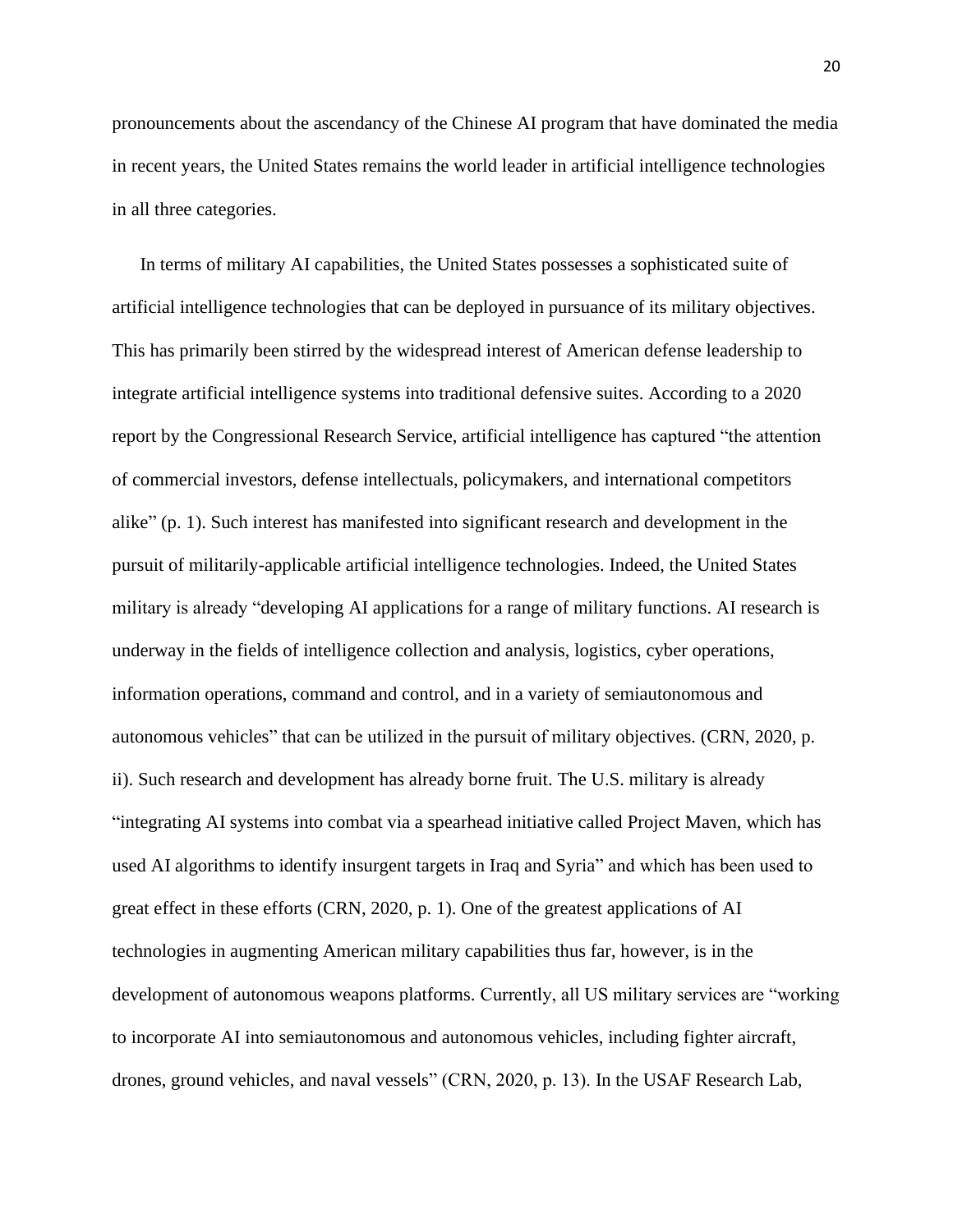pronouncements about the ascendancy of the Chinese AI program that have dominated the media in recent years, the United States remains the world leader in artificial intelligence technologies in all three categories.

In terms of military AI capabilities, the United States possesses a sophisticated suite of artificial intelligence technologies that can be deployed in pursuance of its military objectives. This has primarily been stirred by the widespread interest of American defense leadership to integrate artificial intelligence systems into traditional defensive suites. According to a 2020 report by the Congressional Research Service, artificial intelligence has captured "the attention of commercial investors, defense intellectuals, policymakers, and international competitors alike" (p. 1). Such interest has manifested into significant research and development in the pursuit of militarily-applicable artificial intelligence technologies. Indeed, the United States military is already "developing AI applications for a range of military functions. AI research is underway in the fields of intelligence collection and analysis, logistics, cyber operations, information operations, command and control, and in a variety of semiautonomous and autonomous vehicles" that can be utilized in the pursuit of military objectives. (CRN, 2020, p. ii). Such research and development has already borne fruit. The U.S. military is already "integrating AI systems into combat via a spearhead initiative called Project Maven, which has used AI algorithms to identify insurgent targets in Iraq and Syria" and which has been used to great effect in these efforts (CRN, 2020, p. 1). One of the greatest applications of AI technologies in augmenting American military capabilities thus far, however, is in the development of autonomous weapons platforms. Currently, all US military services are "working to incorporate AI into semiautonomous and autonomous vehicles, including fighter aircraft, drones, ground vehicles, and naval vessels" (CRN, 2020, p. 13). In the USAF Research Lab,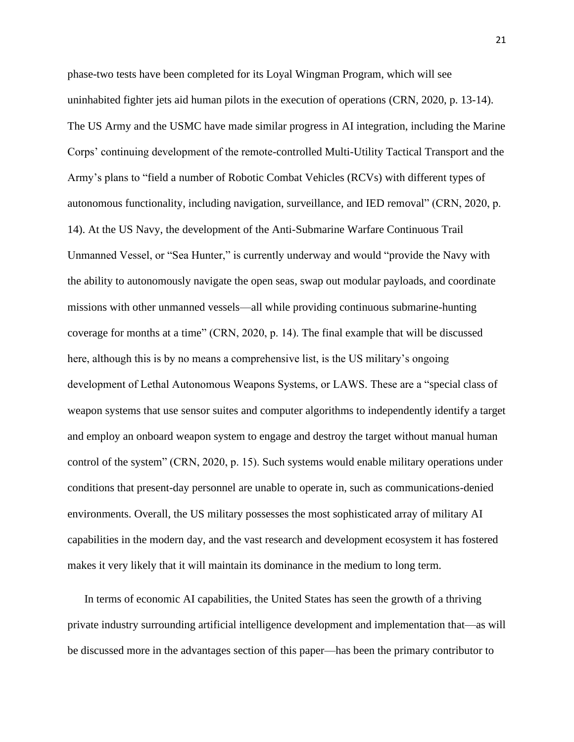phase-two tests have been completed for its Loyal Wingman Program, which will see uninhabited fighter jets aid human pilots in the execution of operations (CRN, 2020, p. 13-14). The US Army and the USMC have made similar progress in AI integration, including the Marine Corps' continuing development of the remote-controlled Multi-Utility Tactical Transport and the Army's plans to "field a number of Robotic Combat Vehicles (RCVs) with different types of autonomous functionality, including navigation, surveillance, and IED removal" (CRN, 2020, p. 14). At the US Navy, the development of the Anti-Submarine Warfare Continuous Trail Unmanned Vessel, or "Sea Hunter," is currently underway and would "provide the Navy with the ability to autonomously navigate the open seas, swap out modular payloads, and coordinate missions with other unmanned vessels—all while providing continuous submarine-hunting coverage for months at a time" (CRN, 2020, p. 14). The final example that will be discussed here, although this is by no means a comprehensive list, is the US military's ongoing development of Lethal Autonomous Weapons Systems, or LAWS. These are a "special class of weapon systems that use sensor suites and computer algorithms to independently identify a target and employ an onboard weapon system to engage and destroy the target without manual human control of the system" (CRN, 2020, p. 15). Such systems would enable military operations under conditions that present-day personnel are unable to operate in, such as communications-denied environments. Overall, the US military possesses the most sophisticated array of military AI capabilities in the modern day, and the vast research and development ecosystem it has fostered makes it very likely that it will maintain its dominance in the medium to long term.

In terms of economic AI capabilities, the United States has seen the growth of a thriving private industry surrounding artificial intelligence development and implementation that—as will be discussed more in the advantages section of this paper—has been the primary contributor to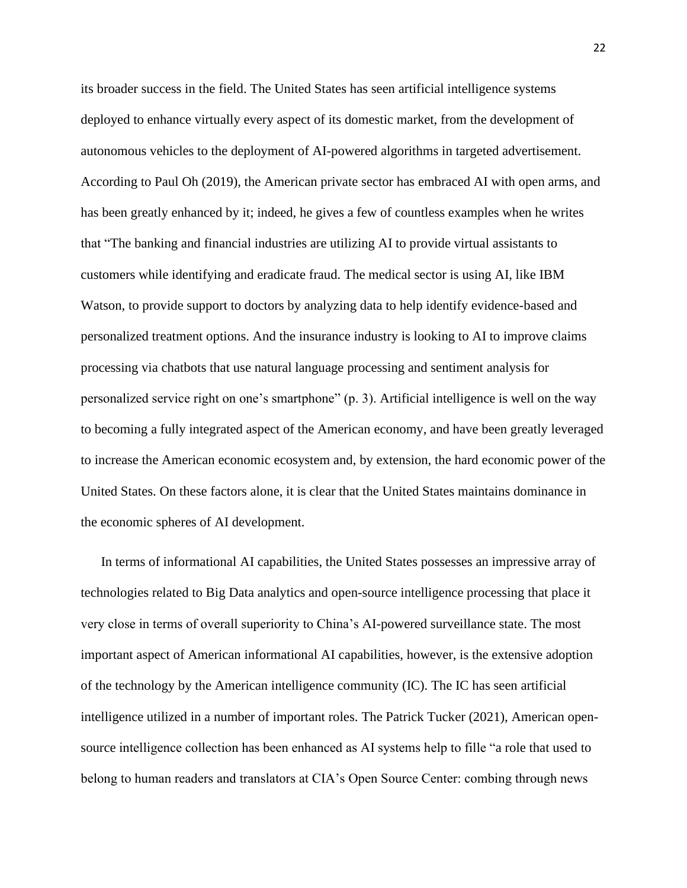its broader success in the field. The United States has seen artificial intelligence systems deployed to enhance virtually every aspect of its domestic market, from the development of autonomous vehicles to the deployment of AI-powered algorithms in targeted advertisement. According to Paul Oh (2019), the American private sector has embraced AI with open arms, and has been greatly enhanced by it; indeed, he gives a few of countless examples when he writes that "The banking and financial industries are utilizing AI to provide virtual assistants to customers while identifying and eradicate fraud. The medical sector is using AI, like IBM Watson, to provide support to doctors by analyzing data to help identify evidence-based and personalized treatment options. And the insurance industry is looking to AI to improve claims processing via chatbots that use natural language processing and sentiment analysis for personalized service right on one's smartphone" (p. 3). Artificial intelligence is well on the way to becoming a fully integrated aspect of the American economy, and have been greatly leveraged to increase the American economic ecosystem and, by extension, the hard economic power of the United States. On these factors alone, it is clear that the United States maintains dominance in the economic spheres of AI development.

In terms of informational AI capabilities, the United States possesses an impressive array of technologies related to Big Data analytics and open-source intelligence processing that place it very close in terms of overall superiority to China's AI-powered surveillance state. The most important aspect of American informational AI capabilities, however, is the extensive adoption of the technology by the American intelligence community (IC). The IC has seen artificial intelligence utilized in a number of important roles. The Patrick Tucker (2021), American open-source intelligence collection has been enhanced as AI systems help to fille "a role that used to belong to human readers and translators at CIA's Open Source Center: combing through news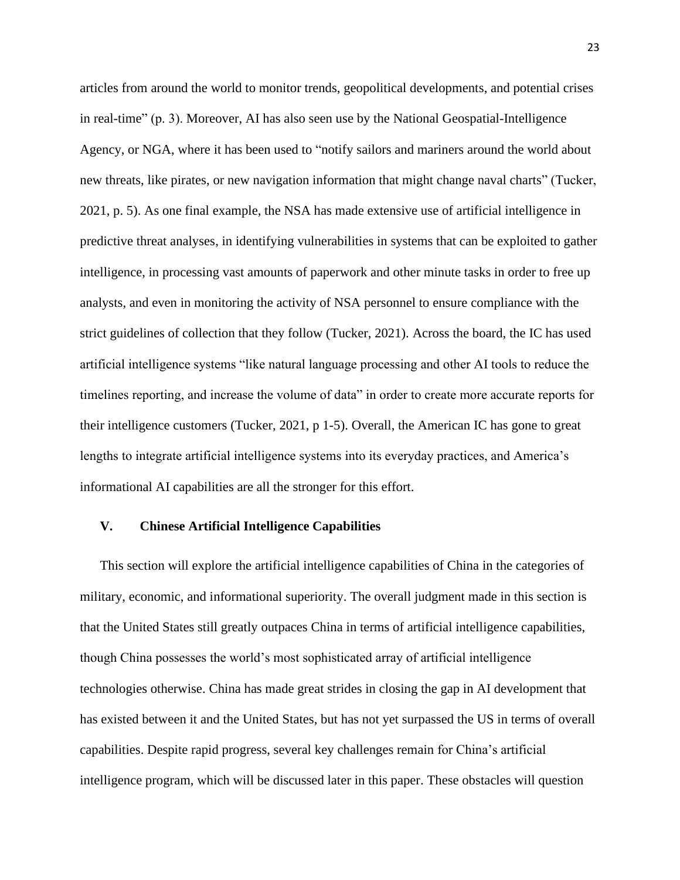articles from around the world to monitor trends, geopolitical developments, and potential crises in real-time" (p. 3). Moreover, AI has also seen use by the National Geospatial-Intelligence Agency, or NGA, where it has been used to "notify sailors and mariners around the world about new threats, like pirates, or new navigation information that might change naval charts" (Tucker, 2021, p. 5). As one final example, the NSA has made extensive use of artificial intelligence in predictive threat analyses, in identifying vulnerabilities in systems that can be exploited to gather intelligence, in processing vast amounts of paperwork and other minute tasks in order to free up analysts, and even in monitoring the activity of NSA personnel to ensure compliance with the strict guidelines of collection that they follow (Tucker, 2021). Across the board, the IC has used artificial intelligence systems "like natural language processing and other AI tools to reduce the timelines reporting, and increase the volume of data" in order to create more accurate reports for their intelligence customers (Tucker, 2021, p 1-5). Overall, the American IC has gone to great lengths to integrate artificial intelligence systems into its everyday practices, and America's informational AI capabilities are all the stronger for this effort.

## V. Chinese Artificial Intelligence Capabilities

This section will explore the artificial intelligence capabilities of China in the categories of military, economic, and informational superiority. The overall judgment made in this section is that the United States still greatly outpaces China in terms of artificial intelligence capabilities, though China possesses the world's most sophisticated array of artificial intelligence technologies otherwise. China has made great strides in closing the gap in AI development that has existed between it and the United States, but has not yet surpassed the US in terms of overall capabilities. Despite rapid progress, several key challenges remain for China's artificial intelligence program, which will be discussed later in this paper. These obstacles will question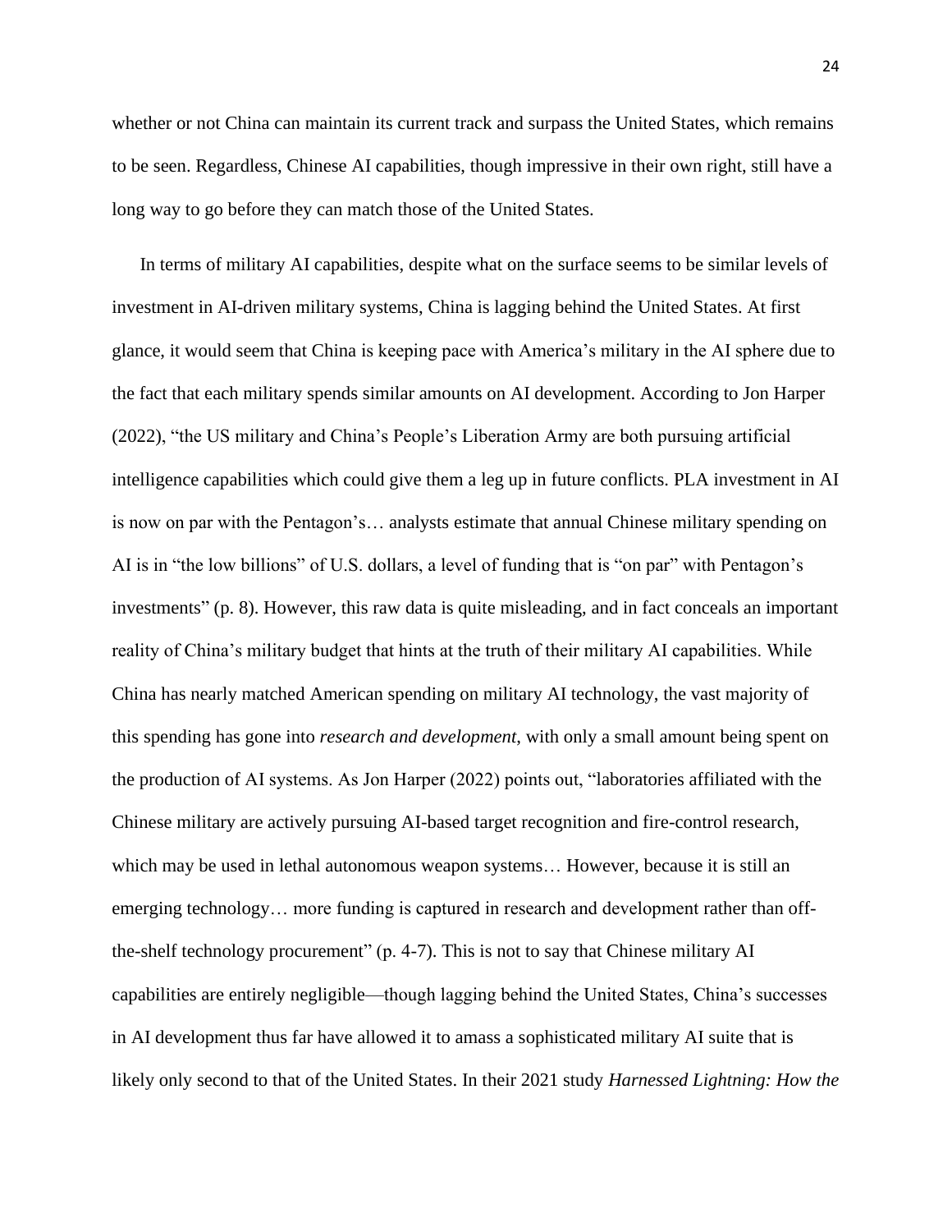whether or not China can maintain its current track and surpass the United States, which remains to be seen. Regardless, Chinese AI capabilities, though impressive in their own right, still have a long way to go before they can match those of the United States.

In terms of military AI capabilities, despite what on the surface seems to be similar levels of investment in AI-driven military systems, China is lagging behind the United States. At first glance, it would seem that China is keeping pace with America's military in the AI sphere due to the fact that each military spends similar amounts on AI development. According to Jon Harper (2022), "the US military and China's People's Liberation Army are both pursuing artificial intelligence capabilities which could give them a leg up in future conflicts. PLA investment in AI is now on par with the Pentagon's… analysts estimate that annual Chinese military spending on AI is in "the low billions" of U.S. dollars, a level of funding that is "on par" with Pentagon's investments" (p. 8). However, this raw data is quite misleading, and in fact conceals an important reality of China's military budget that hints at the truth of their military AI capabilities. While China has nearly matched American spending on military AI technology, the vast majority of this spending has gone into *research and development*, with only a small amount being spent on the production of AI systems. As Jon Harper (2022) points out, "laboratories affiliated with the Chinese military are actively pursuing AI-based target recognition and fire-control research, which may be used in lethal autonomous weapon systems… However, because it is still an emerging technology… more funding is captured in research and development rather than off-the-shelf technology procurement" (p. 4-7). This is not to say that Chinese military AI capabilities are entirely negligible—though lagging behind the United States, China's successes in AI development thus far have allowed it to amass a sophisticated military AI suite that is likely only second to that of the United States. In their 2021 study *Harnessed Lightning: How the*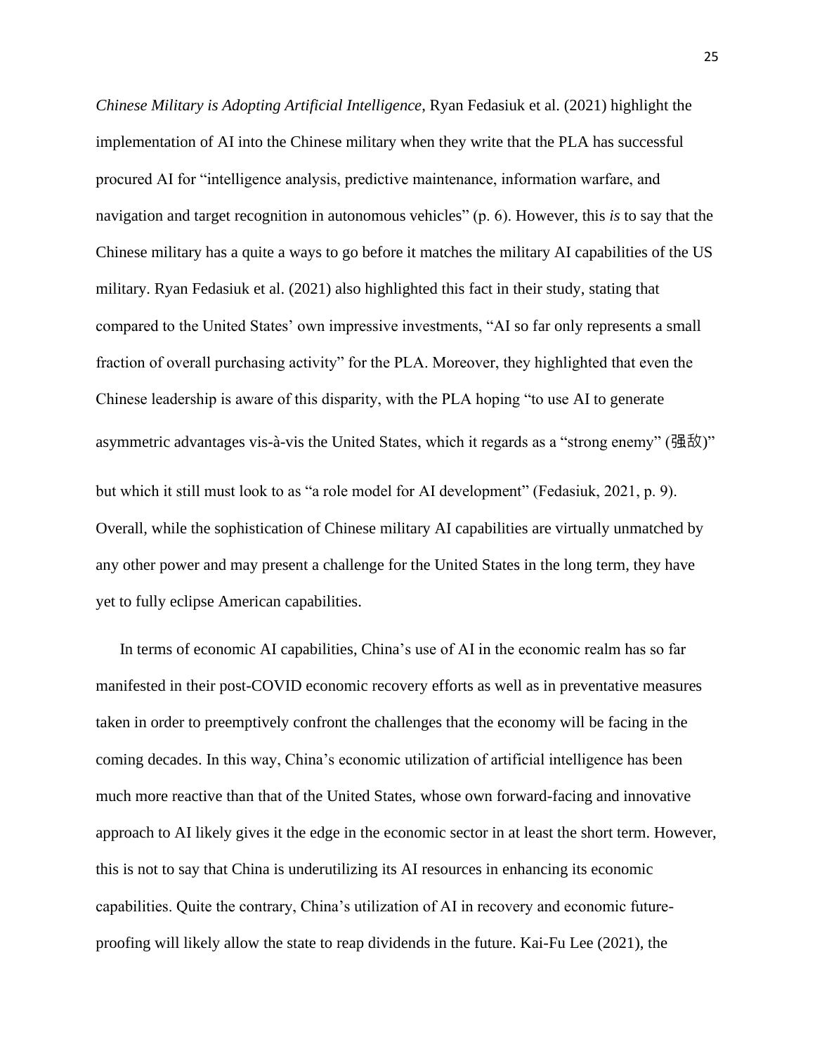*Chinese Military is Adopting Artificial Intelligence*, Ryan Fedasiuk et al. (2021) highlight the implementation of AI into the Chinese military when they write that the PLA has successful procured AI for "intelligence analysis, predictive maintenance, information warfare, and navigation and target recognition in autonomous vehicles" (p. 6). However, this *is* to say that the Chinese military has a quite a ways to go before it matches the military AI capabilities of the US military. Ryan Fedasiuk et al. (2021) also highlighted this fact in their study, stating that compared to the United States' own impressive investments, "AI so far only represents a small fraction of overall purchasing activity" for the PLA. Moreover, they highlighted that even the Chinese leadership is aware of this disparity, with the PLA hoping "to use AI to generate asymmetric advantages vis-à-vis the United States, which it regards as a "strong enemy" (强敌)" but which it still must look to as "a role model for AI development" (Fedasiuk, 2021, p. 9). Overall, while the sophistication of Chinese military AI capabilities are virtually unmatched by any other power and may present a challenge for the United States in the long term, they have yet to fully eclipse American capabilities.

In terms of economic AI capabilities, China's use of AI in the economic realm has so far manifested in their post-COVID economic recovery efforts as well as in preventative measures taken in order to preemptively confront the challenges that the economy will be facing in the coming decades. In this way, China's economic utilization of artificial intelligence has been much more reactive than that of the United States, whose own forward-facing and innovative approach to AI likely gives it the edge in the economic sector in at least the short term. However, this is not to say that China is underutilizing its AI resources in enhancing its economic capabilities. Quite the contrary, China's utilization of AI in recovery and economic future-proofing will likely allow the state to reap dividends in the future. Kai-Fu Lee (2021), the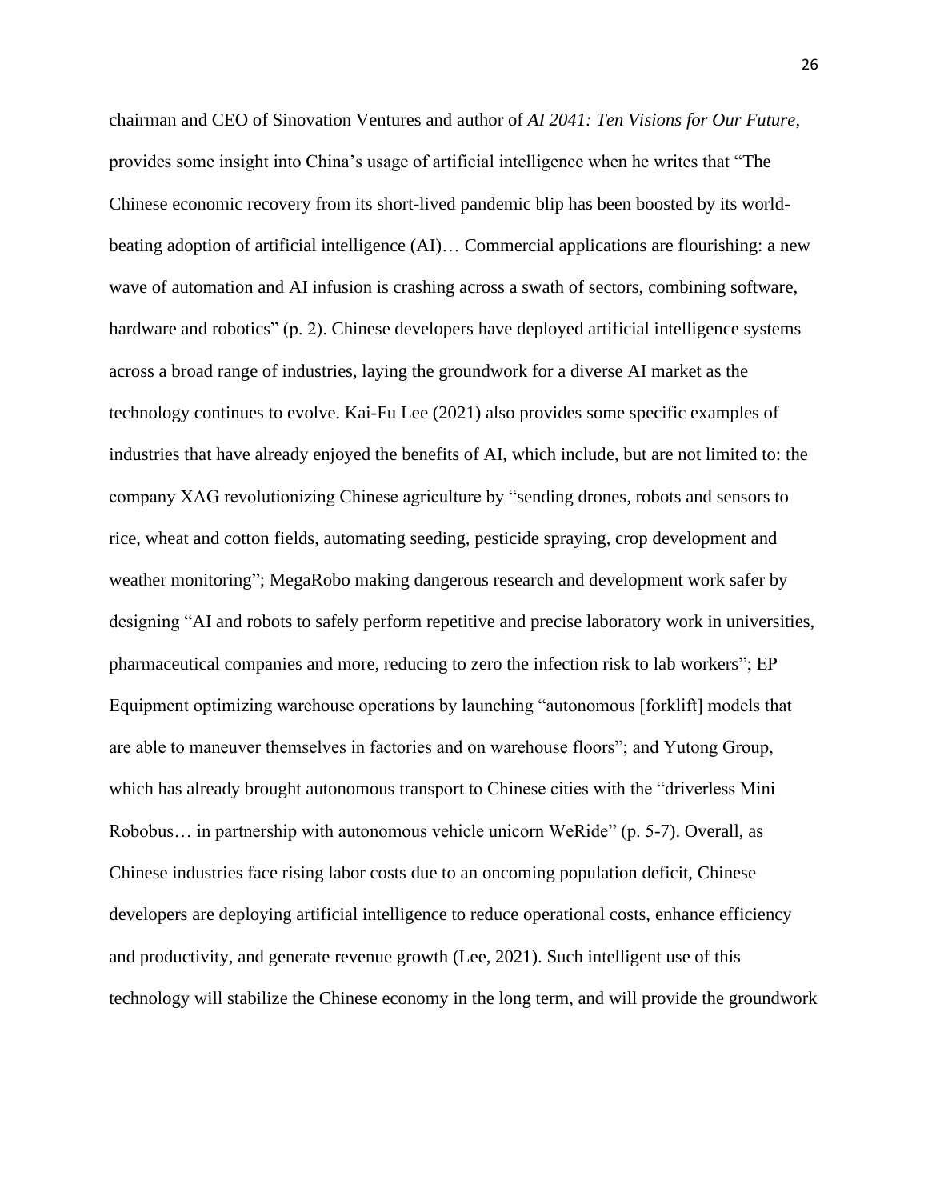chairman and CEO of Sinovation Ventures and author of *AI 2041: Ten Visions for Our Future*, provides some insight into China's usage of artificial intelligence when he writes that "The Chinese economic recovery from its short-lived pandemic blip has been boosted by its world-beating adoption of artificial intelligence (AI)… Commercial applications are flourishing: a new wave of automation and AI infusion is crashing across a swath of sectors, combining software, hardware and robotics" (p. 2). Chinese developers have deployed artificial intelligence systems across a broad range of industries, laying the groundwork for a diverse AI market as the technology continues to evolve. Kai-Fu Lee (2021) also provides some specific examples of industries that have already enjoyed the benefits of AI, which include, but are not limited to: the company XAG revolutionizing Chinese agriculture by "sending drones, robots and sensors to rice, wheat and cotton fields, automating seeding, pesticide spraying, crop development and weather monitoring"; MegaRobo making dangerous research and development work safer by designing "AI and robots to safely perform repetitive and precise laboratory work in universities, pharmaceutical companies and more, reducing to zero the infection risk to lab workers"; EP Equipment optimizing warehouse operations by launching "autonomous [forklift] models that are able to maneuver themselves in factories and on warehouse floors"; and Yutong Group, which has already brought autonomous transport to Chinese cities with the "driverless Mini Robobus… in partnership with autonomous vehicle unicorn WeRide" (p. 5-7). Overall, as Chinese industries face rising labor costs due to an oncoming population deficit, Chinese developers are deploying artificial intelligence to reduce operational costs, enhance efficiency and productivity, and generate revenue growth (Lee, 2021). Such intelligent use of this technology will stabilize the Chinese economy in the long term, and will provide the groundwork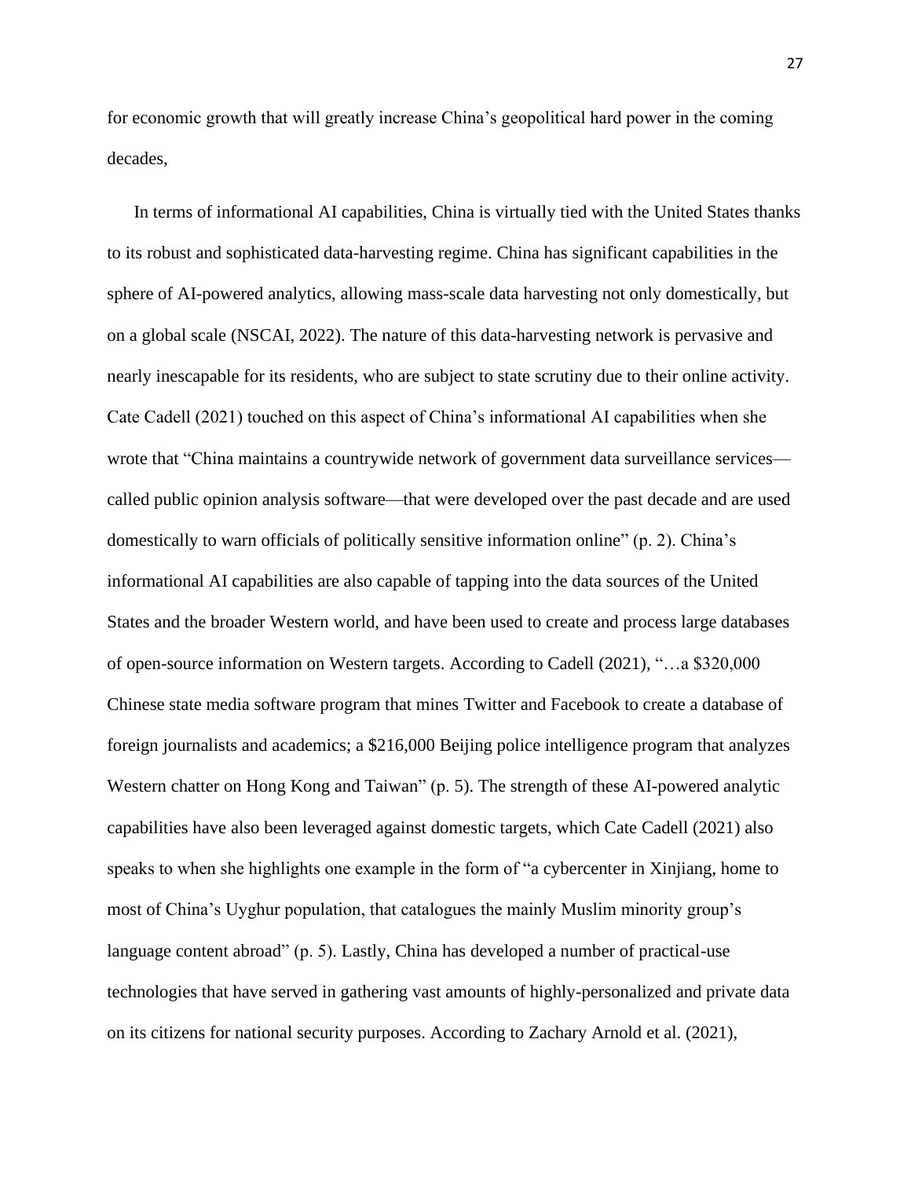for economic growth that will greatly increase China's geopolitical hard power in the coming decades,

In terms of informational AI capabilities, China is virtually tied with the United States thanks to its robust and sophisticated data-harvesting regime. China has significant capabilities in the sphere of AI-powered analytics, allowing mass-scale data harvesting not only domestically, but on a global scale (NSCAI, 2022). The nature of this data-harvesting network is pervasive and nearly inescapable for its residents, who are subject to state scrutiny due to their online activity. Cate Cadell (2021) touched on this aspect of China's informational AI capabilities when she wrote that "China maintains a countrywide network of government data surveillance services—called public opinion analysis software—that were developed over the past decade and are used domestically to warn officials of politically sensitive information online" (p. 2). China's informational AI capabilities are also capable of tapping into the data sources of the United States and the broader Western world, and have been used to create and process large databases of open-source information on Western targets. According to Cadell (2021), "…a $320,000 Chinese state media software program that mines Twitter and Facebook to create a database of foreign journalists and academics; a $216,000 Beijing police intelligence program that analyzes Western chatter on Hong Kong and Taiwan" (p. 5). The strength of these AI-powered analytic capabilities have also been leveraged against domestic targets, which Cate Cadell (2021) also speaks to when she highlights one example in the form of "a cybercenter in Xinjiang, home to most of China's Uyghur population, that catalogues the mainly Muslim minority group's language content abroad" (p. 5). Lastly, China has developed a number of practical-use technologies that have served in gathering vast amounts of highly-personalized and private data on its citizens for national security purposes. According to Zachary Arnold et al. (2021),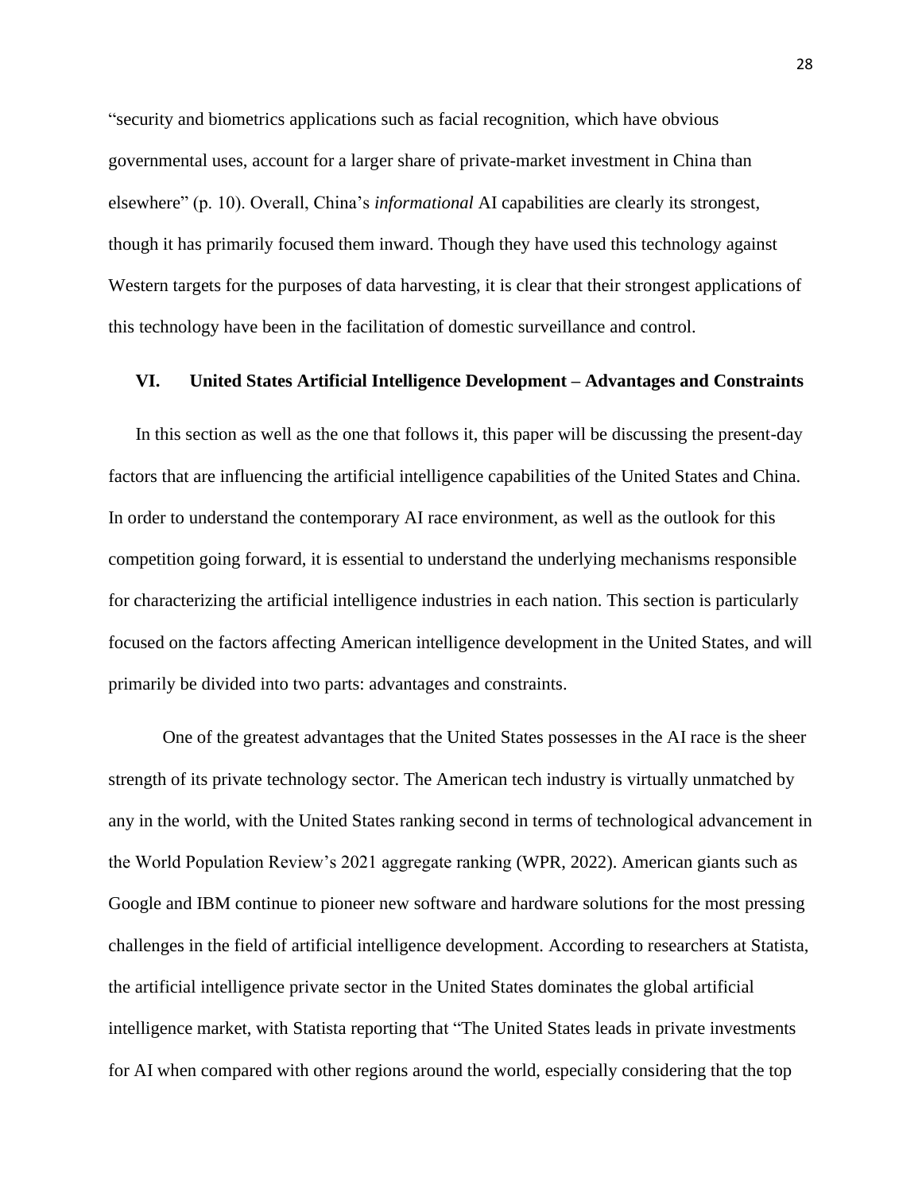"security and biometrics applications such as facial recognition, which have obvious governmental uses, account for a larger share of private-market investment in China than elsewhere" (p. 10). Overall, China's *informational* AI capabilities are clearly its strongest, though it has primarily focused them inward. Though they have used this technology against Western targets for the purposes of data harvesting, it is clear that their strongest applications of this technology have been in the facilitation of domestic surveillance and control.

## VI. United States Artificial Intelligence Development – Advantages and Constraints

In this section as well as the one that follows it, this paper will be discussing the present-day factors that are influencing the artificial intelligence capabilities of the United States and China. In order to understand the contemporary AI race environment, as well as the outlook for this competition going forward, it is essential to understand the underlying mechanisms responsible for characterizing the artificial intelligence industries in each nation. This section is particularly focused on the factors affecting American intelligence development in the United States, and will primarily be divided into two parts: advantages and constraints.

One of the greatest advantages that the United States possesses in the AI race is the sheer strength of its private technology sector. The American tech industry is virtually unmatched by any in the world, with the United States ranking second in terms of technological advancement in the World Population Review's 2021 aggregate ranking (WPR, 2022). American giants such as Google and IBM continue to pioneer new software and hardware solutions for the most pressing challenges in the field of artificial intelligence development. According to researchers at Statista, the artificial intelligence private sector in the United States dominates the global artificial intelligence market, with Statista reporting that "The United States leads in private investments for AI when compared with other regions around the world, especially considering that the top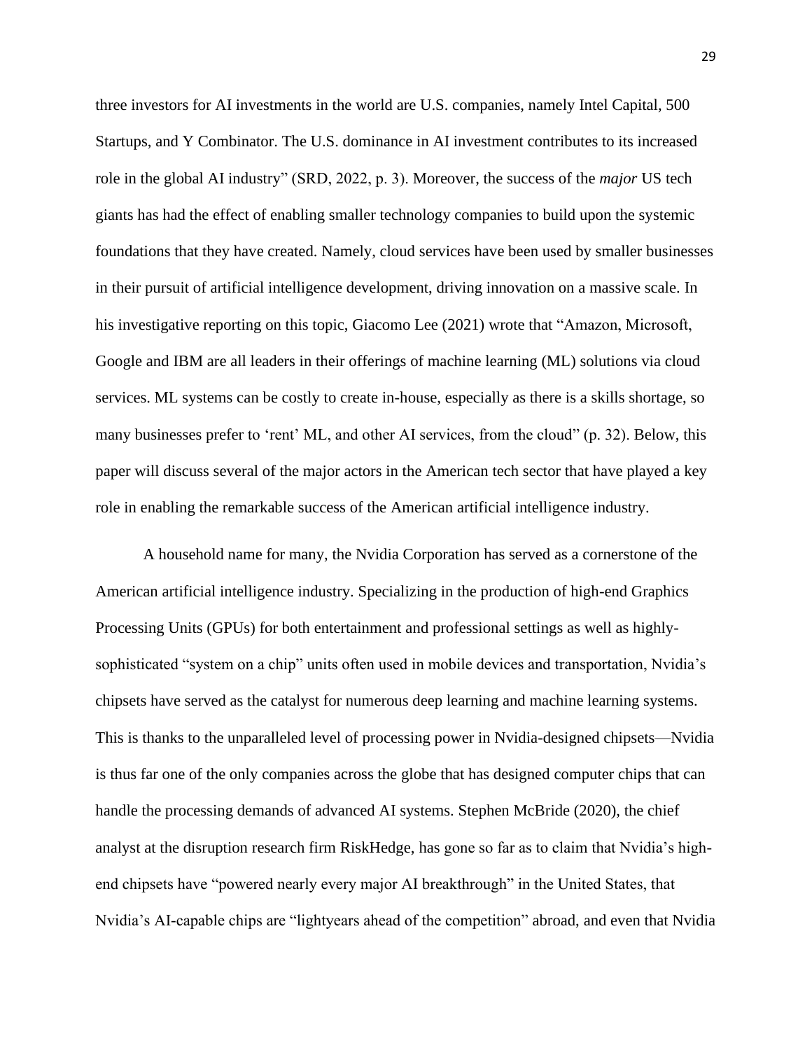three investors for AI investments in the world are U.S. companies, namely Intel Capital, 500 Startups, and Y Combinator. The U.S. dominance in AI investment contributes to its increased role in the global AI industry" (SRD, 2022, p. 3). Moreover, the success of the *major* US tech giants has had the effect of enabling smaller technology companies to build upon the systemic foundations that they have created. Namely, cloud services have been used by smaller businesses in their pursuit of artificial intelligence development, driving innovation on a massive scale. In his investigative reporting on this topic, Giacomo Lee (2021) wrote that "Amazon, Microsoft, Google and IBM are all leaders in their offerings of machine learning (ML) solutions via cloud services. ML systems can be costly to create in-house, especially as there is a skills shortage, so many businesses prefer to 'rent' ML, and other AI services, from the cloud" (p. 32). Below, this paper will discuss several of the major actors in the American tech sector that have played a key role in enabling the remarkable success of the American artificial intelligence industry.

A household name for many, the Nvidia Corporation has served as a cornerstone of the American artificial intelligence industry. Specializing in the production of high-end Graphics Processing Units (GPUs) for both entertainment and professional settings as well as highly-sophisticated "system on a chip" units often used in mobile devices and transportation, Nvidia's chipsets have served as the catalyst for numerous deep learning and machine learning systems. This is thanks to the unparalleled level of processing power in Nvidia-designed chipsets—Nvidia is thus far one of the only companies across the globe that has designed computer chips that can handle the processing demands of advanced AI systems. Stephen McBride (2020), the chief analyst at the disruption research firm RiskHedge, has gone so far as to claim that Nvidia's high-end chipsets have "powered nearly every major AI breakthrough" in the United States, that Nvidia's AI-capable chips are "lightyears ahead of the competition" abroad, and even that Nvidia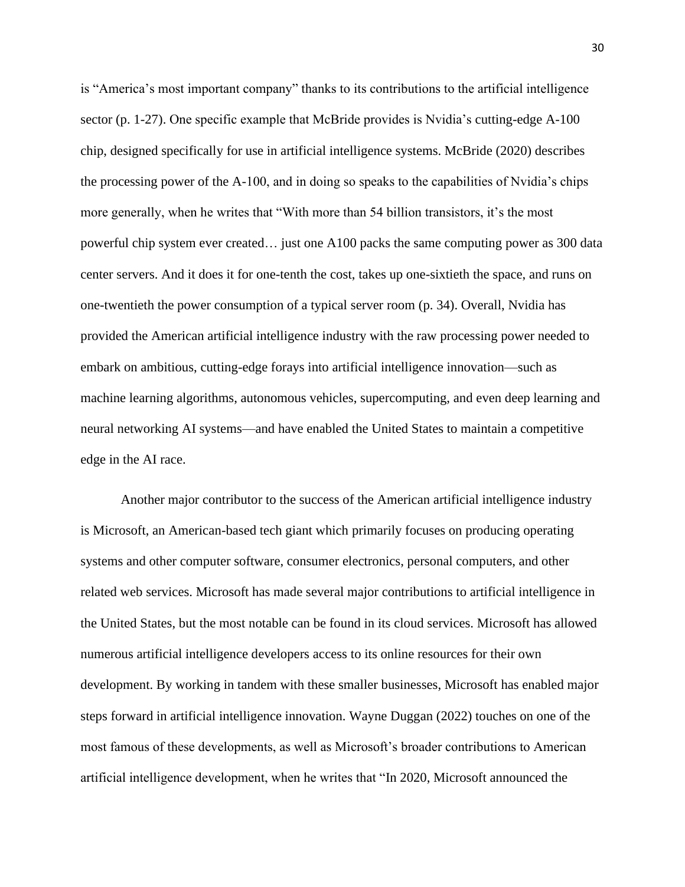is "America's most important company" thanks to its contributions to the artificial intelligence sector (p. 1-27). One specific example that McBride provides is Nvidia's cutting-edge A-100 chip, designed specifically for use in artificial intelligence systems. McBride (2020) describes the processing power of the A-100, and in doing so speaks to the capabilities of Nvidia's chips more generally, when he writes that "With more than 54 billion transistors, it's the most powerful chip system ever created… just one A100 packs the same computing power as 300 data center servers. And it does it for one-tenth the cost, takes up one-sixtieth the space, and runs on one-twentieth the power consumption of a typical server room (p. 34). Overall, Nvidia has provided the American artificial intelligence industry with the raw processing power needed to embark on ambitious, cutting-edge forays into artificial intelligence innovation—such as machine learning algorithms, autonomous vehicles, supercomputing, and even deep learning and neural networking AI systems—and have enabled the United States to maintain a competitive edge in the AI race.

Another major contributor to the success of the American artificial intelligence industry is Microsoft, an American-based tech giant which primarily focuses on producing operating systems and other computer software, consumer electronics, personal computers, and other related web services. Microsoft has made several major contributions to artificial intelligence in the United States, but the most notable can be found in its cloud services. Microsoft has allowed numerous artificial intelligence developers access to its online resources for their own development. By working in tandem with these smaller businesses, Microsoft has enabled major steps forward in artificial intelligence innovation. Wayne Duggan (2022) touches on one of the most famous of these developments, as well as Microsoft's broader contributions to American artificial intelligence development, when he writes that "In 2020, Microsoft announced the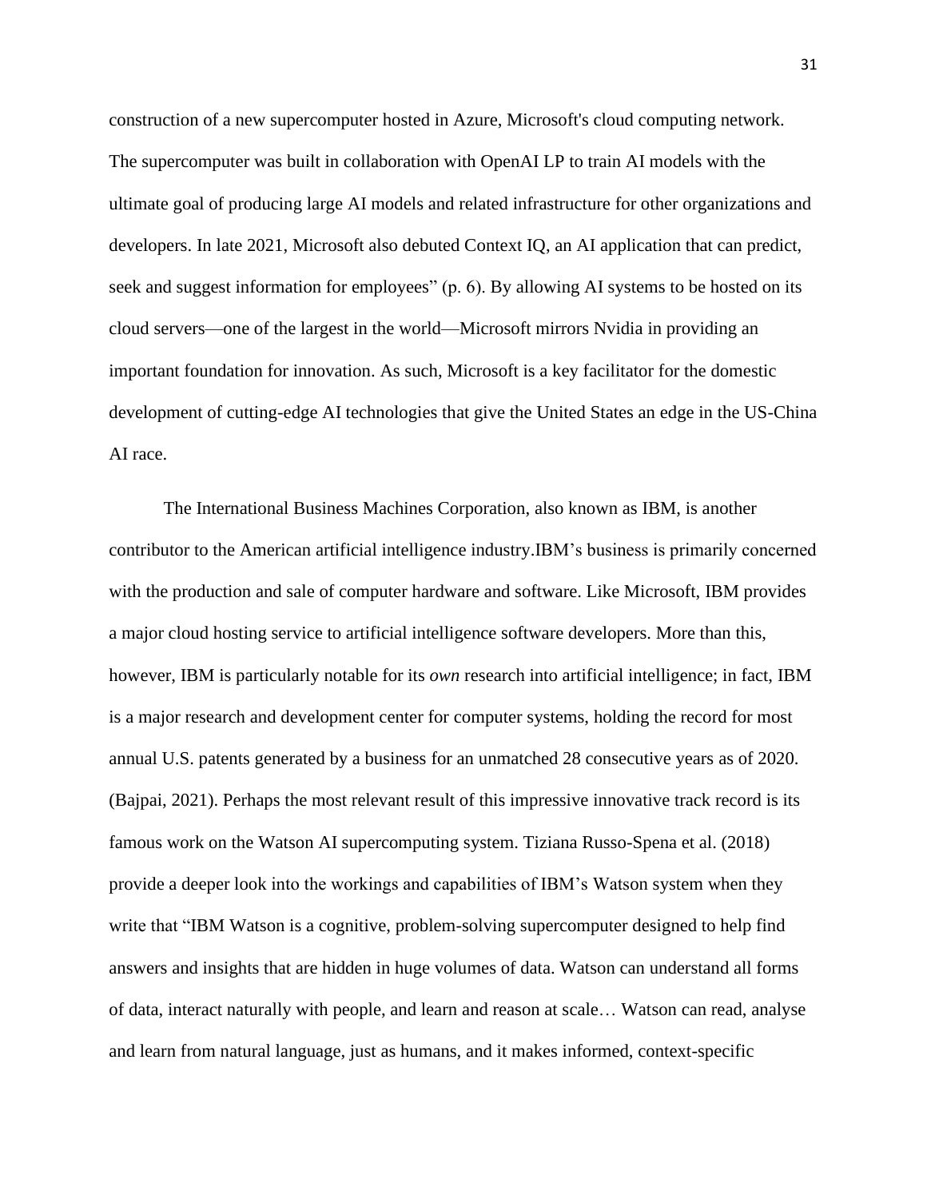construction of a new supercomputer hosted in Azure, Microsoft's cloud computing network. The supercomputer was built in collaboration with OpenAI LP to train AI models with the ultimate goal of producing large AI models and related infrastructure for other organizations and developers. In late 2021, Microsoft also debuted Context IQ, an AI application that can predict, seek and suggest information for employees" (p. 6). By allowing AI systems to be hosted on its cloud servers—one of the largest in the world—Microsoft mirrors Nvidia in providing an important foundation for innovation. As such, Microsoft is a key facilitator for the domestic development of cutting-edge AI technologies that give the United States an edge in the US-China AI race.

The International Business Machines Corporation, also known as IBM, is another contributor to the American artificial intelligence industry.IBM's business is primarily concerned with the production and sale of computer hardware and software. Like Microsoft, IBM provides a major cloud hosting service to artificial intelligence software developers. More than this, however, IBM is particularly notable for its *own* research into artificial intelligence; in fact, IBM is a major research and development center for computer systems, holding the record for most annual U.S. patents generated by a business for an unmatched 28 consecutive years as of 2020. (Bajpai, 2021). Perhaps the most relevant result of this impressive innovative track record is its famous work on the Watson AI supercomputing system. Tiziana Russo-Spena et al. (2018) provide a deeper look into the workings and capabilities of IBM's Watson system when they write that "IBM Watson is a cognitive, problem-solving supercomputer designed to help find answers and insights that are hidden in huge volumes of data. Watson can understand all forms of data, interact naturally with people, and learn and reason at scale… Watson can read, analyse and learn from natural language, just as humans, and it makes informed, context-specific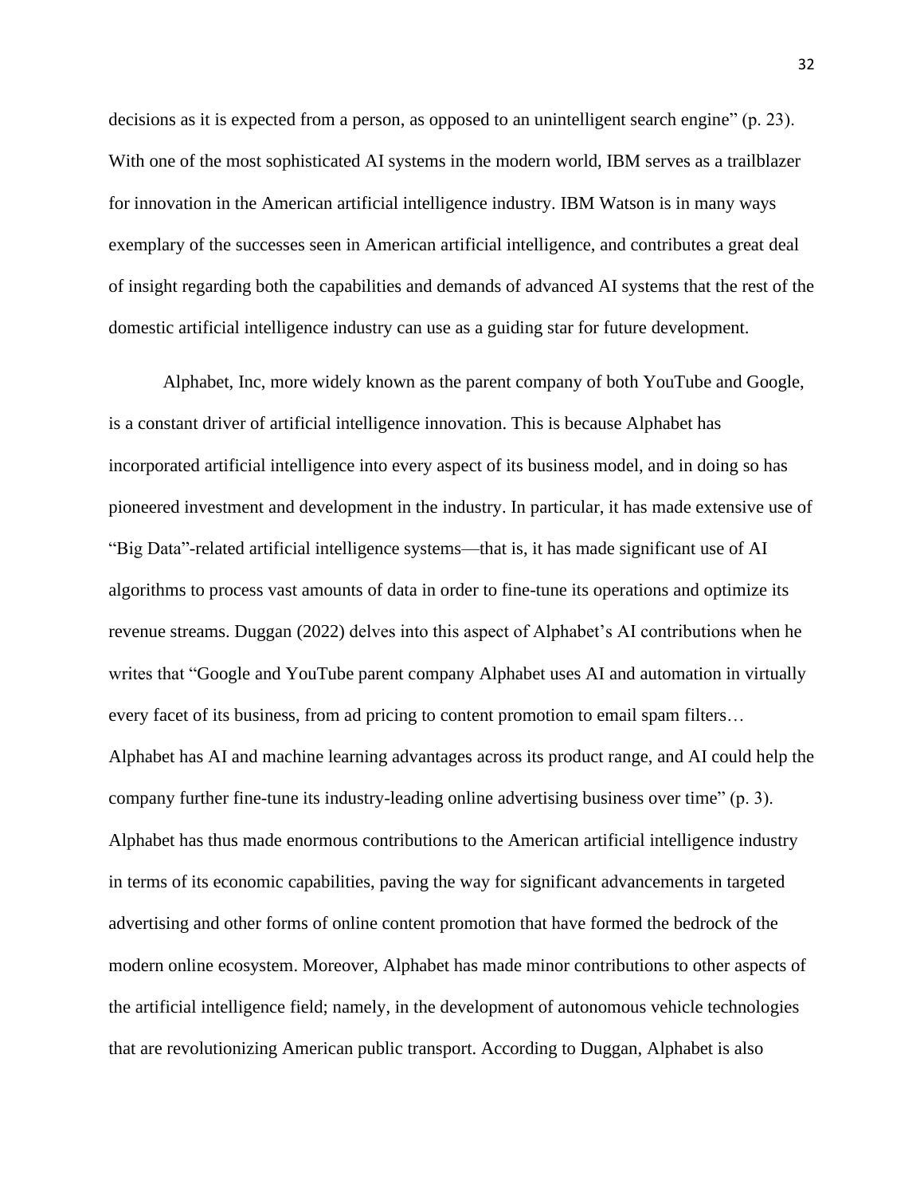decisions as it is expected from a person, as opposed to an unintelligent search engine" (p. 23). With one of the most sophisticated AI systems in the modern world, IBM serves as a trailblazer for innovation in the American artificial intelligence industry. IBM Watson is in many ways exemplary of the successes seen in American artificial intelligence, and contributes a great deal of insight regarding both the capabilities and demands of advanced AI systems that the rest of the domestic artificial intelligence industry can use as a guiding star for future development.

Alphabet, Inc, more widely known as the parent company of both YouTube and Google, is a constant driver of artificial intelligence innovation. This is because Alphabet has incorporated artificial intelligence into every aspect of its business model, and in doing so has pioneered investment and development in the industry. In particular, it has made extensive use of "Big Data"-related artificial intelligence systems—that is, it has made significant use of AI algorithms to process vast amounts of data in order to fine-tune its operations and optimize its revenue streams. Duggan (2022) delves into this aspect of Alphabet's AI contributions when he writes that "Google and YouTube parent company Alphabet uses AI and automation in virtually every facet of its business, from ad pricing to content promotion to email spam filters… Alphabet has AI and machine learning advantages across its product range, and AI could help the company further fine-tune its industry-leading online advertising business over time" (p. 3). Alphabet has thus made enormous contributions to the American artificial intelligence industry in terms of its economic capabilities, paving the way for significant advancements in targeted advertising and other forms of online content promotion that have formed the bedrock of the modern online ecosystem. Moreover, Alphabet has made minor contributions to other aspects of the artificial intelligence field; namely, in the development of autonomous vehicle technologies that are revolutionizing American public transport. According to Duggan, Alphabet is also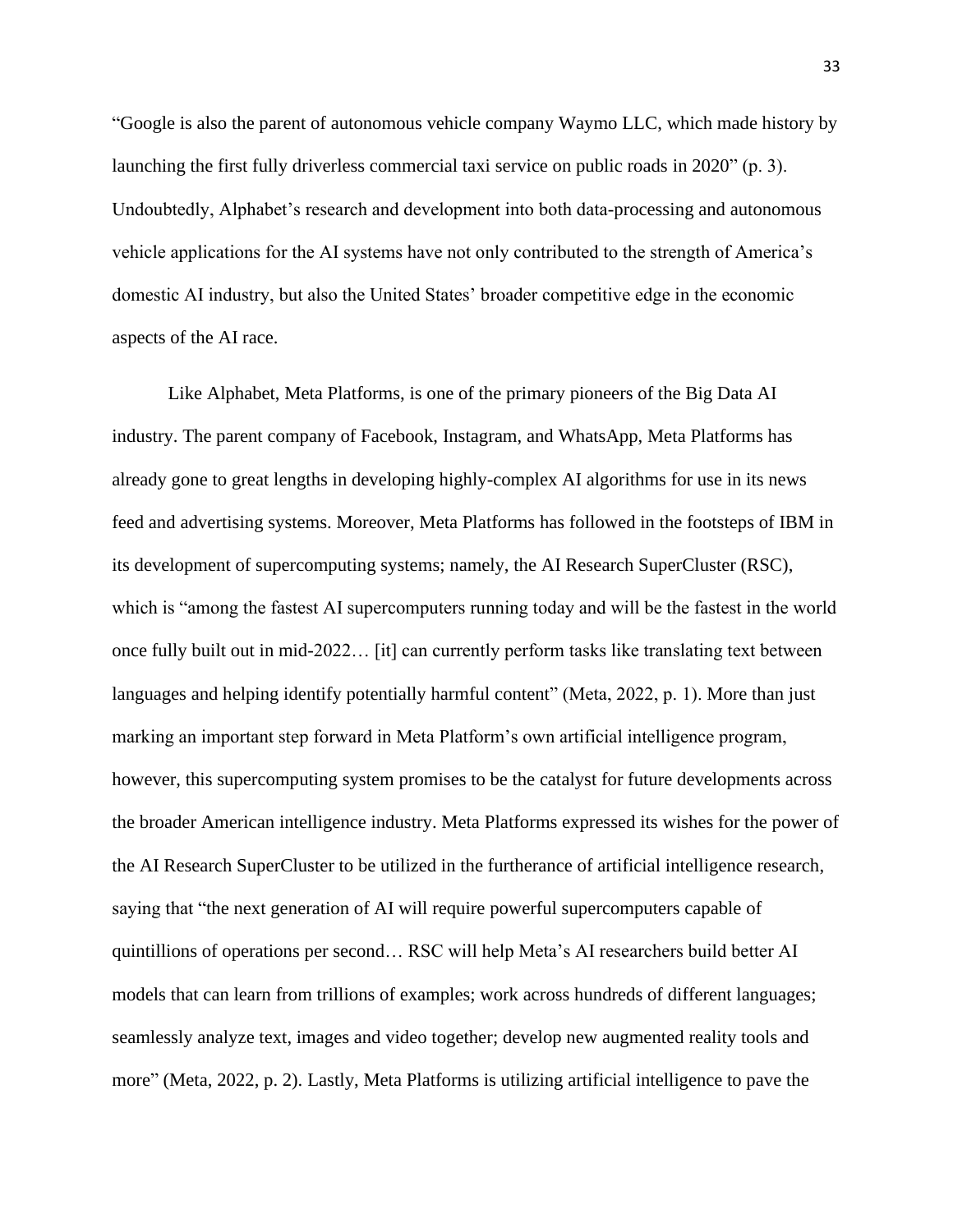"Google is also the parent of autonomous vehicle company Waymo LLC, which made history by launching the first fully driverless commercial taxi service on public roads in 2020" (p. 3). Undoubtedly, Alphabet's research and development into both data-processing and autonomous vehicle applications for the AI systems have not only contributed to the strength of America's domestic AI industry, but also the United States' broader competitive edge in the economic aspects of the AI race.

Like Alphabet, Meta Platforms, is one of the primary pioneers of the Big Data AI industry. The parent company of Facebook, Instagram, and WhatsApp, Meta Platforms has already gone to great lengths in developing highly-complex AI algorithms for use in its news feed and advertising systems. Moreover, Meta Platforms has followed in the footsteps of IBM in its development of supercomputing systems; namely, the AI Research SuperCluster (RSC), which is "among the fastest AI supercomputers running today and will be the fastest in the world once fully built out in mid-2022… [it] can currently perform tasks like translating text between languages and helping identify potentially harmful content" (Meta, 2022, p. 1). More than just marking an important step forward in Meta Platform's own artificial intelligence program, however, this supercomputing system promises to be the catalyst for future developments across the broader American intelligence industry. Meta Platforms expressed its wishes for the power of the AI Research SuperCluster to be utilized in the furtherance of artificial intelligence research, saying that "the next generation of AI will require powerful supercomputers capable of quintillions of operations per second… RSC will help Meta's AI researchers build better AI models that can learn from trillions of examples; work across hundreds of different languages; seamlessly analyze text, images and video together; develop new augmented reality tools and more" (Meta, 2022, p. 2). Lastly, Meta Platforms is utilizing artificial intelligence to pave the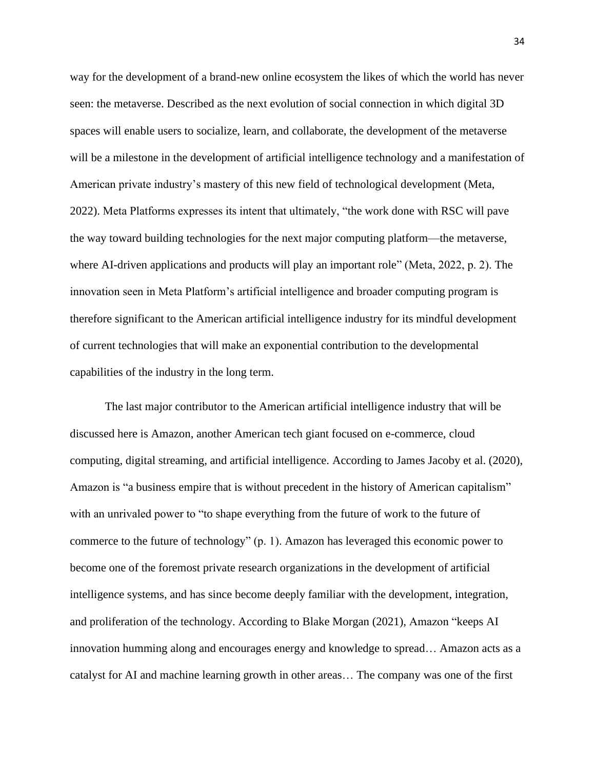way for the development of a brand-new online ecosystem the likes of which the world has never seen: the metaverse. Described as the next evolution of social connection in which digital 3D spaces will enable users to socialize, learn, and collaborate, the development of the metaverse will be a milestone in the development of artificial intelligence technology and a manifestation of American private industry's mastery of this new field of technological development (Meta, 2022). Meta Platforms expresses its intent that ultimately, "the work done with RSC will pave the way toward building technologies for the next major computing platform—the metaverse, where AI-driven applications and products will play an important role" (Meta, 2022, p. 2). The innovation seen in Meta Platform's artificial intelligence and broader computing program is therefore significant to the American artificial intelligence industry for its mindful development of current technologies that will make an exponential contribution to the developmental capabilities of the industry in the long term.

The last major contributor to the American artificial intelligence industry that will be discussed here is Amazon, another American tech giant focused on e-commerce, cloud computing, digital streaming, and artificial intelligence. According to James Jacoby et al. (2020), Amazon is "a business empire that is without precedent in the history of American capitalism" with an unrivaled power to "to shape everything from the future of work to the future of commerce to the future of technology" (p. 1). Amazon has leveraged this economic power to become one of the foremost private research organizations in the development of artificial intelligence systems, and has since become deeply familiar with the development, integration, and proliferation of the technology. According to Blake Morgan (2021), Amazon "keeps AI innovation humming along and encourages energy and knowledge to spread… Amazon acts as a catalyst for AI and machine learning growth in other areas… The company was one of the first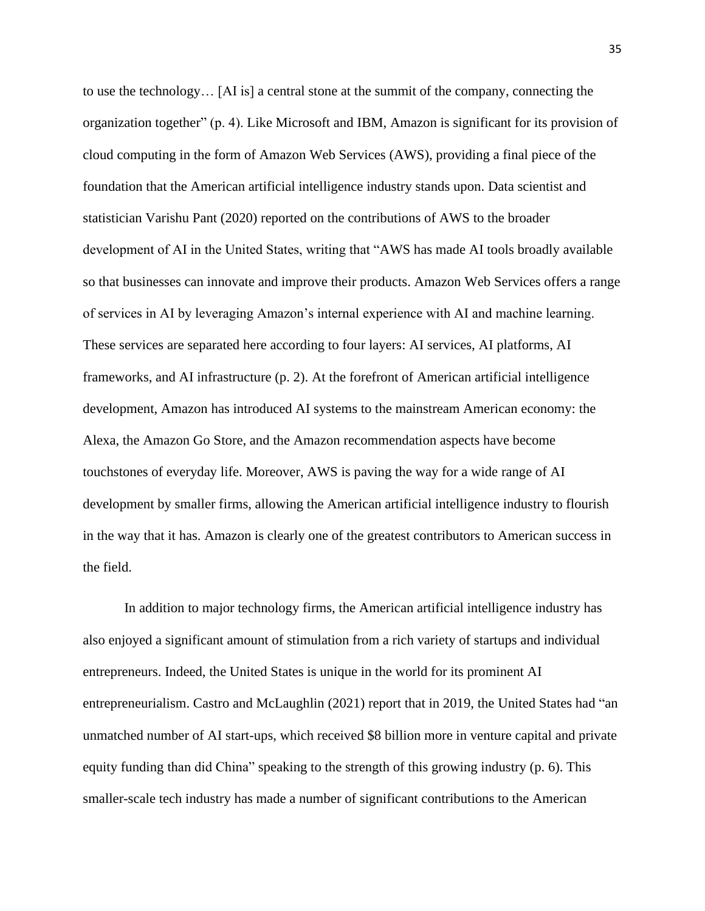to use the technology… [AI is] a central stone at the summit of the company, connecting the organization together" (p. 4). Like Microsoft and IBM, Amazon is significant for its provision of cloud computing in the form of Amazon Web Services (AWS), providing a final piece of the foundation that the American artificial intelligence industry stands upon. Data scientist and statistician Varishu Pant (2020) reported on the contributions of AWS to the broader development of AI in the United States, writing that "AWS has made AI tools broadly available so that businesses can innovate and improve their products. Amazon Web Services offers a range of services in AI by leveraging Amazon's internal experience with AI and machine learning. These services are separated here according to four layers: AI services, AI platforms, AI frameworks, and AI infrastructure (p. 2). At the forefront of American artificial intelligence development, Amazon has introduced AI systems to the mainstream American economy: the Alexa, the Amazon Go Store, and the Amazon recommendation aspects have become touchstones of everyday life. Moreover, AWS is paving the way for a wide range of AI development by smaller firms, allowing the American artificial intelligence industry to flourish in the way that it has. Amazon is clearly one of the greatest contributors to American success in the field.

In addition to major technology firms, the American artificial intelligence industry has also enjoyed a significant amount of stimulation from a rich variety of startups and individual entrepreneurs. Indeed, the United States is unique in the world for its prominent AI entrepreneurialism. Castro and McLaughlin (2021) report that in 2019, the United States had "an unmatched number of AI start-ups, which received $8 billion more in venture capital and private equity funding than did China" speaking to the strength of this growing industry (p. 6). This smaller-scale tech industry has made a number of significant contributions to the American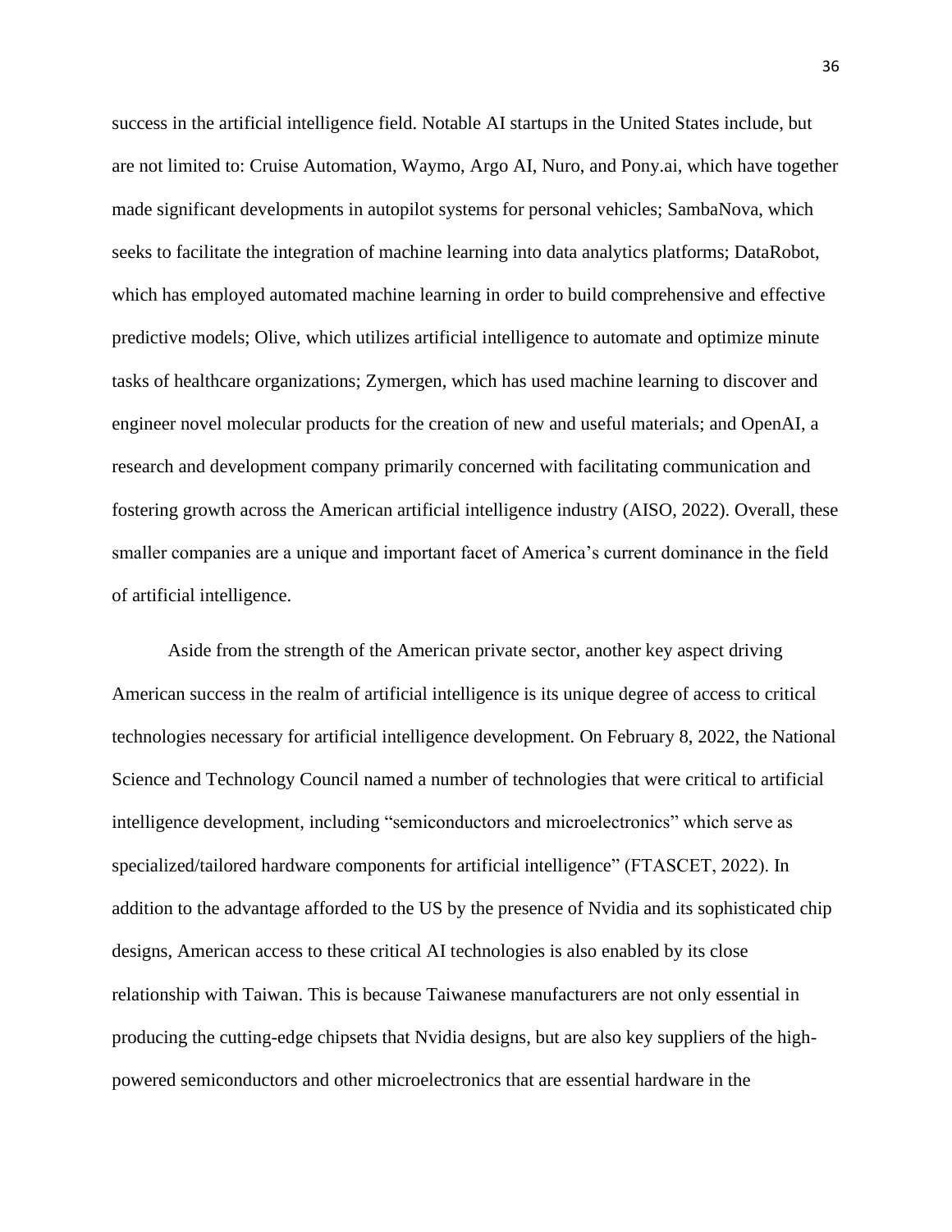success in the artificial intelligence field. Notable AI startups in the United States include, but are not limited to: Cruise Automation, Waymo, Argo AI, Nuro, and Pony.ai, which have together made significant developments in autopilot systems for personal vehicles; SambaNova, which seeks to facilitate the integration of machine learning into data analytics platforms; DataRobot, which has employed automated machine learning in order to build comprehensive and effective predictive models; Olive, which utilizes artificial intelligence to automate and optimize minute tasks of healthcare organizations; Zymergen, which has used machine learning to discover and engineer novel molecular products for the creation of new and useful materials; and OpenAI, a research and development company primarily concerned with facilitating communication and fostering growth across the American artificial intelligence industry (AISO, 2022). Overall, these smaller companies are a unique and important facet of America's current dominance in the field of artificial intelligence.

Aside from the strength of the American private sector, another key aspect driving American success in the realm of artificial intelligence is its unique degree of access to critical technologies necessary for artificial intelligence development. On February 8, 2022, the National Science and Technology Council named a number of technologies that were critical to artificial intelligence development, including "semiconductors and microelectronics" which serve as specialized/tailored hardware components for artificial intelligence" (FTASCET, 2022). In addition to the advantage afforded to the US by the presence of Nvidia and its sophisticated chip designs, American access to these critical AI technologies is also enabled by its close relationship with Taiwan. This is because Taiwanese manufacturers are not only essential in producing the cutting-edge chipsets that Nvidia designs, but are also key suppliers of the high-powered semiconductors and other microelectronics that are essential hardware in the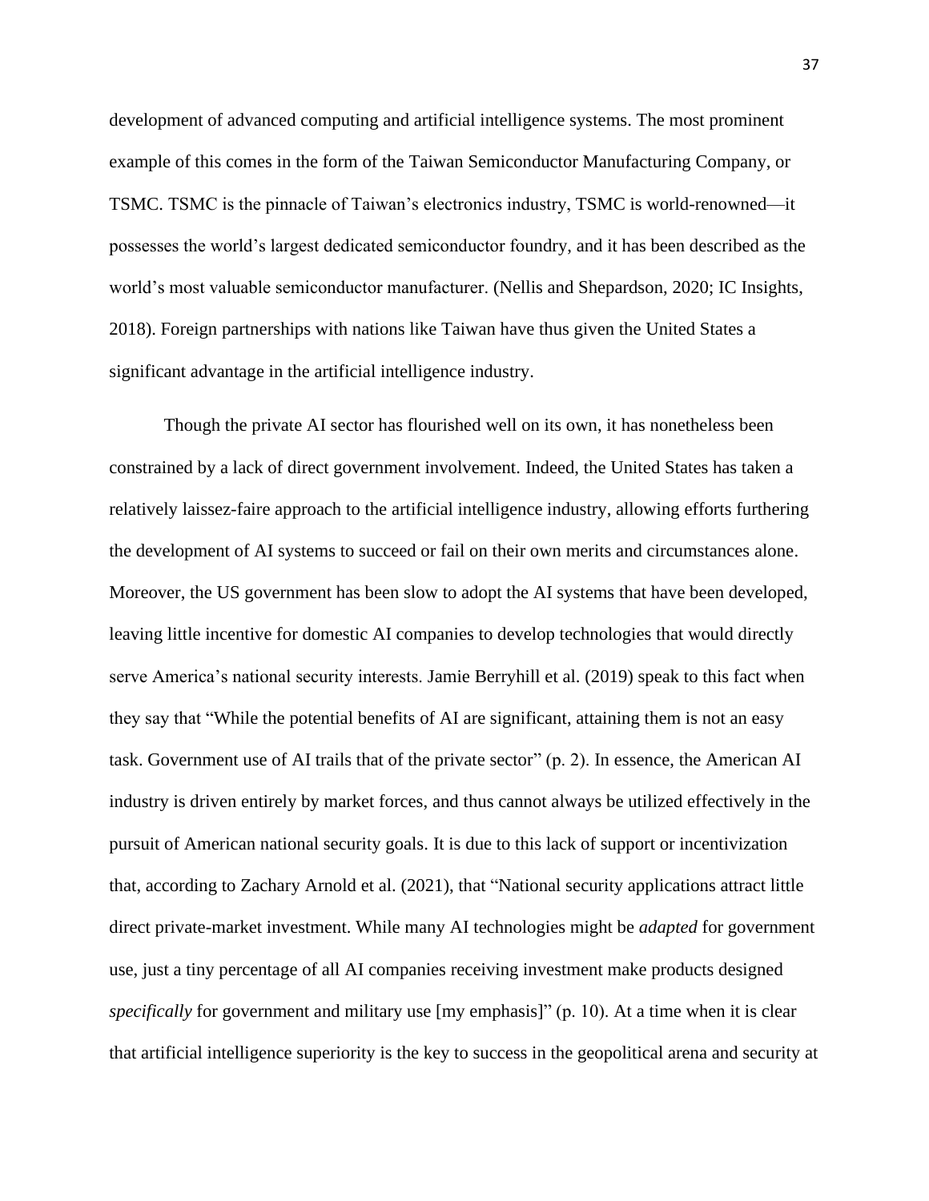development of advanced computing and artificial intelligence systems. The most prominent example of this comes in the form of the Taiwan Semiconductor Manufacturing Company, or TSMC. TSMC is the pinnacle of Taiwan's electronics industry, TSMC is world-renowned—it possesses the world's largest dedicated semiconductor foundry, and it has been described as the world's most valuable semiconductor manufacturer. (Nellis and Shepardson, 2020; IC Insights, 2018). Foreign partnerships with nations like Taiwan have thus given the United States a significant advantage in the artificial intelligence industry.

Though the private AI sector has flourished well on its own, it has nonetheless been constrained by a lack of direct government involvement. Indeed, the United States has taken a relatively laissez-faire approach to the artificial intelligence industry, allowing efforts furthering the development of AI systems to succeed or fail on their own merits and circumstances alone. Moreover, the US government has been slow to adopt the AI systems that have been developed, leaving little incentive for domestic AI companies to develop technologies that would directly serve America's national security interests. Jamie Berryhill et al. (2019) speak to this fact when they say that "While the potential benefits of AI are significant, attaining them is not an easy task. Government use of AI trails that of the private sector" (p. 2). In essence, the American AI industry is driven entirely by market forces, and thus cannot always be utilized effectively in the pursuit of American national security goals. It is due to this lack of support or incentivization that, according to Zachary Arnold et al. (2021), that "National security applications attract little direct private-market investment. While many AI technologies might be *adapted* for government use, just a tiny percentage of all AI companies receiving investment make products designed *specifically* for government and military use [my emphasis]" (p. 10). At a time when it is clear that artificial intelligence superiority is the key to success in the geopolitical arena and security at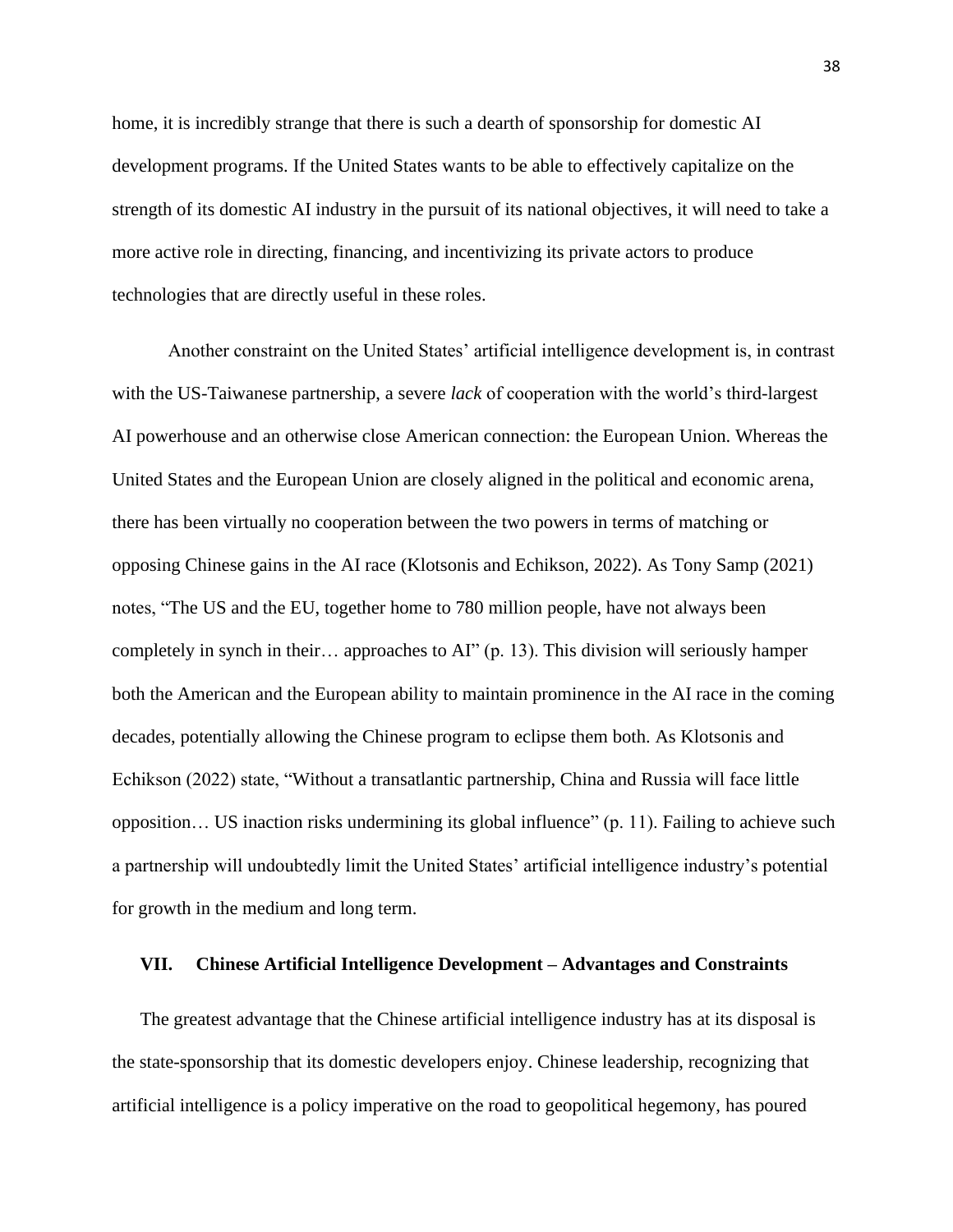home, it is incredibly strange that there is such a dearth of sponsorship for domestic AI development programs. If the United States wants to be able to effectively capitalize on the strength of its domestic AI industry in the pursuit of its national objectives, it will need to take a more active role in directing, financing, and incentivizing its private actors to produce technologies that are directly useful in these roles.

Another constraint on the United States' artificial intelligence development is, in contrast with the US-Taiwanese partnership, a severe *lack* of cooperation with the world's third-largest AI powerhouse and an otherwise close American connection: the European Union. Whereas the United States and the European Union are closely aligned in the political and economic arena, there has been virtually no cooperation between the two powers in terms of matching or opposing Chinese gains in the AI race (Klotsonis and Echikson, 2022). As Tony Samp (2021) notes, "The US and the EU, together home to 780 million people, have not always been completely in synch in their… approaches to AI" (p. 13). This division will seriously hamper both the American and the European ability to maintain prominence in the AI race in the coming decades, potentially allowing the Chinese program to eclipse them both. As Klotsonis and Echikson (2022) state, "Without a transatlantic partnership, China and Russia will face little opposition… US inaction risks undermining its global influence" (p. 11). Failing to achieve such a partnership will undoubtedly limit the United States' artificial intelligence industry's potential for growth in the medium and long term.

## VII. Chinese Artificial Intelligence Development – Advantages and Constraints

The greatest advantage that the Chinese artificial intelligence industry has at its disposal is the state-sponsorship that its domestic developers enjoy. Chinese leadership, recognizing that artificial intelligence is a policy imperative on the road to geopolitical hegemony, has poured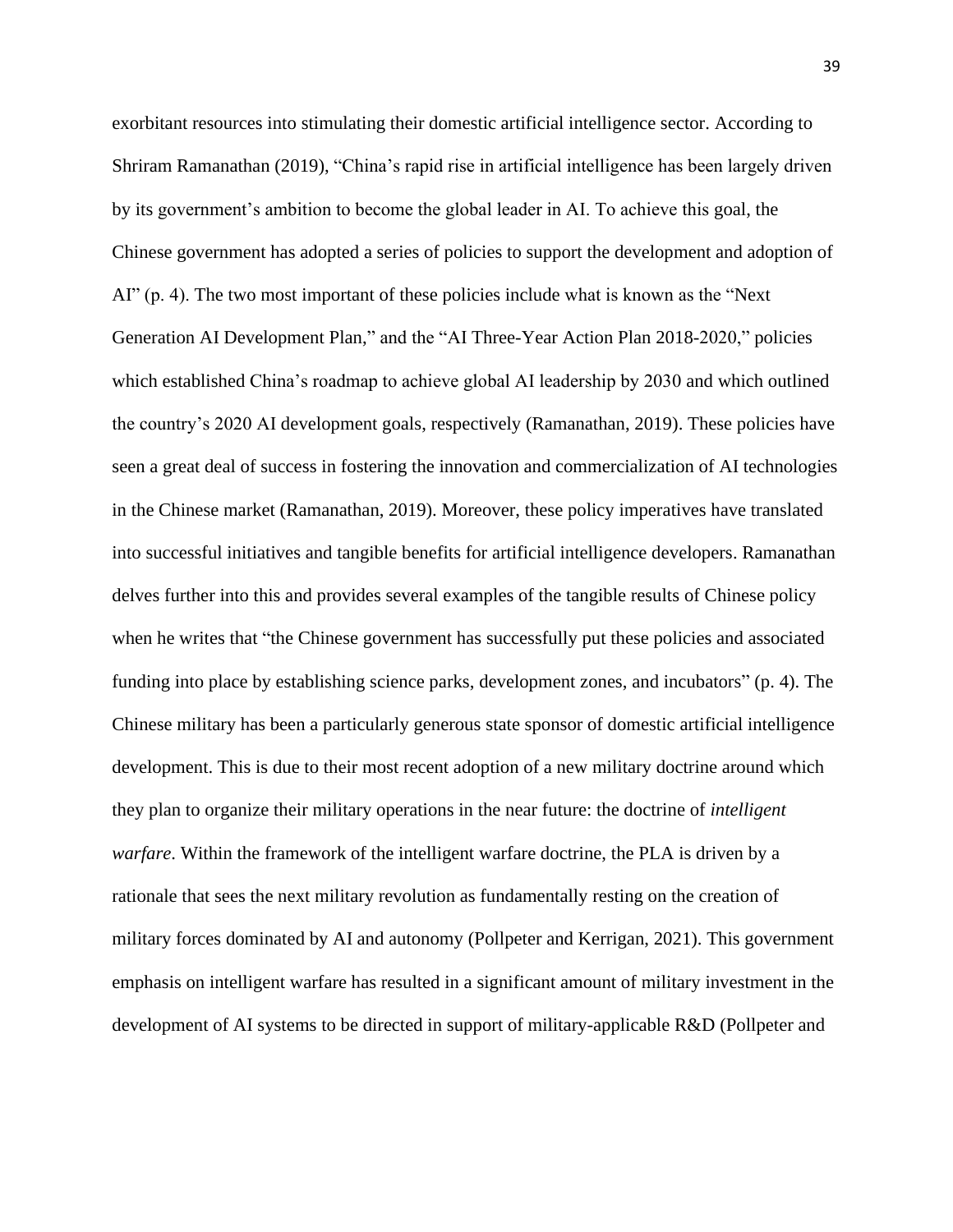exorbitant resources into stimulating their domestic artificial intelligence sector. According to Shriram Ramanathan (2019), "China's rapid rise in artificial intelligence has been largely driven by its government's ambition to become the global leader in AI. To achieve this goal, the Chinese government has adopted a series of policies to support the development and adoption of AI" (p. 4). The two most important of these policies include what is known as the "Next Generation AI Development Plan," and the "AI Three-Year Action Plan 2018-2020," policies which established China's roadmap to achieve global AI leadership by 2030 and which outlined the country's 2020 AI development goals, respectively (Ramanathan, 2019). These policies have seen a great deal of success in fostering the innovation and commercialization of AI technologies in the Chinese market (Ramanathan, 2019). Moreover, these policy imperatives have translated into successful initiatives and tangible benefits for artificial intelligence developers. Ramanathan delves further into this and provides several examples of the tangible results of Chinese policy when he writes that "the Chinese government has successfully put these policies and associated funding into place by establishing science parks, development zones, and incubators" (p. 4). The Chinese military has been a particularly generous state sponsor of domestic artificial intelligence development. This is due to their most recent adoption of a new military doctrine around which they plan to organize their military operations in the near future: the doctrine of *intelligent warfare*. Within the framework of the intelligent warfare doctrine, the PLA is driven by a rationale that sees the next military revolution as fundamentally resting on the creation of military forces dominated by AI and autonomy (Pollpeter and Kerrigan, 2021). This government emphasis on intelligent warfare has resulted in a significant amount of military investment in the development of AI systems to be directed in support of military-applicable R&D (Pollpeter and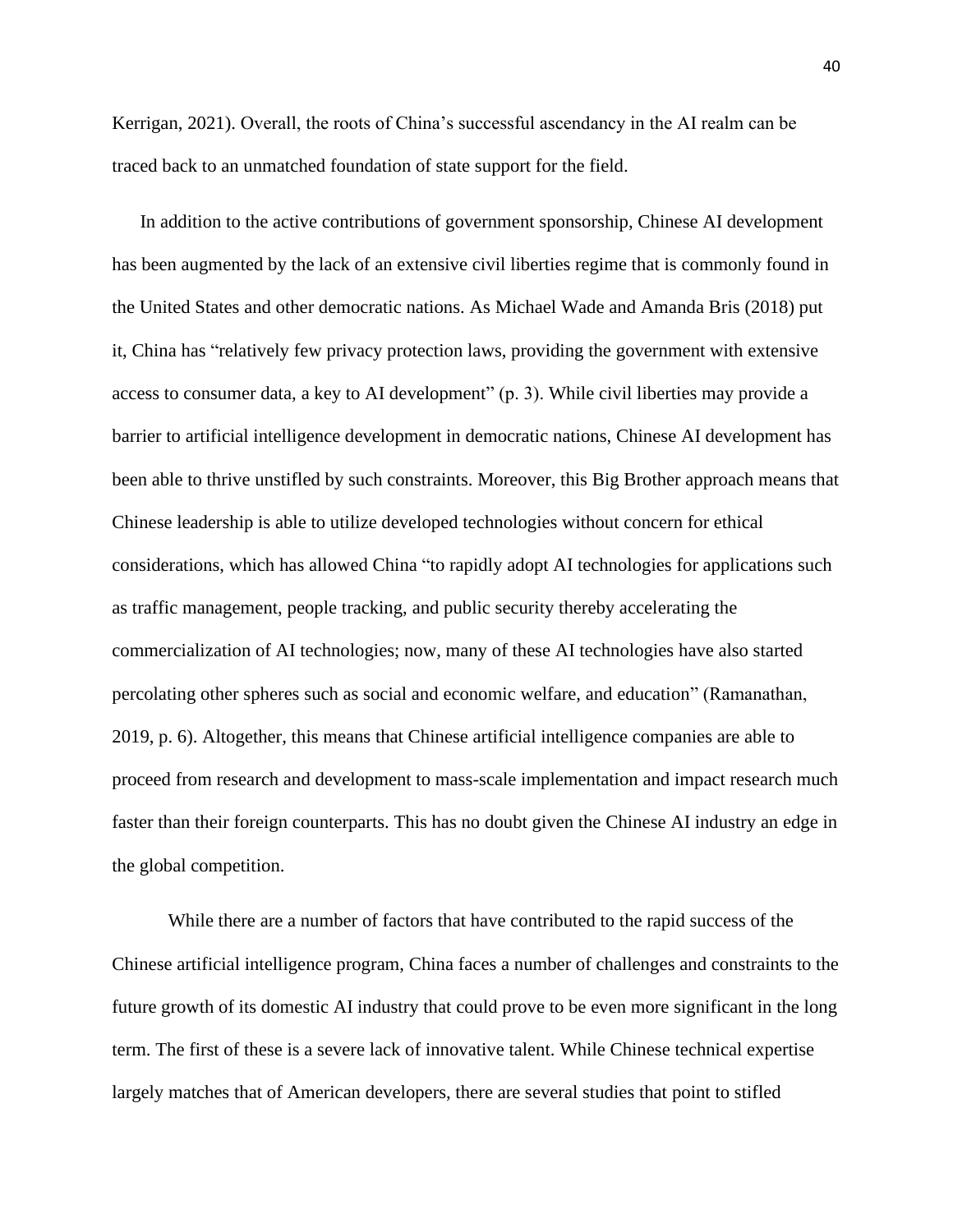Kerrigan, 2021). Overall, the roots of China's successful ascendancy in the AI realm can be traced back to an unmatched foundation of state support for the field.

In addition to the active contributions of government sponsorship, Chinese AI development has been augmented by the lack of an extensive civil liberties regime that is commonly found in the United States and other democratic nations. As Michael Wade and Amanda Bris (2018) put it, China has "relatively few privacy protection laws, providing the government with extensive access to consumer data, a key to AI development" (p. 3). While civil liberties may provide a barrier to artificial intelligence development in democratic nations, Chinese AI development has been able to thrive unstifled by such constraints. Moreover, this Big Brother approach means that Chinese leadership is able to utilize developed technologies without concern for ethical considerations, which has allowed China "to rapidly adopt AI technologies for applications such as traffic management, people tracking, and public security thereby accelerating the commercialization of AI technologies; now, many of these AI technologies have also started percolating other spheres such as social and economic welfare, and education" (Ramanathan, 2019, p. 6). Altogether, this means that Chinese artificial intelligence companies are able to proceed from research and development to mass-scale implementation and impact research much faster than their foreign counterparts. This has no doubt given the Chinese AI industry an edge in the global competition.

While there are a number of factors that have contributed to the rapid success of the Chinese artificial intelligence program, China faces a number of challenges and constraints to the future growth of its domestic AI industry that could prove to be even more significant in the long term. The first of these is a severe lack of innovative talent. While Chinese technical expertise largely matches that of American developers, there are several studies that point to stifled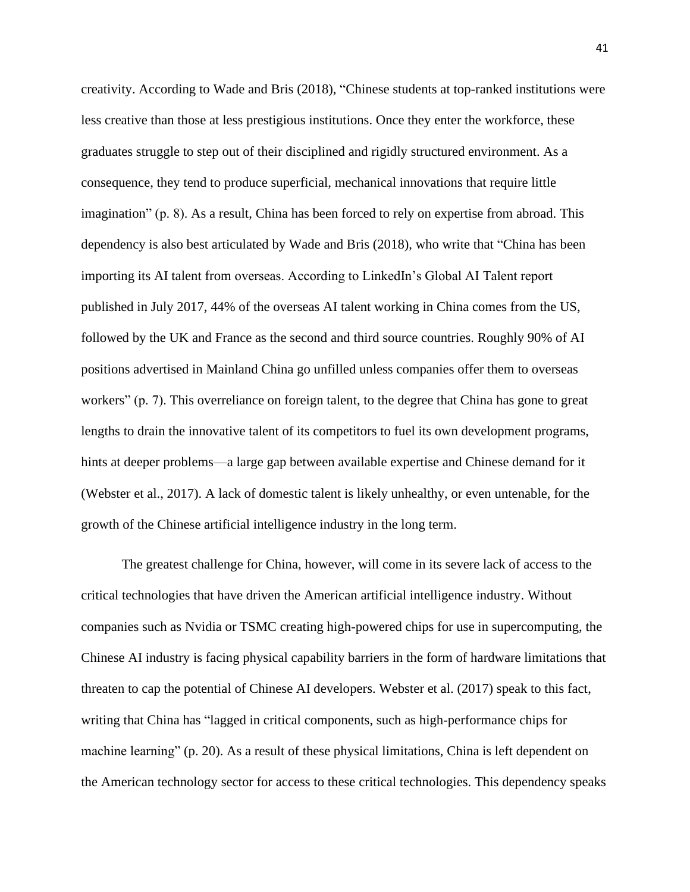creativity. According to Wade and Bris (2018), "Chinese students at top-ranked institutions were less creative than those at less prestigious institutions. Once they enter the workforce, these graduates struggle to step out of their disciplined and rigidly structured environment. As a consequence, they tend to produce superficial, mechanical innovations that require little imagination" (p. 8). As a result, China has been forced to rely on expertise from abroad. This dependency is also best articulated by Wade and Bris (2018), who write that "China has been importing its AI talent from overseas. According to LinkedIn's Global AI Talent report published in July 2017, 44% of the overseas AI talent working in China comes from the US, followed by the UK and France as the second and third source countries. Roughly 90% of AI positions advertised in Mainland China go unfilled unless companies offer them to overseas workers" (p. 7). This overreliance on foreign talent, to the degree that China has gone to great lengths to drain the innovative talent of its competitors to fuel its own development programs, hints at deeper problems—a large gap between available expertise and Chinese demand for it (Webster et al., 2017). A lack of domestic talent is likely unhealthy, or even untenable, for the growth of the Chinese artificial intelligence industry in the long term.

The greatest challenge for China, however, will come in its severe lack of access to the critical technologies that have driven the American artificial intelligence industry. Without companies such as Nvidia or TSMC creating high-powered chips for use in supercomputing, the Chinese AI industry is facing physical capability barriers in the form of hardware limitations that threaten to cap the potential of Chinese AI developers. Webster et al. (2017) speak to this fact, writing that China has "lagged in critical components, such as high-performance chips for machine learning" (p. 20). As a result of these physical limitations, China is left dependent on the American technology sector for access to these critical technologies. This dependency speaks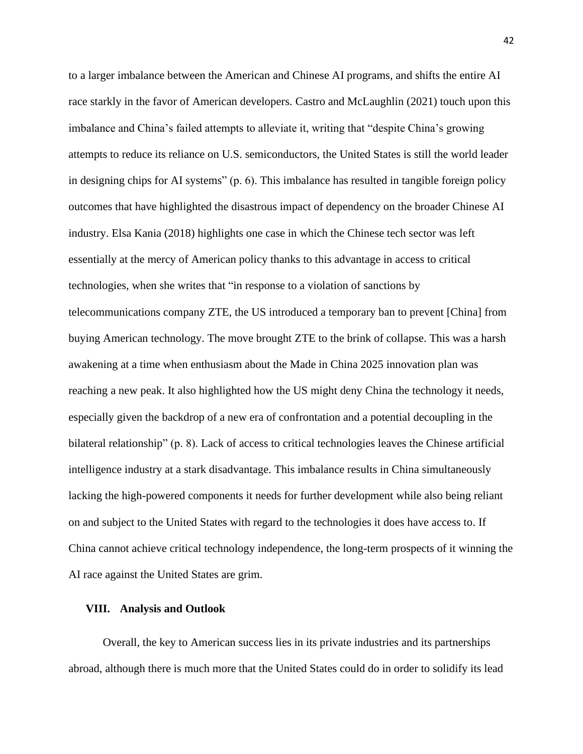to a larger imbalance between the American and Chinese AI programs, and shifts the entire AI race starkly in the favor of American developers. Castro and McLaughlin (2021) touch upon this imbalance and China's failed attempts to alleviate it, writing that "despite China's growing attempts to reduce its reliance on U.S. semiconductors, the United States is still the world leader in designing chips for AI systems" (p. 6). This imbalance has resulted in tangible foreign policy outcomes that have highlighted the disastrous impact of dependency on the broader Chinese AI industry. Elsa Kania (2018) highlights one case in which the Chinese tech sector was left essentially at the mercy of American policy thanks to this advantage in access to critical technologies, when she writes that "in response to a violation of sanctions by telecommunications company ZTE, the US introduced a temporary ban to prevent [China] from buying American technology. The move brought ZTE to the brink of collapse. This was a harsh awakening at a time when enthusiasm about the Made in China 2025 innovation plan was reaching a new peak. It also highlighted how the US might deny China the technology it needs, especially given the backdrop of a new era of confrontation and a potential decoupling in the bilateral relationship" (p. 8). Lack of access to critical technologies leaves the Chinese artificial intelligence industry at a stark disadvantage. This imbalance results in China simultaneously lacking the high-powered components it needs for further development while also being reliant on and subject to the United States with regard to the technologies it does have access to. If China cannot achieve critical technology independence, the long-term prospects of it winning the AI race against the United States are grim.

## VIII. Analysis and Outlook

Overall, the key to American success lies in its private industries and its partnerships abroad, although there is much more that the United States could do in order to solidify its lead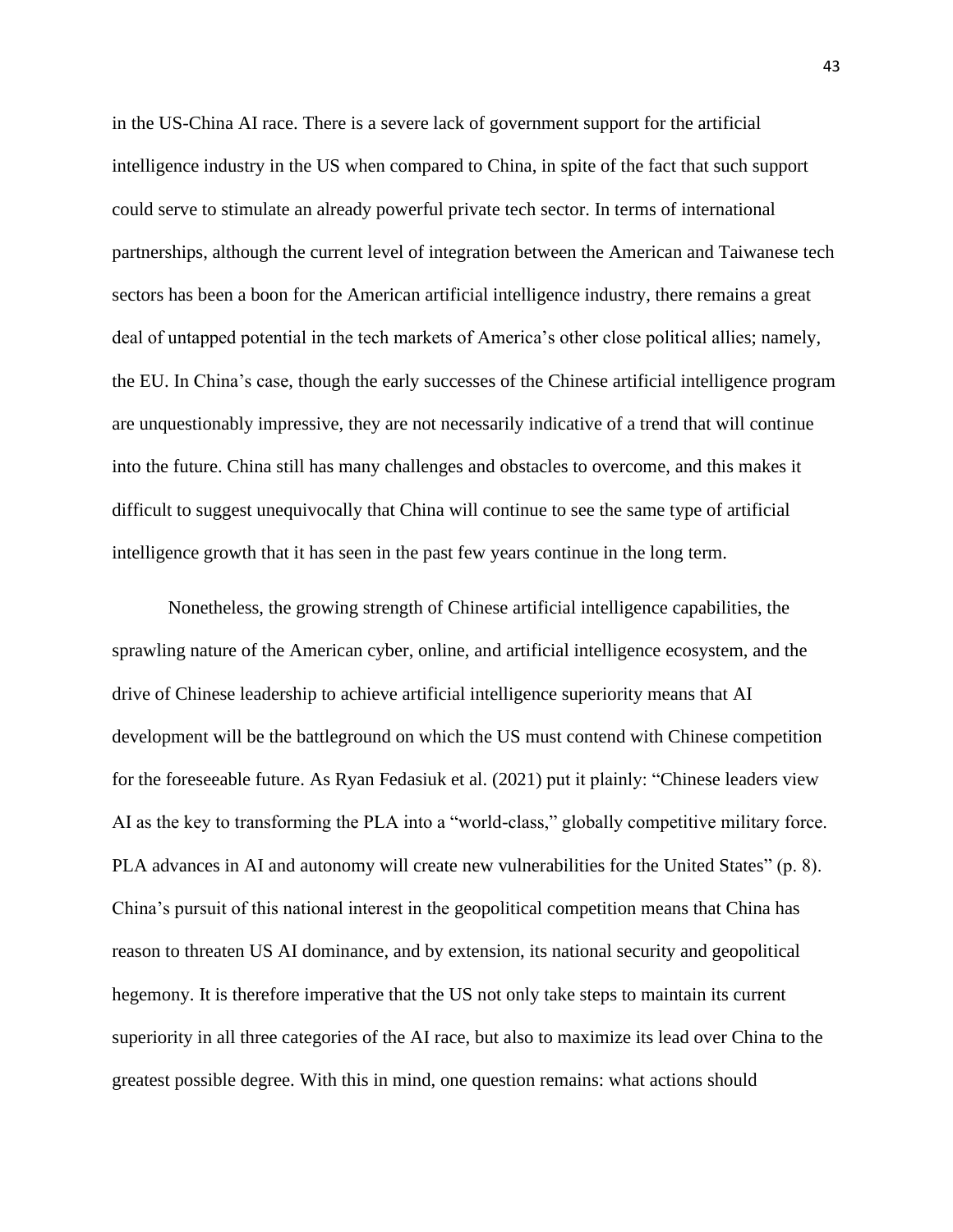in the US-China AI race. There is a severe lack of government support for the artificial intelligence industry in the US when compared to China, in spite of the fact that such support could serve to stimulate an already powerful private tech sector. In terms of international partnerships, although the current level of integration between the American and Taiwanese tech sectors has been a boon for the American artificial intelligence industry, there remains a great deal of untapped potential in the tech markets of America's other close political allies; namely, the EU. In China's case, though the early successes of the Chinese artificial intelligence program are unquestionably impressive, they are not necessarily indicative of a trend that will continue into the future. China still has many challenges and obstacles to overcome, and this makes it difficult to suggest unequivocally that China will continue to see the same type of artificial intelligence growth that it has seen in the past few years continue in the long term.

Nonetheless, the growing strength of Chinese artificial intelligence capabilities, the sprawling nature of the American cyber, online, and artificial intelligence ecosystem, and the drive of Chinese leadership to achieve artificial intelligence superiority means that AI development will be the battleground on which the US must contend with Chinese competition for the foreseeable future. As Ryan Fedasiuk et al. (2021) put it plainly: "Chinese leaders view AI as the key to transforming the PLA into a "world-class," globally competitive military force. PLA advances in AI and autonomy will create new vulnerabilities for the United States" (p. 8). China's pursuit of this national interest in the geopolitical competition means that China has reason to threaten US AI dominance, and by extension, its national security and geopolitical hegemony. It is therefore imperative that the US not only take steps to maintain its current superiority in all three categories of the AI race, but also to maximize its lead over China to the greatest possible degree. With this in mind, one question remains: what actions should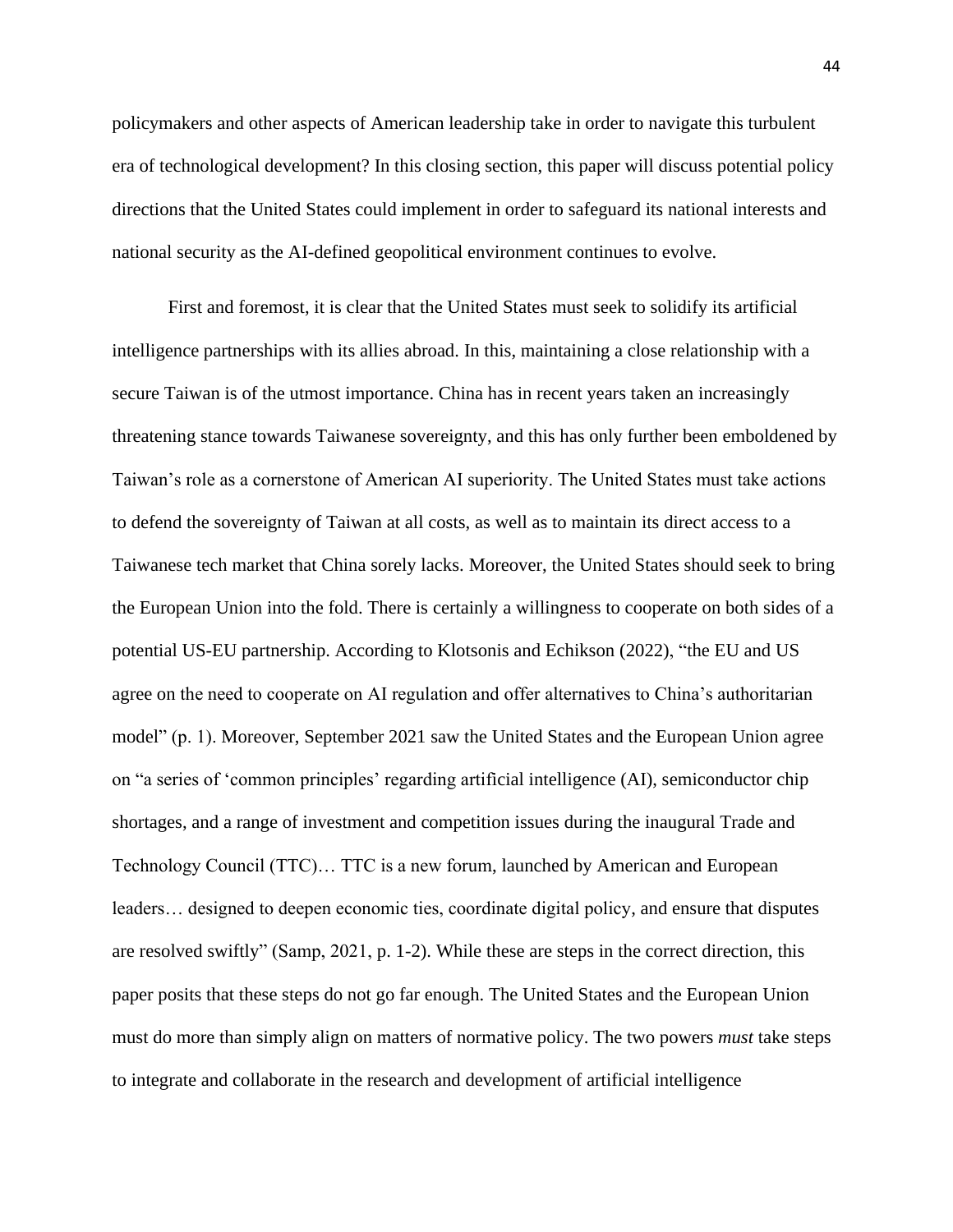policymakers and other aspects of American leadership take in order to navigate this turbulent era of technological development? In this closing section, this paper will discuss potential policy directions that the United States could implement in order to safeguard its national interests and national security as the AI-defined geopolitical environment continues to evolve.

First and foremost, it is clear that the United States must seek to solidify its artificial intelligence partnerships with its allies abroad. In this, maintaining a close relationship with a secure Taiwan is of the utmost importance. China has in recent years taken an increasingly threatening stance towards Taiwanese sovereignty, and this has only further been emboldened by Taiwan's role as a cornerstone of American AI superiority. The United States must take actions to defend the sovereignty of Taiwan at all costs, as well as to maintain its direct access to a Taiwanese tech market that China sorely lacks. Moreover, the United States should seek to bring the European Union into the fold. There is certainly a willingness to cooperate on both sides of a potential US-EU partnership. According to Klotsonis and Echikson (2022), "the EU and US agree on the need to cooperate on AI regulation and offer alternatives to China's authoritarian model" (p. 1). Moreover, September 2021 saw the United States and the European Union agree on "a series of 'common principles' regarding artificial intelligence (AI), semiconductor chip shortages, and a range of investment and competition issues during the inaugural Trade and Technology Council (TTC)… TTC is a new forum, launched by American and European leaders… designed to deepen economic ties, coordinate digital policy, and ensure that disputes are resolved swiftly" (Samp, 2021, p. 1-2). While these are steps in the correct direction, this paper posits that these steps do not go far enough. The United States and the European Union must do more than simply align on matters of normative policy. The two powers *must* take steps to integrate and collaborate in the research and development of artificial intelligence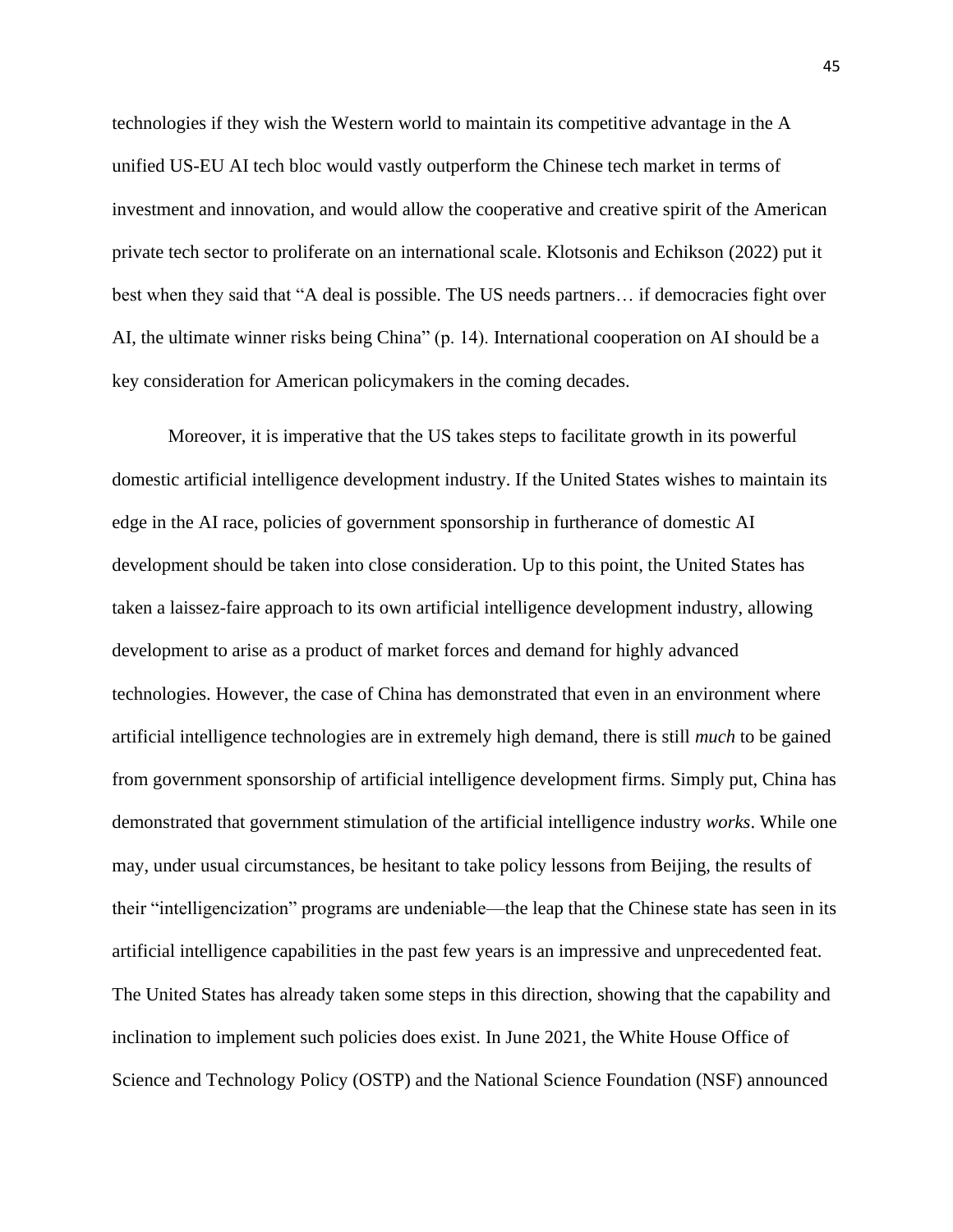technologies if they wish the Western world to maintain its competitive advantage in the A unified US-EU AI tech bloc would vastly outperform the Chinese tech market in terms of investment and innovation, and would allow the cooperative and creative spirit of the American private tech sector to proliferate on an international scale. Klotsonis and Echikson (2022) put it best when they said that "A deal is possible. The US needs partners… if democracies fight over AI, the ultimate winner risks being China" (p. 14). International cooperation on AI should be a key consideration for American policymakers in the coming decades.

Moreover, it is imperative that the US takes steps to facilitate growth in its powerful domestic artificial intelligence development industry. If the United States wishes to maintain its edge in the AI race, policies of government sponsorship in furtherance of domestic AI development should be taken into close consideration. Up to this point, the United States has taken a laissez-faire approach to its own artificial intelligence development industry, allowing development to arise as a product of market forces and demand for highly advanced technologies. However, the case of China has demonstrated that even in an environment where artificial intelligence technologies are in extremely high demand, there is still *much* to be gained from government sponsorship of artificial intelligence development firms. Simply put, China has demonstrated that government stimulation of the artificial intelligence industry *works*. While one may, under usual circumstances, be hesitant to take policy lessons from Beijing, the results of their "intelligencization" programs are undeniable—the leap that the Chinese state has seen in its artificial intelligence capabilities in the past few years is an impressive and unprecedented feat. The United States has already taken some steps in this direction, showing that the capability and inclination to implement such policies does exist. In June 2021, the White House Office of Science and Technology Policy (OSTP) and the National Science Foundation (NSF) announced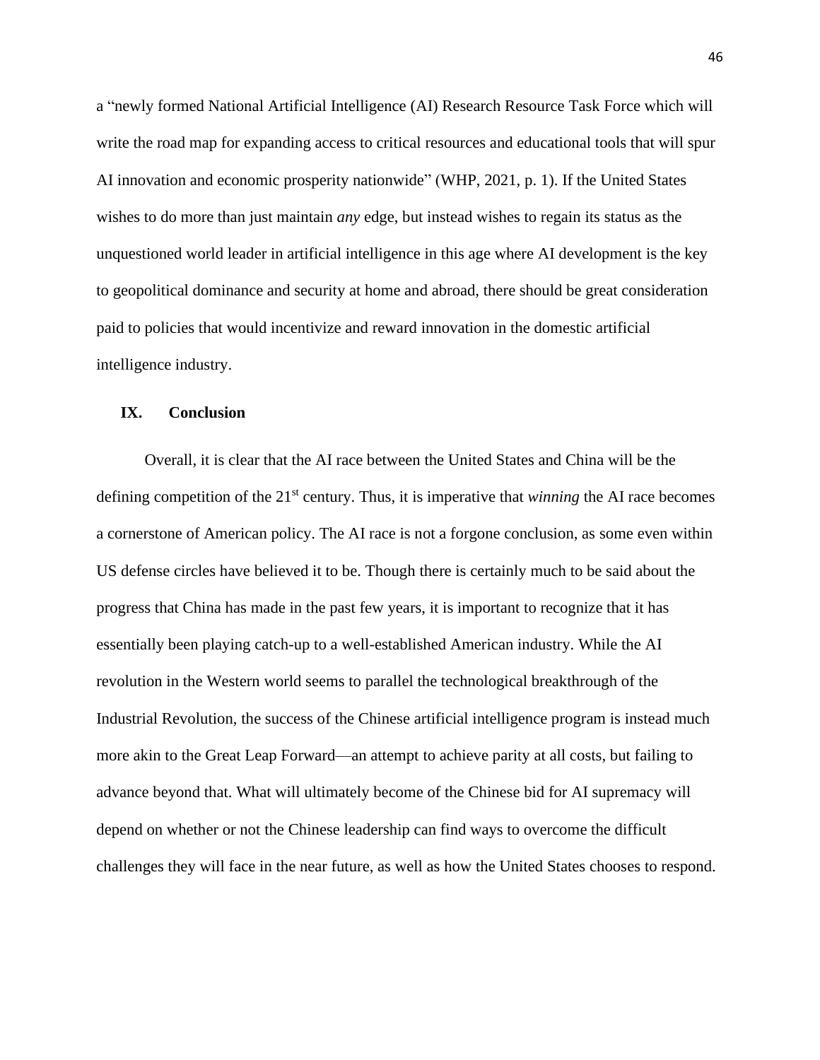a "newly formed National Artificial Intelligence (AI) Research Resource Task Force which will write the road map for expanding access to critical resources and educational tools that will spur AI innovation and economic prosperity nationwide" (WHP, 2021, p. 1). If the United States wishes to do more than just maintain *any* edge, but instead wishes to regain its status as the unquestioned world leader in artificial intelligence in this age where AI development is the key to geopolitical dominance and security at home and abroad, there should be great consideration paid to policies that would incentivize and reward innovation in the domestic artificial intelligence industry.

## IX. Conclusion

Overall, it is clear that the AI race between the United States and China will be the defining competition of the 21st century. Thus, it is imperative that *winning* the AI race becomes a cornerstone of American policy. The AI race is not a forgone conclusion, as some even within US defense circles have believed it to be. Though there is certainly much to be said about the progress that China has made in the past few years, it is important to recognize that it has essentially been playing catch-up to a well-established American industry. While the AI revolution in the Western world seems to parallel the technological breakthrough of the Industrial Revolution, the success of the Chinese artificial intelligence program is instead much more akin to the Great Leap Forward—an attempt to achieve parity at all costs, but failing to advance beyond that. What will ultimately become of the Chinese bid for AI supremacy will depend on whether or not the Chinese leadership can find ways to overcome the difficult challenges they will face in the near future, as well as how the United States chooses to respond.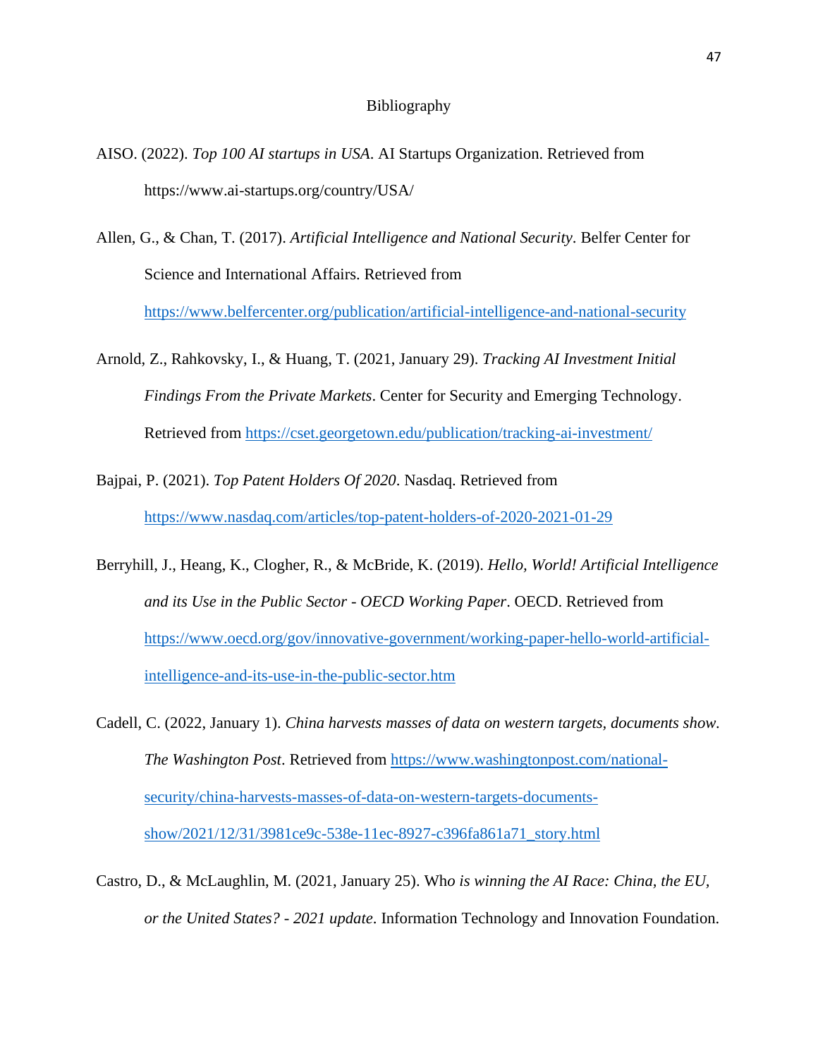# Bibliography

AISO. (2022). *Top 100 AI startups in USA*. AI Startups Organization. Retrieved from https://www.ai-startups.org/country/USA/

Allen, G., & Chan, T. (2017). *Artificial Intelligence and National Security*. Belfer Center for Science and International Affairs. Retrieved from https://www.belfercenter.org/publication/artificial-intelligence-and-national-security

Arnold, Z., Rahkovsky, I., & Huang, T. (2021, January 29). *Tracking AI Investment Initial Findings From the Private Markets*. Center for Security and Emerging Technology. Retrieved from https://cset.georgetown.edu/publication/tracking-ai-investment/

Bajpai, P. (2021). *Top Patent Holders Of 2020*. Nasdaq. Retrieved from https://www.nasdaq.com/articles/top-patent-holders-of-2020-2021-01-29

Berryhill, J., Heang, K., Clogher, R., & McBride, K. (2019). *Hello, World! Artificial Intelligence and its Use in the Public Sector - OECD Working Paper*. OECD. Retrieved from https://www.oecd.org/gov/innovative-government/working-paper-hello-world-artificial-intelligence-and-its-use-in-the-public-sector.htm

Cadell, C. (2022, January 1). *China harvests masses of data on western targets, documents show*. *The Washington Post*. Retrieved from https://www.washingtonpost.com/national-security/china-harvests-masses-of-data-on-western-targets-documents-show/2021/12/31/3981ce9c-538e-11ec-8927-c396fa861a71_story.html

Castro, D., & McLaughlin, M. (2021, January 25). Wh*o is winning the AI Race: China, the EU, or the United States? - 2021 update*. Information Technology and Innovation Foundation.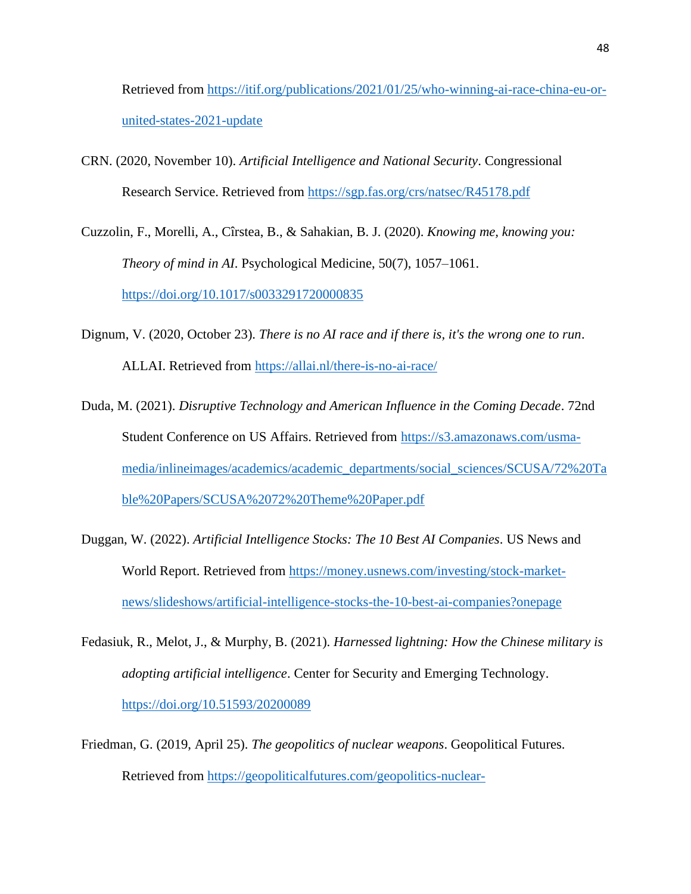Retrieved from https://itif.org/publications/2021/01/25/who-winning-ai-race-china-eu-or-united-states-2021-update

CRN. (2020, November 10). *Artificial Intelligence and National Security*. Congressional Research Service. Retrieved from https://sgp.fas.org/crs/natsec/R45178.pdf

Cuzzolin, F., Morelli, A., Cîrstea, B., & Sahakian, B. J. (2020). *Knowing me, knowing you: Theory of mind in AI*. Psychological Medicine, 50(7), 1057–1061. https://doi.org/10.1017/s0033291720000835

Dignum, V. (2020, October 23). *There is no AI race and if there is, it's the wrong one to run*. ALLAI. Retrieved from https://allai.nl/there-is-no-ai-race/

Duda, M. (2021). *Disruptive Technology and American Influence in the Coming Decade*. 72nd Student Conference on US Affairs. Retrieved from https://s3.amazonaws.com/usma-media/inlineimages/academics/academic_departments/social_sciences/SCUSA/72%20Table%20Papers/SCUSA%2072%20Theme%20Paper.pdf

Duggan, W. (2022). *Artificial Intelligence Stocks: The 10 Best AI Companies*. US News and World Report. Retrieved from https://money.usnews.com/investing/stock-market-news/slideshows/artificial-intelligence-stocks-the-10-best-ai-companies?onepage

Fedasiuk, R., Melot, J., & Murphy, B. (2021). *Harnessed lightning: How the Chinese military is adopting artificial intelligence*. Center for Security and Emerging Technology. https://doi.org/10.51593/20200089

Friedman, G. (2019, April 25). *The geopolitics of nuclear weapons*. Geopolitical Futures. Retrieved from https://geopoliticalfutures.com/geopolitics-nuclear-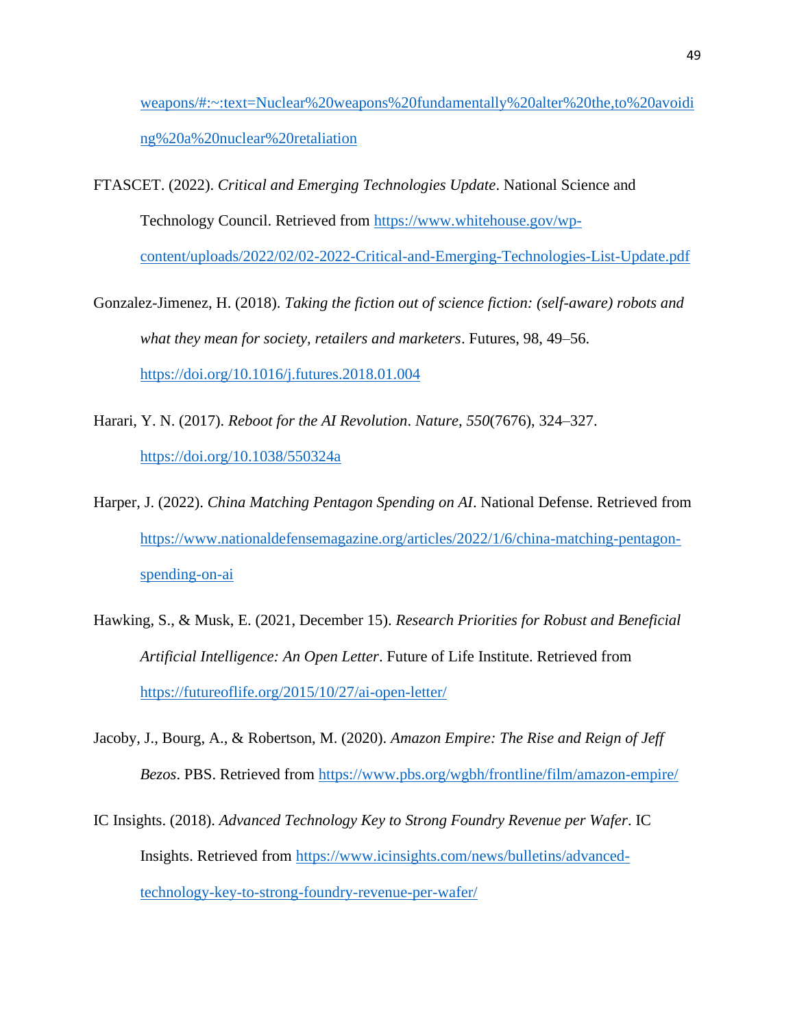weapons/#:~:text=Nuclear%20weapons%20fundamentally%20alter%20the,to%20avoiding%20a%20nuclear%20retaliation

FTASCET. (2022). *Critical and Emerging Technologies Update*. National Science and Technology Council. Retrieved from https://www.whitehouse.gov/wp-content/uploads/2022/02/02-2022-Critical-and-Emerging-Technologies-List-Update.pdf

Gonzalez-Jimenez, H. (2018). *Taking the fiction out of science fiction: (self-aware) robots and what they mean for society, retailers and marketers*. Futures, 98, 49–56. https://doi.org/10.1016/j.futures.2018.01.004

Harari, Y. N. (2017). *Reboot for the AI Revolution*. *Nature, 550*(7676), 324–327. https://doi.org/10.1038/550324a

Harper, J. (2022). *China Matching Pentagon Spending on AI*. National Defense. Retrieved from https://www.nationaldefensemagazine.org/articles/2022/1/6/china-matching-pentagon-spending-on-ai

Hawking, S., & Musk, E. (2021, December 15). *Research Priorities for Robust and Beneficial Artificial Intelligence: An Open Letter*. Future of Life Institute. Retrieved from https://futureoflife.org/2015/10/27/ai-open-letter/

Jacoby, J., Bourg, A., & Robertson, M. (2020). *Amazon Empire: The Rise and Reign of Jeff Bezos*. PBS. Retrieved from https://www.pbs.org/wgbh/frontline/film/amazon-empire/

IC Insights. (2018). *Advanced Technology Key to Strong Foundry Revenue per Wafer*. IC Insights. Retrieved from https://www.icinsights.com/news/bulletins/advanced-technology-key-to-strong-foundry-revenue-per-wafer/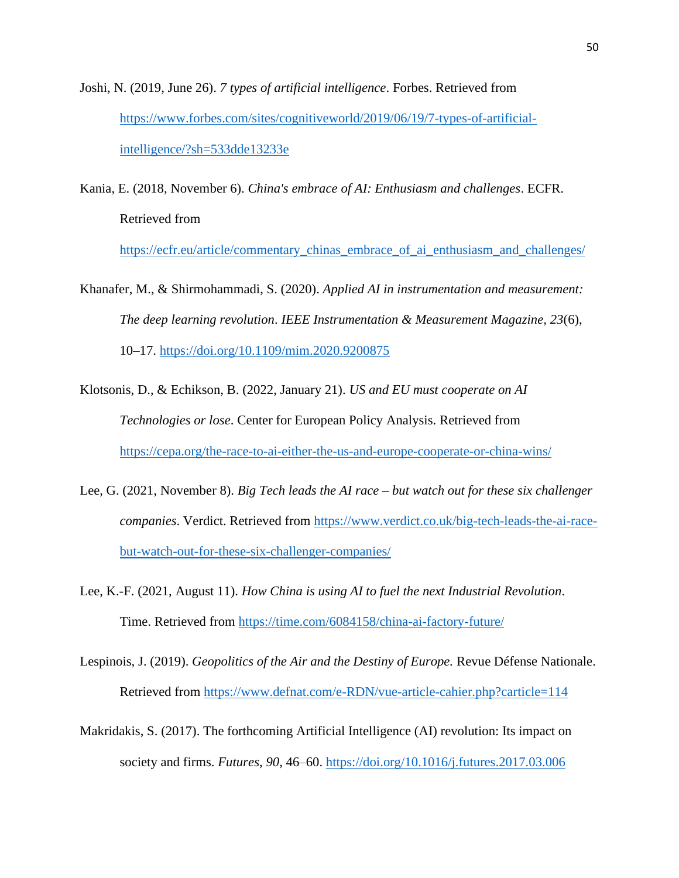Joshi, N. (2019, June 26). *7 types of artificial intelligence*. Forbes. Retrieved from https://www.forbes.com/sites/cognitiveworld/2019/06/19/7-types-of-artificial-intelligence/?sh=533dde13233e

Kania, E. (2018, November 6). *China's embrace of AI: Enthusiasm and challenges*. ECFR. Retrieved from https://ecfr.eu/article/commentary_chinas_embrace_of_ai_enthusiasm_and_challenges/

Khanafer, M., & Shirmohammadi, S. (2020). *Applied AI in instrumentation and measurement: The deep learning revolution*. *IEEE Instrumentation & Measurement Magazine, 23*(6), 10–17. https://doi.org/10.1109/mim.2020.9200875

Klotsonis, D., & Echikson, B. (2022, January 21). *US and EU must cooperate on AI Technologies or lose*. Center for European Policy Analysis. Retrieved from https://cepa.org/the-race-to-ai-either-the-us-and-europe-cooperate-or-china-wins/

Lee, G. (2021, November 8). *Big Tech leads the AI race – but watch out for these six challenger companies*. Verdict. Retrieved from https://www.verdict.co.uk/big-tech-leads-the-ai-race-but-watch-out-for-these-six-challenger-companies/

Lee, K.-F. (2021, August 11). *How China is using AI to fuel the next Industrial Revolution*. Time. Retrieved from https://time.com/6084158/china-ai-factory-future/

Lespinois, J. (2019). *Geopolitics of the Air and the Destiny of Europe.* Revue Défense Nationale. Retrieved from https://www.defnat.com/e-RDN/vue-article-cahier.php?carticle=114

Makridakis, S. (2017). The forthcoming Artificial Intelligence (AI) revolution: Its impact on society and firms. *Futures, 90*, 46–60. https://doi.org/10.1016/j.futures.2017.03.006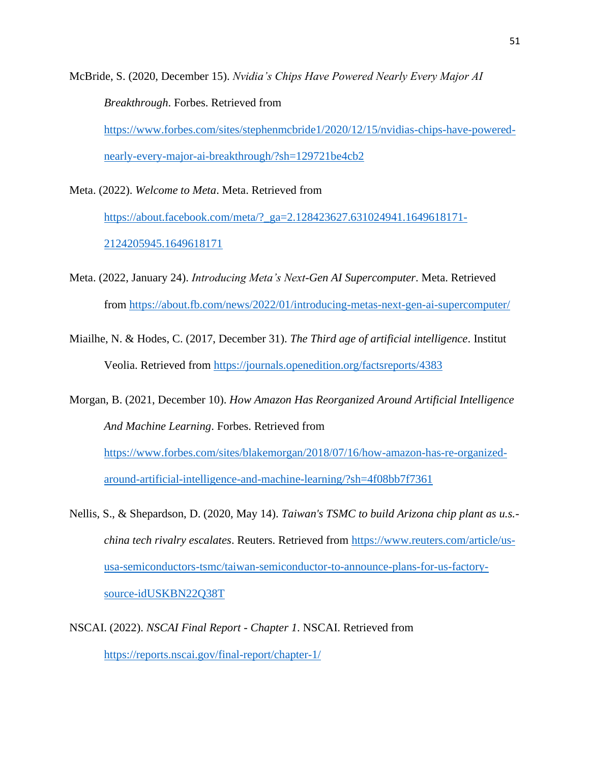McBride, S. (2020, December 15). *Nvidia's Chips Have Powered Nearly Every Major AI Breakthrough*. Forbes. Retrieved from https://www.forbes.com/sites/stephenmcbride1/2020/12/15/nvidias-chips-have-powered-nearly-every-major-ai-breakthrough/?sh=129721be4cb2

Meta. (2022). *Welcome to Meta*. Meta. Retrieved from https://about.facebook.com/meta/?_ga=2.128423627.631024941.1649618171-2124205945.1649618171

Meta. (2022, January 24). *Introducing Meta's Next-Gen AI Supercomputer*. Meta. Retrieved from https://about.fb.com/news/2022/01/introducing-metas-next-gen-ai-supercomputer/

Miailhe, N. & Hodes, C. (2017, December 31). *The Third age of artificial intelligence*. Institut Veolia. Retrieved from https://journals.openedition.org/factsreports/4383

Morgan, B. (2021, December 10). *How Amazon Has Reorganized Around Artificial Intelligence And Machine Learning*. Forbes. Retrieved from https://www.forbes.com/sites/blakemorgan/2018/07/16/how-amazon-has-re-organized-around-artificial-intelligence-and-machine-learning/?sh=4f08bb7f7361

Nellis, S., & Shepardson, D. (2020, May 14). *Taiwan's TSMC to build Arizona chip plant as u.s.-china tech rivalry escalates*. Reuters. Retrieved from https://www.reuters.com/article/us-usa-semiconductors-tsmc/taiwan-semiconductor-to-announce-plans-for-us-factory-source-idUSKBN22Q38T

NSCAI. (2022). *NSCAI Final Report - Chapter 1*. NSCAI. Retrieved from https://reports.nscai.gov/final-report/chapter-1/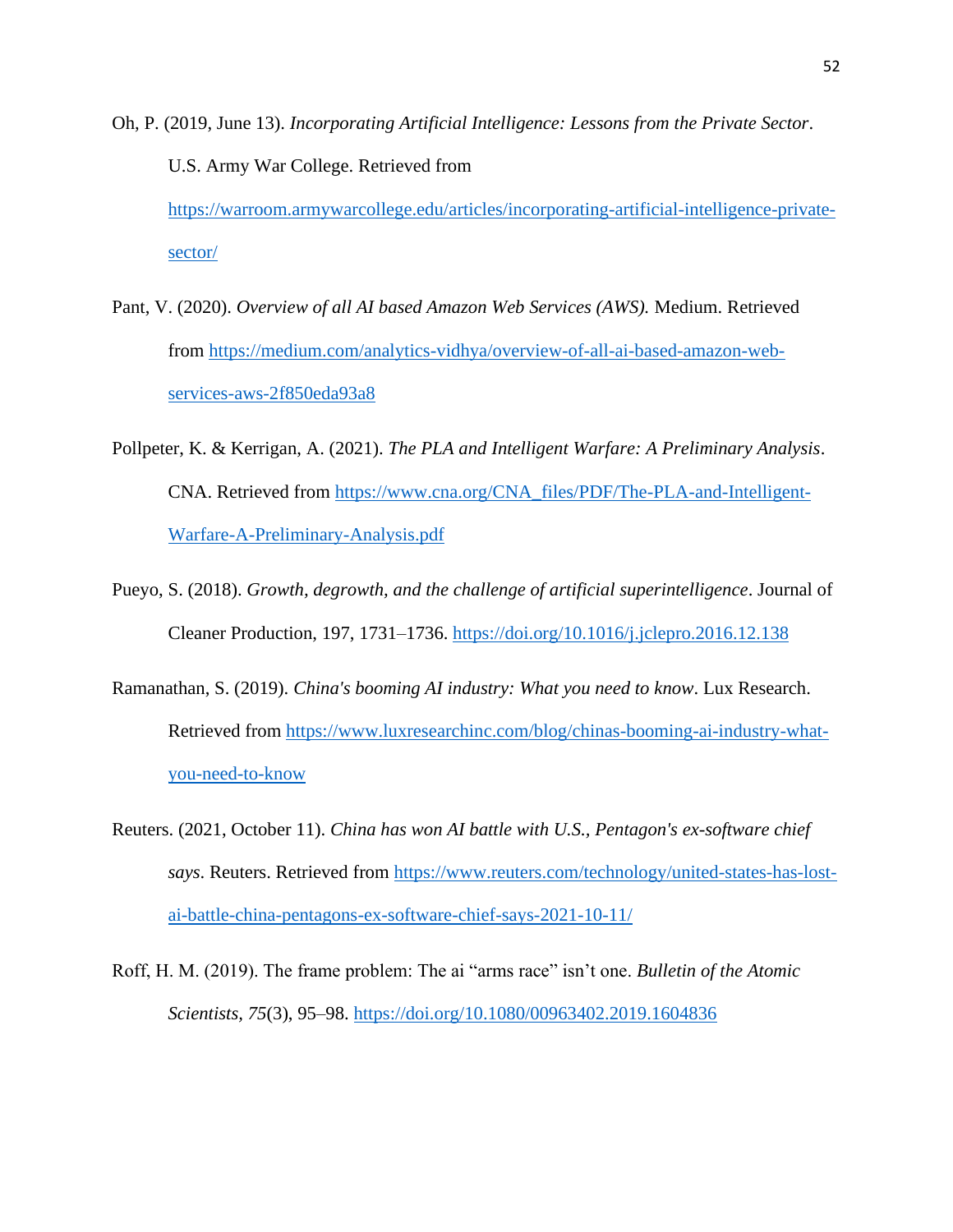Oh, P. (2019, June 13). *Incorporating Artificial Intelligence: Lessons from the Private Sector*. U.S. Army War College. Retrieved from https://warroom.armywarcollege.edu/articles/incorporating-artificial-intelligence-private-sector/

Pant, V. (2020). *Overview of all AI based Amazon Web Services (AWS).* Medium. Retrieved from https://medium.com/analytics-vidhya/overview-of-all-ai-based-amazon-web-services-aws-2f850eda93a8

Pollpeter, K. & Kerrigan, A. (2021). *The PLA and Intelligent Warfare: A Preliminary Analysis*. CNA. Retrieved from https://www.cna.org/CNA_files/PDF/The-PLA-and-Intelligent-Warfare-A-Preliminary-Analysis.pdf

Pueyo, S. (2018). *Growth, degrowth, and the challenge of artificial superintelligence*. Journal of Cleaner Production, 197, 1731–1736. https://doi.org/10.1016/j.jclepro.2016.12.138

Ramanathan, S. (2019). *China's booming AI industry: What you need to know*. Lux Research. Retrieved from https://www.luxresearchinc.com/blog/chinas-booming-ai-industry-what-you-need-to-know

Reuters. (2021, October 11). *China has won AI battle with U.S., Pentagon's ex-software chief says*. Reuters. Retrieved from https://www.reuters.com/technology/united-states-has-lost-ai-battle-china-pentagons-ex-software-chief-says-2021-10-11/

Roff, H. M. (2019). The frame problem: The ai "arms race" isn't one. *Bulletin of the Atomic Scientists, 75*(3), 95–98. https://doi.org/10.1080/00963402.2019.1604836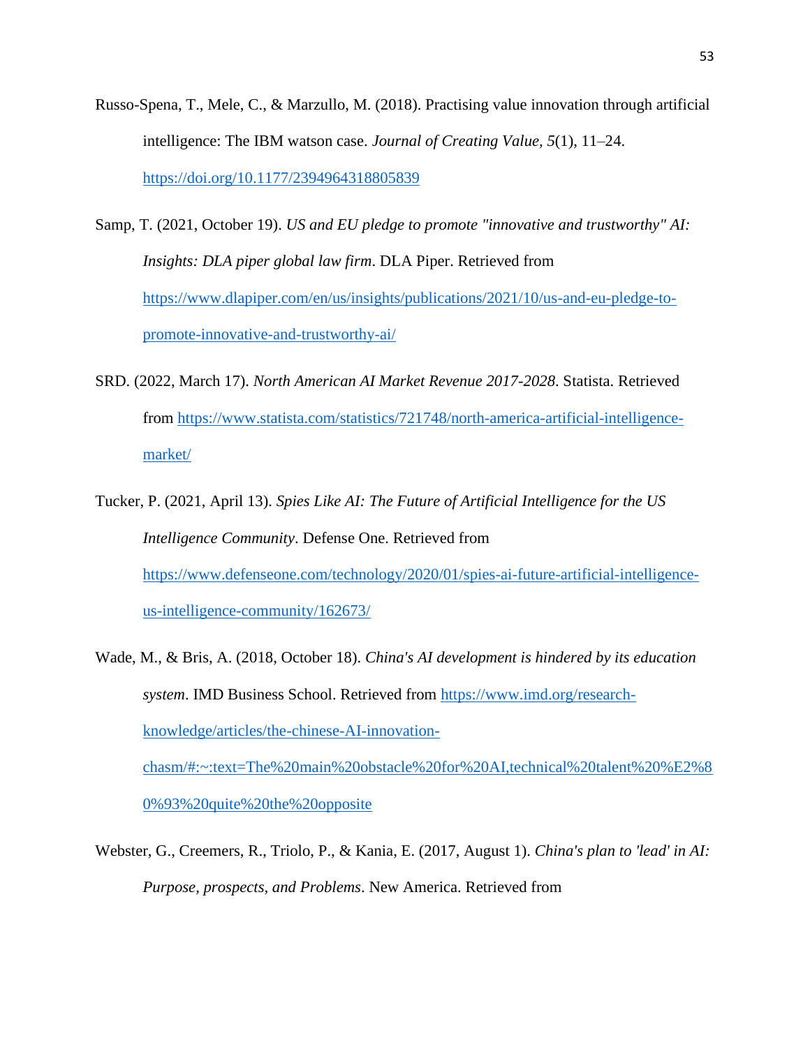Russo-Spena, T., Mele, C., & Marzullo, M. (2018). Practising value innovation through artificial intelligence: The IBM watson case. *Journal of Creating Value, 5*(1), 11–24. https://doi.org/10.1177/2394964318805839

Samp, T. (2021, October 19). *US and EU pledge to promote "innovative and trustworthy" AI: Insights: DLA piper global law firm*. DLA Piper. Retrieved from https://www.dlapiper.com/en/us/insights/publications/2021/10/us-and-eu-pledge-to-promote-innovative-and-trustworthy-ai/

SRD. (2022, March 17). *North American AI Market Revenue 2017-2028*. Statista. Retrieved from https://www.statista.com/statistics/721748/north-america-artificial-intelligence-market/

Tucker, P. (2021, April 13). *Spies Like AI: The Future of Artificial Intelligence for the US Intelligence Community*. Defense One. Retrieved from https://www.defenseone.com/technology/2020/01/spies-ai-future-artificial-intelligence-us-intelligence-community/162673/

Wade, M., & Bris, A. (2018, October 18). *China's AI development is hindered by its education system*. IMD Business School. Retrieved from https://www.imd.org/research-knowledge/articles/the-chinese-AI-innovation-chasm/#:~:text=The%20main%20obstacle%20for%20AI,technical%20talent%20%E2%80%93%20quite%20the%20opposite

Webster, G., Creemers, R., Triolo, P., & Kania, E. (2017, August 1). *China's plan to 'lead' in AI: Purpose, prospects, and Problems*. New America. Retrieved from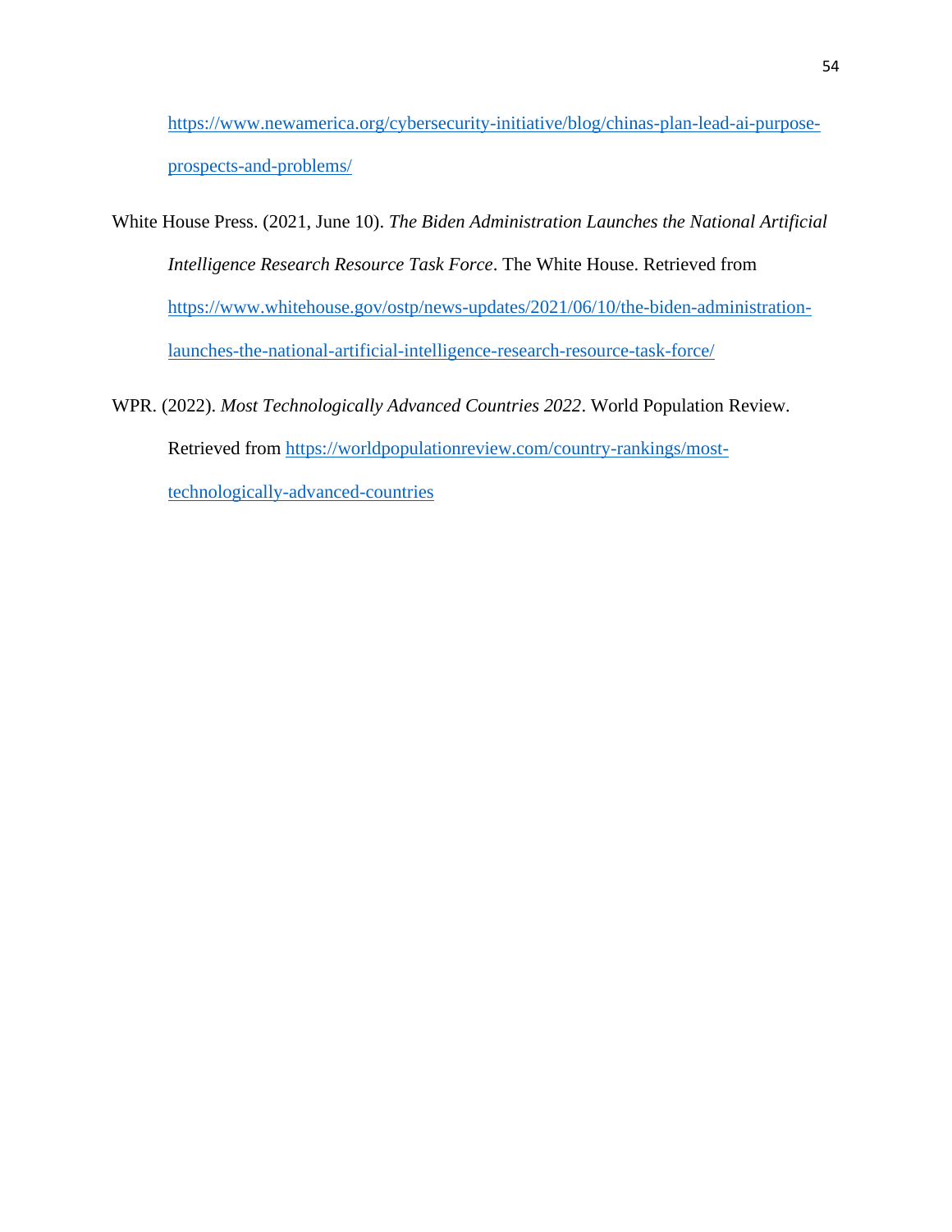https://www.newamerica.org/cybersecurity-initiative/blog/chinas-plan-lead-ai-purpose-prospects-and-problems/

White House Press. (2021, June 10). *The Biden Administration Launches the National Artificial Intelligence Research Resource Task Force*. The White House. Retrieved from https://www.whitehouse.gov/ostp/news-updates/2021/06/10/the-biden-administration-launches-the-national-artificial-intelligence-research-resource-task-force/

WPR. (2022). *Most Technologically Advanced Countries 2022*. World Population Review. Retrieved from https://worldpopulationreview.com/country-rankings/most-technologically-advanced-countries